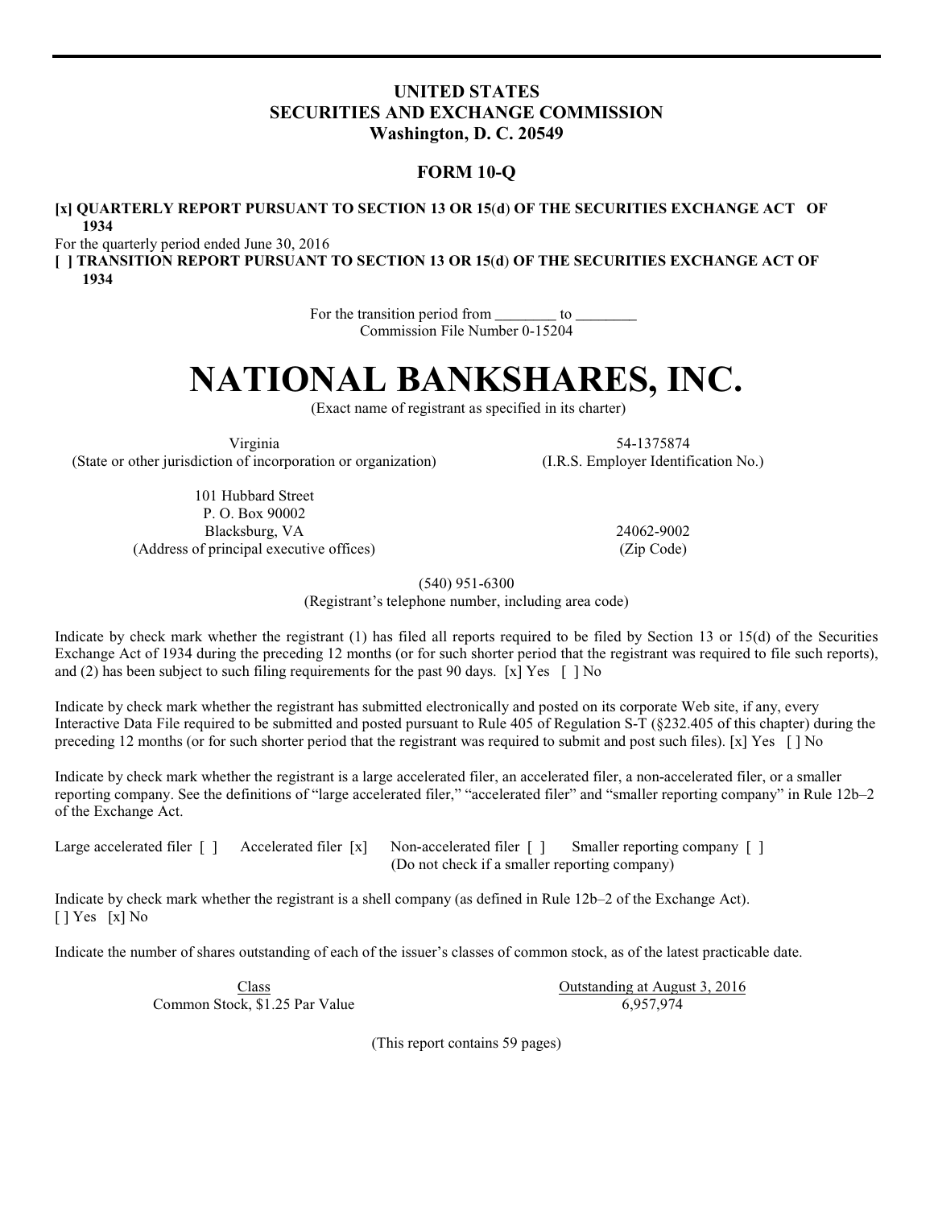**UNITED STATES**
**SECURITIES AND EXCHANGE COMMISSION**
**Washington, D. C. 20549**

**FORM 10-Q**

**[x] QUARTERLY REPORT PURSUANT TO SECTION 13 OR 15(d) OF THE SECURITIES EXCHANGE ACT OF 1934**

For the quarterly period ended June 30, 2016

**[ ] TRANSITION REPORT PURSUANT TO SECTION 13 OR 15(d) OF THE SECURITIES EXCHANGE ACT OF 1934**

For the transition period from ________ to ________

Commission File Number 0-15204

# NATIONAL BANKSHARES, INC.

(Exact name of registrant as specified in its charter)

| | |
|---|---|
| Virginia | 54-1375874 |
| (State or other jurisdiction of incorporation or organization) | (I.R.S. Employer Identification No.) |

| | |
|---|---|
| 101 Hubbard Street<br>P. O. Box 90002<br>Blacksburg, VA | 24062-9002 |
| (Address of principal executive offices) | (Zip Code) |

(540) 951-6300

(Registrant's telephone number, including area code)

Indicate by check mark whether the registrant (1) has filed all reports required to be filed by Section 13 or 15(d) of the Securities Exchange Act of 1934 during the preceding 12 months (or for such shorter period that the registrant was required to file such reports), and (2) has been subject to such filing requirements for the past 90 days. [x] Yes [ ] No

Indicate by check mark whether the registrant has submitted electronically and posted on its corporate Web site, if any, every Interactive Data File required to be submitted and posted pursuant to Rule 405 of Regulation S-T (§232.405 of this chapter) during the preceding 12 months (or for such shorter period that the registrant was required to submit and post such files). [x] Yes [ ] No

Indicate by check mark whether the registrant is a large accelerated filer, an accelerated filer, a non-accelerated filer, or a smaller reporting company. See the definitions of "large accelerated filer," "accelerated filer" and "smaller reporting company" in Rule 12b–2 of the Exchange Act.

Large accelerated filer [ ] Accelerated filer [x] Non-accelerated filer [ ] Smaller reporting company [ ]
(Do not check if a smaller reporting company)

Indicate by check mark whether the registrant is a shell company (as defined in Rule 12b–2 of the Exchange Act).
[ ] Yes [x] No

Indicate the number of shares outstanding of each of the issuer's classes of common stock, as of the latest practicable date.

| Class | Outstanding at August 3, 2016 |
|---|---|
| Common Stock, $1.25 Par Value | 6,957,974 |

(This report contains 59 pages)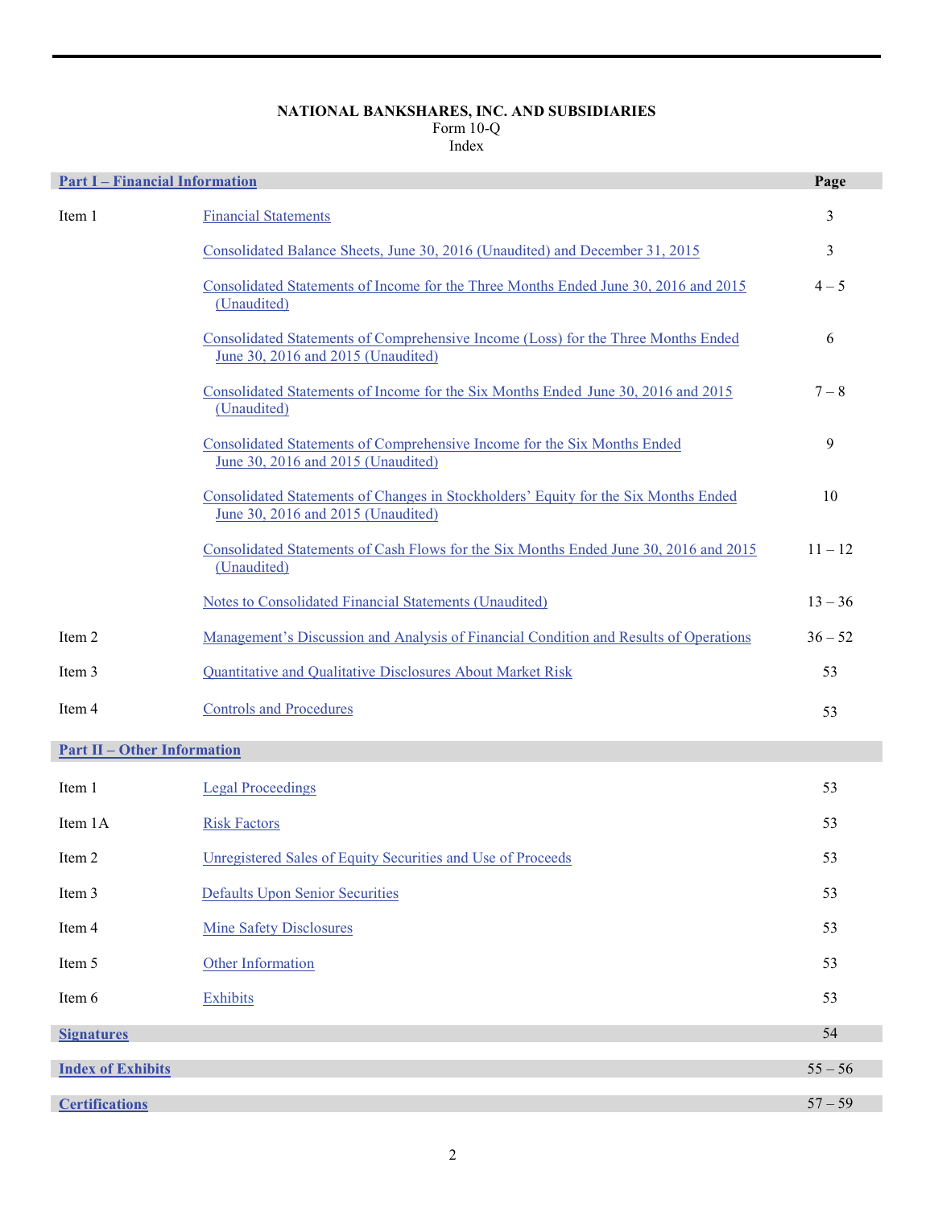**NATIONAL BANKSHARES, INC. AND SUBSIDIARIES**
Form 10-Q
Index

| **Part I – Financial Information** | | **Page** |
|---|---|---|
| Item 1 | Financial Statements | 3 |
| | Consolidated Balance Sheets, June 30, 2016 (Unaudited) and December 31, 2015 | 3 |
| | Consolidated Statements of Income for the Three Months Ended June 30, 2016 and 2015 (Unaudited) | 4 – 5 |
| | Consolidated Statements of Comprehensive Income (Loss) for the Three Months Ended June 30, 2016 and 2015 (Unaudited) | 6 |
| | Consolidated Statements of Income for the Six Months Ended June 30, 2016 and 2015 (Unaudited) | 7 – 8 |
| | Consolidated Statements of Comprehensive Income for the Six Months Ended June 30, 2016 and 2015 (Unaudited) | 9 |
| | Consolidated Statements of Changes in Stockholders' Equity for the Six Months Ended June 30, 2016 and 2015 (Unaudited) | 10 |
| | Consolidated Statements of Cash Flows for the Six Months Ended June 30, 2016 and 2015 (Unaudited) | 11 – 12 |
| | Notes to Consolidated Financial Statements (Unaudited) | 13 – 36 |
| Item 2 | Management's Discussion and Analysis of Financial Condition and Results of Operations | 36 – 52 |
| Item 3 | Quantitative and Qualitative Disclosures About Market Risk | 53 |
| Item 4 | Controls and Procedures | 53 |
| **Part II – Other Information** | | |
| Item 1 | Legal Proceedings | 53 |
| Item 1A | Risk Factors | 53 |
| Item 2 | Unregistered Sales of Equity Securities and Use of Proceeds | 53 |
| Item 3 | Defaults Upon Senior Securities | 53 |
| Item 4 | Mine Safety Disclosures | 53 |
| Item 5 | Other Information | 53 |
| Item 6 | Exhibits | 53 |
| **Signatures** | | 54 |
| **Index of Exhibits** | | 55 – 56 |
| **Certifications** | | 57 – 59 |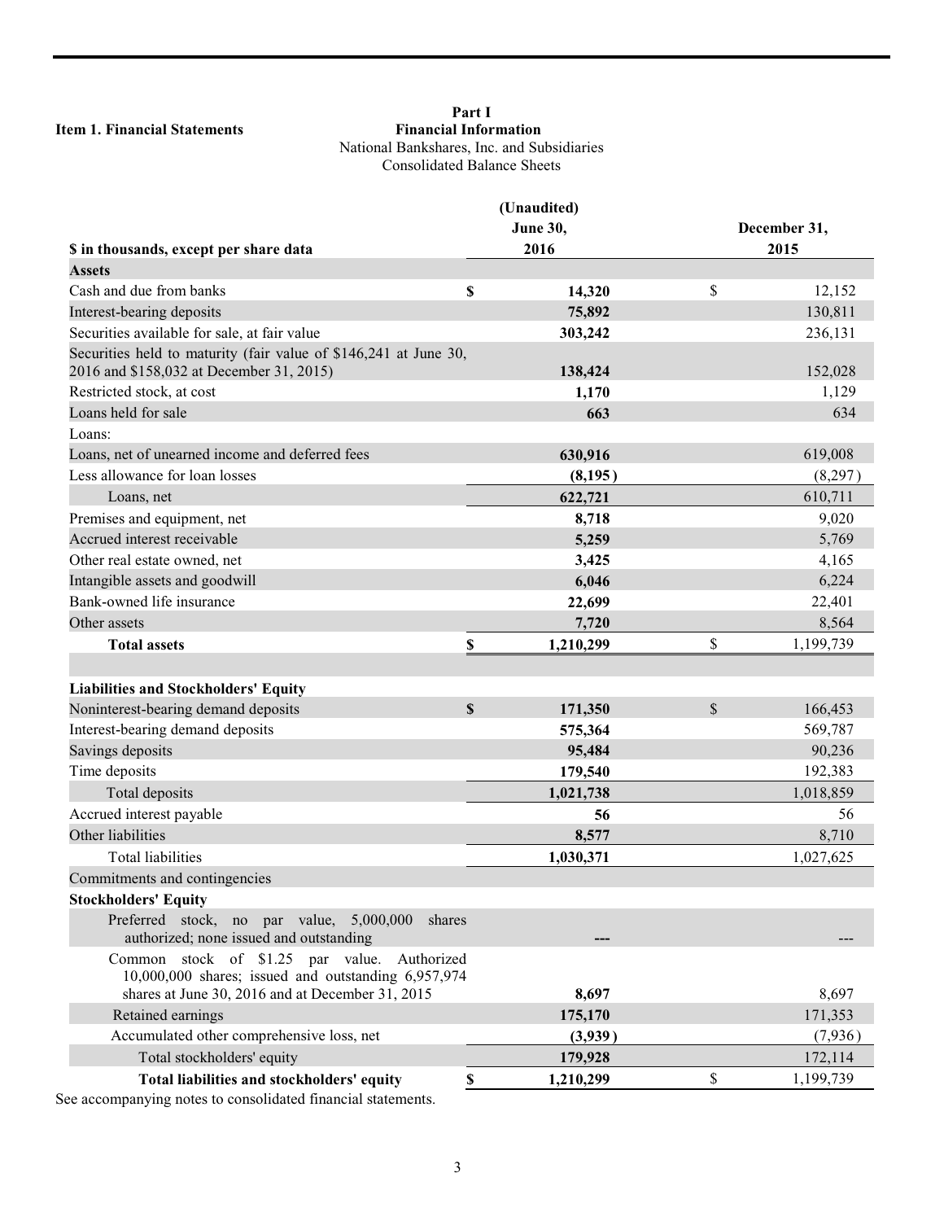**Item 1. Financial Statements**

# Part I
## Financial Information
National Bankshares, Inc. and Subsidiaries
Consolidated Balance Sheets

| $ in thousands, except per share data | (Unaudited) June 30, 2016 | December 31, 2015 |
|---|---|---|
| **Assets** | | |
| Cash and due from banks | $ 14,320 | $ 12,152 |
| Interest-bearing deposits | 75,892 | 130,811 |
| Securities available for sale, at fair value | 303,242 | 236,131 |
| Securities held to maturity (fair value of $146,241 at June 30, 2016 and $158,032 at December 31, 2015) | 138,424 | 152,028 |
| Restricted stock, at cost | 1,170 | 1,129 |
| Loans held for sale | 663 | 634 |
| Loans: | | |
| Loans, net of unearned income and deferred fees | 630,916 | 619,008 |
| Less allowance for loan losses | (8,195) | (8,297) |
| Loans, net | 622,721 | 610,711 |
| Premises and equipment, net | 8,718 | 9,020 |
| Accrued interest receivable | 5,259 | 5,769 |
| Other real estate owned, net | 3,425 | 4,165 |
| Intangible assets and goodwill | 6,046 | 6,224 |
| Bank-owned life insurance | 22,699 | 22,401 |
| Other assets | 7,720 | 8,564 |
| **Total assets** | $ 1,210,299 | $ 1,199,739 |
| | | |
| **Liabilities and Stockholders' Equity** | | |
| Noninterest-bearing demand deposits | $ 171,350 | $ 166,453 |
| Interest-bearing demand deposits | 575,364 | 569,787 |
| Savings deposits | 95,484 | 90,236 |
| Time deposits | 179,540 | 192,383 |
| Total deposits | 1,021,738 | 1,018,859 |
| Accrued interest payable | 56 | 56 |
| Other liabilities | 8,577 | 8,710 |
| Total liabilities | 1,030,371 | 1,027,625 |
| Commitments and contingencies | | |
| **Stockholders' Equity** | | |
| Preferred stock, no par value, 5,000,000 shares authorized; none issued and outstanding | --- | --- |
| Common stock of $1.25 par value. Authorized 10,000,000 shares; issued and outstanding 6,957,974 shares at June 30, 2016 and at December 31, 2015 | 8,697 | 8,697 |
| Retained earnings | 175,170 | 171,353 |
| Accumulated other comprehensive loss, net | (3,939) | (7,936) |
| Total stockholders' equity | 179,928 | 172,114 |
| **Total liabilities and stockholders' equity** | $ 1,210,299 | $ 1,199,739 |

See accompanying notes to consolidated financial statements.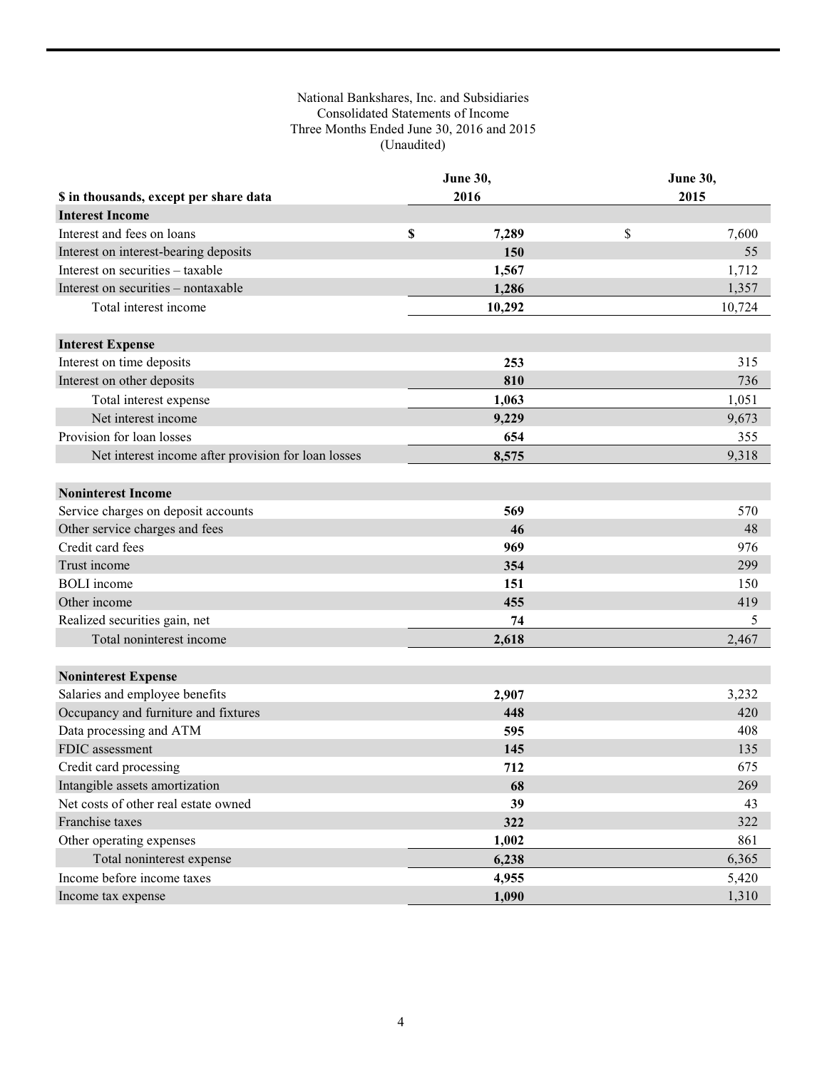National Bankshares, Inc. and Subsidiaries
Consolidated Statements of Income
Three Months Ended June 30, 2016 and 2015
(Unaudited)

| $ in thousands, except per share data | June 30, 2016 | June 30, 2015 |
|---|---|---|
| **Interest Income** | | |
| Interest and fees on loans | **$ 7,289** | $ 7,600 |
| Interest on interest-bearing deposits | **150** | 55 |
| Interest on securities – taxable | **1,567** | 1,712 |
| Interest on securities – nontaxable | **1,286** | 1,357 |
| Total interest income | **10,292** | 10,724 |
| **Interest Expense** | | |
| Interest on time deposits | **253** | 315 |
| Interest on other deposits | **810** | 736 |
| Total interest expense | **1,063** | 1,051 |
| Net interest income | **9,229** | 9,673 |
| Provision for loan losses | **654** | 355 |
| Net interest income after provision for loan losses | **8,575** | 9,318 |
| **Noninterest Income** | | |
| Service charges on deposit accounts | **569** | 570 |
| Other service charges and fees | **46** | 48 |
| Credit card fees | **969** | 976 |
| Trust income | **354** | 299 |
| BOLI income | **151** | 150 |
| Other income | **455** | 419 |
| Realized securities gain, net | **74** | 5 |
| Total noninterest income | **2,618** | 2,467 |
| **Noninterest Expense** | | |
| Salaries and employee benefits | **2,907** | 3,232 |
| Occupancy and furniture and fixtures | **448** | 420 |
| Data processing and ATM | **595** | 408 |
| FDIC assessment | **145** | 135 |
| Credit card processing | **712** | 675 |
| Intangible assets amortization | **68** | 269 |
| Net costs of other real estate owned | **39** | 43 |
| Franchise taxes | **322** | 322 |
| Other operating expenses | **1,002** | 861 |
| Total noninterest expense | **6,238** | 6,365 |
| Income before income taxes | **4,955** | 5,420 |
| Income tax expense | **1,090** | 1,310 |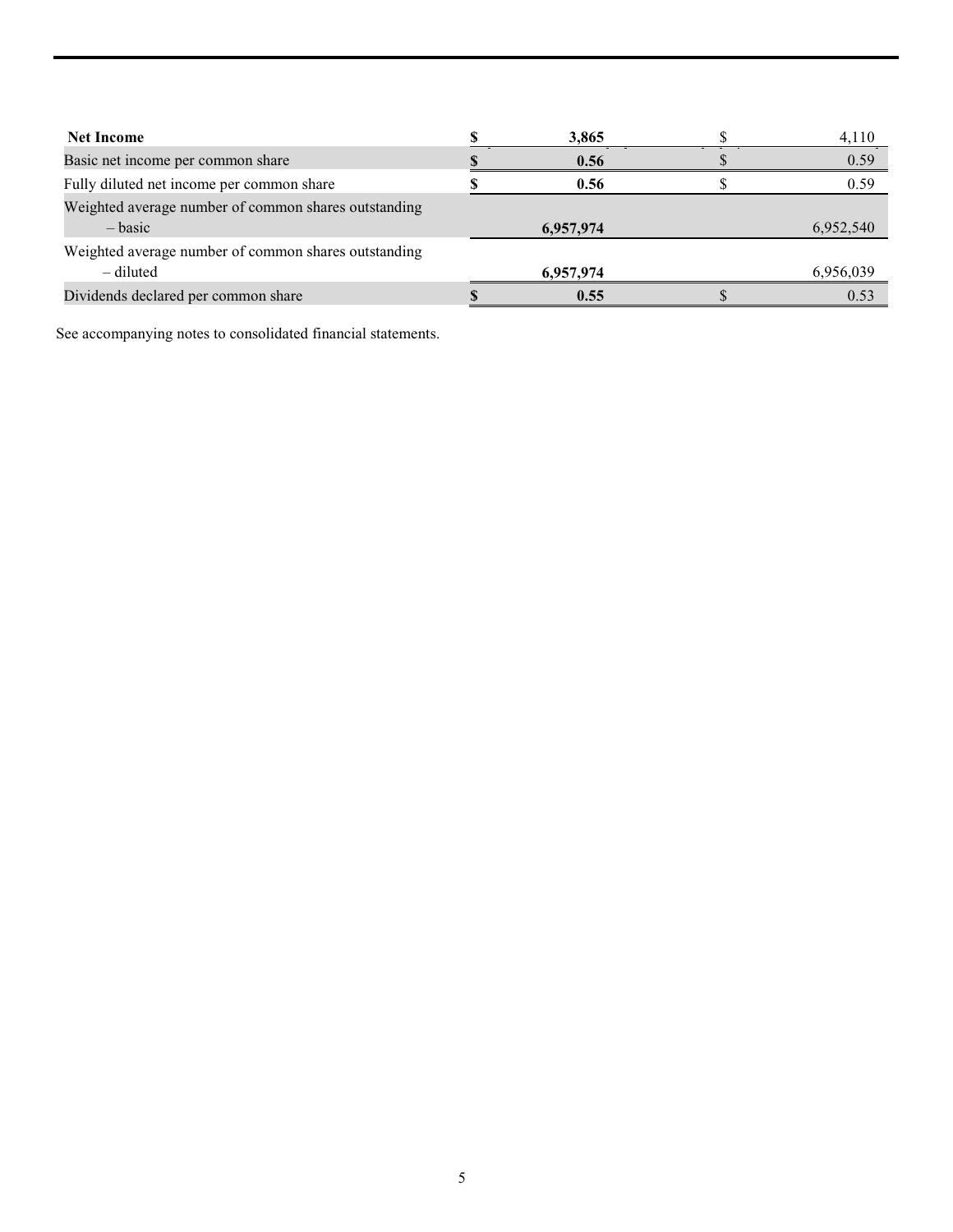| | | |
|---|---|---|
| **Net Income** | **$ 3,865** | $ 4,110 |
| Basic net income per common share | **$ 0.56** | $ 0.59 |
| Fully diluted net income per common share | **$ 0.56** | $ 0.59 |
| Weighted average number of common shares outstanding – basic | **6,957,974** | 6,952,540 |
| Weighted average number of common shares outstanding – diluted | **6,957,974** | 6,956,039 |
| Dividends declared per common share | **$ 0.55** | $ 0.53 |

See accompanying notes to consolidated financial statements.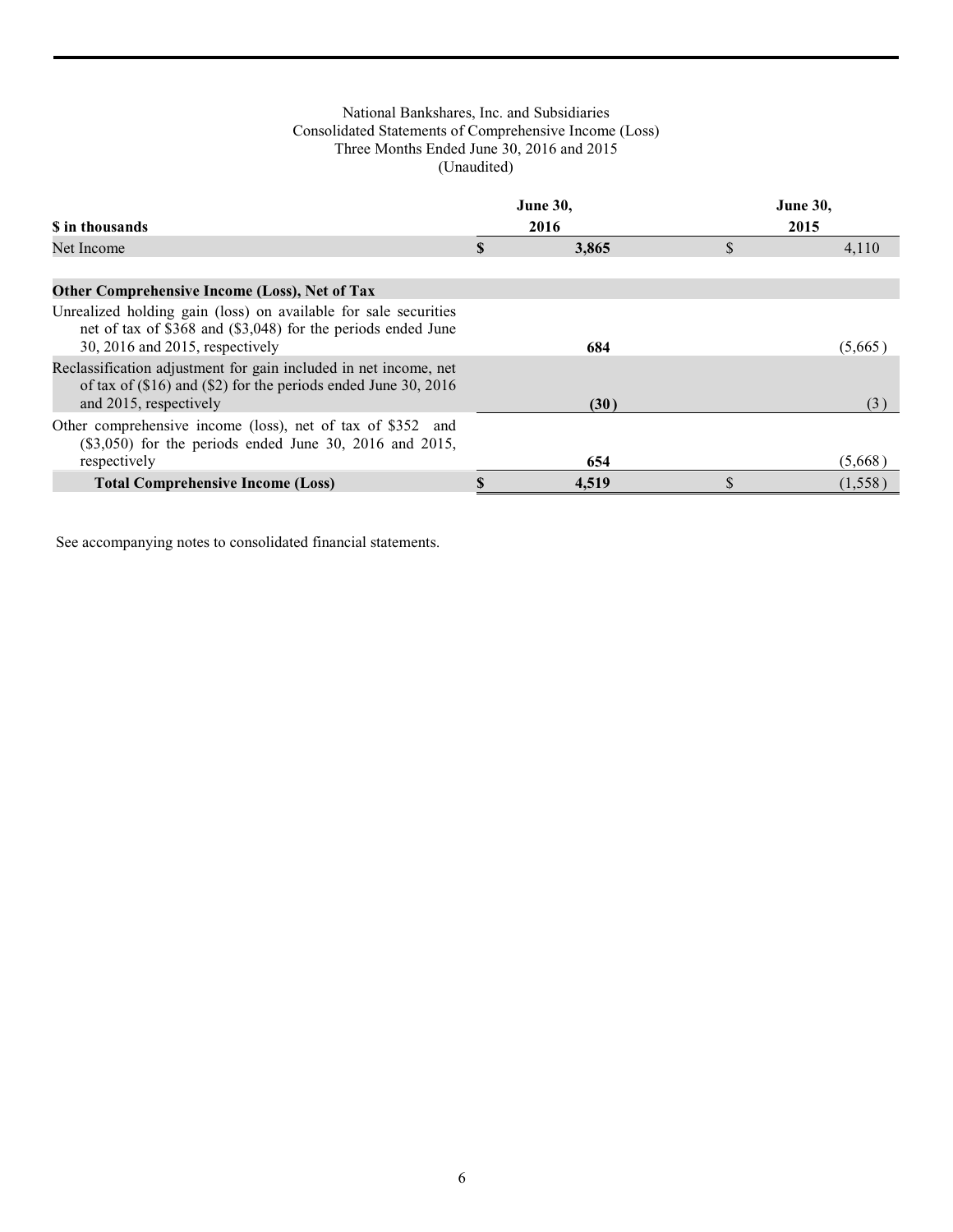National Bankshares, Inc. and Subsidiaries
Consolidated Statements of Comprehensive Income (Loss)
Three Months Ended June 30, 2016 and 2015
(Unaudited)

| $ in thousands | June 30, 2016 | June 30, 2015 |
|---|---|---|
| Net Income | **$ 3,865** | $ 4,110 |
| **Other Comprehensive Income (Loss), Net of Tax** | | |
| Unrealized holding gain (loss) on available for sale securities net of tax of $368 and ($3,048) for the periods ended June 30, 2016 and 2015, respectively | **684** | (5,665) |
| Reclassification adjustment for gain included in net income, net of tax of ($16) and ($2) for the periods ended June 30, 2016 and 2015, respectively | **(30)** | (3) |
| Other comprehensive income (loss), net of tax of $352 and ($3,050) for the periods ended June 30, 2016 and 2015, respectively | **654** | (5,668) |
| **Total Comprehensive Income (Loss)** | **$ 4,519** | $ (1,558) |

See accompanying notes to consolidated financial statements.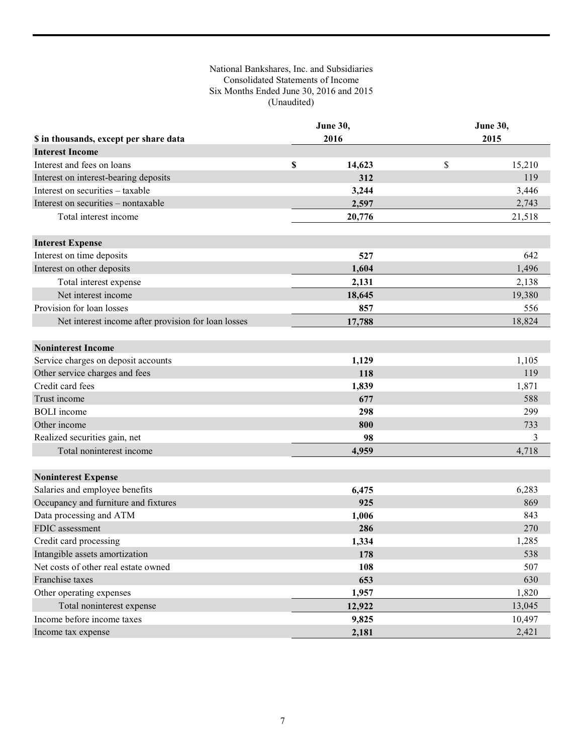National Bankshares, Inc. and Subsidiaries
Consolidated Statements of Income
Six Months Ended June 30, 2016 and 2015
(Unaudited)

| $ in thousands, except per share data | June 30, 2016 | June 30, 2015 |
|---|---|---|
| **Interest Income** | | |
| Interest and fees on loans | $ 14,623 | $ 15,210 |
| Interest on interest-bearing deposits | 312 | 119 |
| Interest on securities – taxable | 3,244 | 3,446 |
| Interest on securities – nontaxable | 2,597 | 2,743 |
| Total interest income | 20,776 | 21,518 |
| **Interest Expense** | | |
| Interest on time deposits | 527 | 642 |
| Interest on other deposits | 1,604 | 1,496 |
| Total interest expense | 2,131 | 2,138 |
| Net interest income | 18,645 | 19,380 |
| Provision for loan losses | 857 | 556 |
| Net interest income after provision for loan losses | 17,788 | 18,824 |
| **Noninterest Income** | | |
| Service charges on deposit accounts | 1,129 | 1,105 |
| Other service charges and fees | 118 | 119 |
| Credit card fees | 1,839 | 1,871 |
| Trust income | 677 | 588 |
| BOLI income | 298 | 299 |
| Other income | 800 | 733 |
| Realized securities gain, net | 98 | 3 |
| Total noninterest income | 4,959 | 4,718 |
| **Noninterest Expense** | | |
| Salaries and employee benefits | 6,475 | 6,283 |
| Occupancy and furniture and fixtures | 925 | 869 |
| Data processing and ATM | 1,006 | 843 |
| FDIC assessment | 286 | 270 |
| Credit card processing | 1,334 | 1,285 |
| Intangible assets amortization | 178 | 538 |
| Net costs of other real estate owned | 108 | 507 |
| Franchise taxes | 653 | 630 |
| Other operating expenses | 1,957 | 1,820 |
| Total noninterest expense | 12,922 | 13,045 |
| Income before income taxes | 9,825 | 10,497 |
| Income tax expense | 2,181 | 2,421 |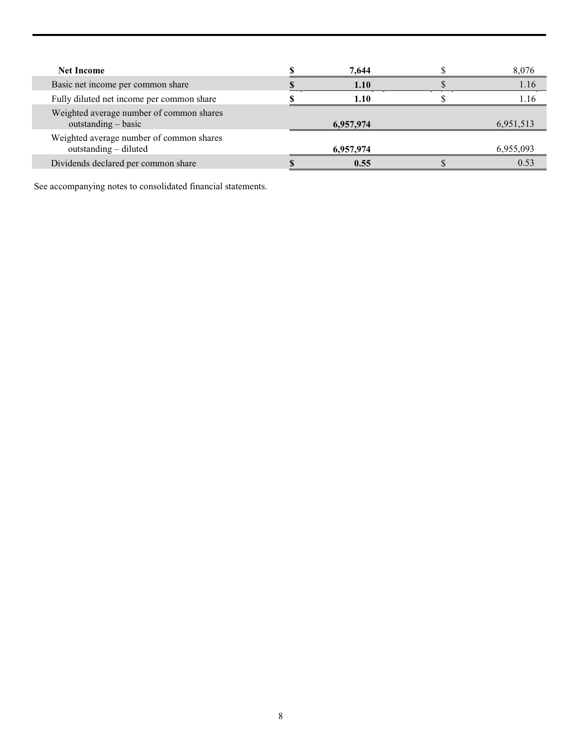| | | |
|---|---|---|
| **Net Income** | **$ 7,644** | $ 8,076 |
| Basic net income per common share | **$ 1.10** | $ 1.16 |
| Fully diluted net income per common share | **$ 1.10** | $ 1.16 |
| Weighted average number of common shares outstanding – basic | **6,957,974** | 6,951,513 |
| Weighted average number of common shares outstanding – diluted | **6,957,974** | 6,955,093 |
| Dividends declared per common share | **$ 0.55** | $ 0.53 |

See accompanying notes to consolidated financial statements.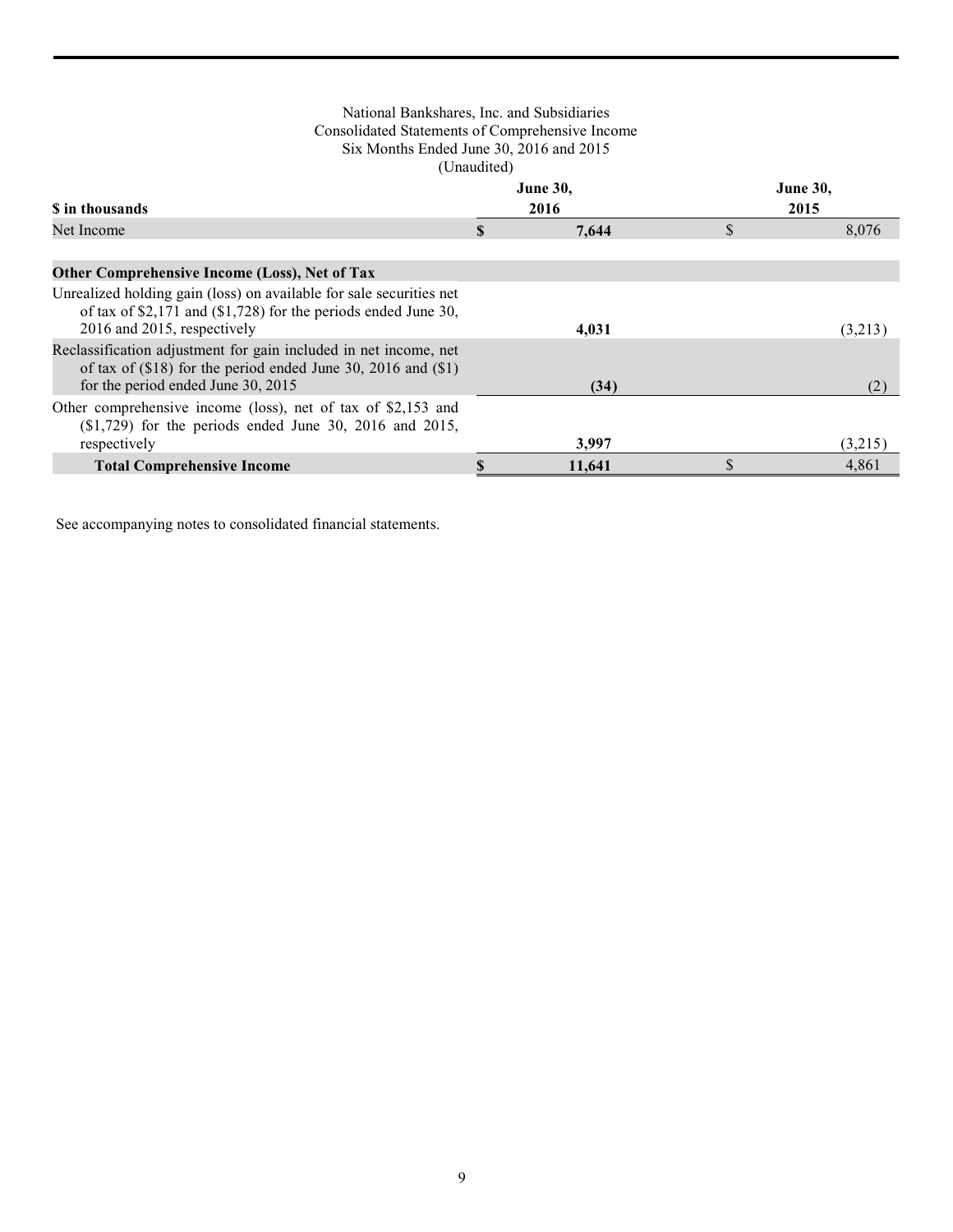National Bankshares, Inc. and Subsidiaries
Consolidated Statements of Comprehensive Income
Six Months Ended June 30, 2016 and 2015
(Unaudited)

| $ in thousands | June 30, 2016 | June 30, 2015 |
|---|---|---|
| Net Income | **$ 7,644** | $ 8,076 |
| **Other Comprehensive Income (Loss), Net of Tax** | | |
| Unrealized holding gain (loss) on available for sale securities net of tax of $2,171 and ($1,728) for the periods ended June 30, 2016 and 2015, respectively | **4,031** | (3,213) |
| Reclassification adjustment for gain included in net income, net of tax of ($18) for the period ended June 30, 2016 and ($1) for the period ended June 30, 2015 | **(34)** | (2) |
| Other comprehensive income (loss), net of tax of $2,153 and ($1,729) for the periods ended June 30, 2016 and 2015, respectively | **3,997** | (3,215) |
| **Total Comprehensive Income** | **$ 11,641** | $ 4,861 |

See accompanying notes to consolidated financial statements.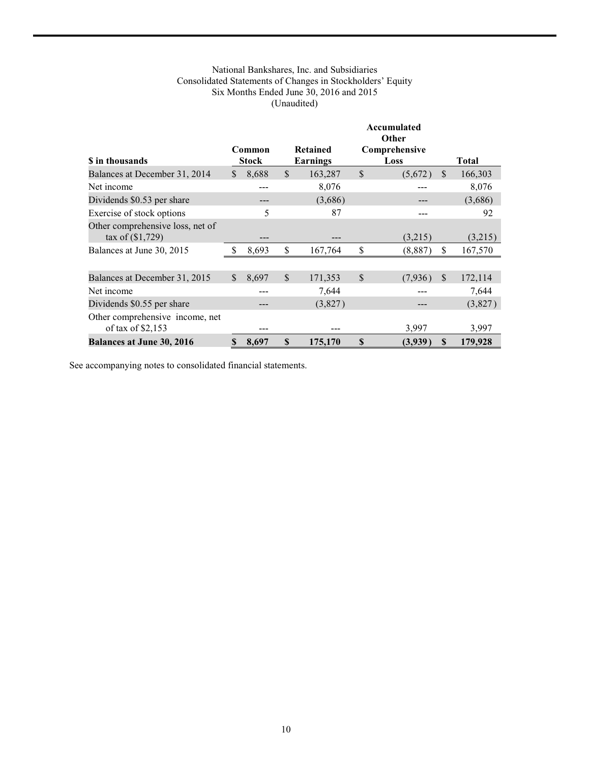National Bankshares, Inc. and Subsidiaries
Consolidated Statements of Changes in Stockholders' Equity
Six Months Ended June 30, 2016 and 2015
(Unaudited)

| $ in thousands | Common Stock | Retained Earnings | Accumulated Other Comprehensive Loss | Total |
|---|---|---|---|---|
| Balances at December 31, 2014 | $ 8,688 | $ 163,287 | $ (5,672) | $ 166,303 |
| Net income | --- | 8,076 | --- | 8,076 |
| Dividends $0.53 per share | --- | (3,686) | --- | (3,686) |
| Exercise of stock options | 5 | 87 | --- | 92 |
| Other comprehensive loss, net of tax of ($1,729) | --- | --- | (3,215) | (3,215) |
| Balances at June 30, 2015 | $ 8,693 | $ 167,764 | $ (8,887) | $ 167,570 |
| | | | | |
| Balances at December 31, 2015 | $ 8,697 | $ 171,353 | $ (7,936) | $ 172,114 |
| Net income | --- | 7,644 | --- | 7,644 |
| Dividends $0.55 per share | --- | (3,827) | --- | (3,827) |
| Other comprehensive income, net of tax of $2,153 | --- | --- | 3,997 | 3,997 |
| **Balances at June 30, 2016** | **$ 8,697** | **$ 175,170** | **$ (3,939)** | **$ 179,928** |

See accompanying notes to consolidated financial statements.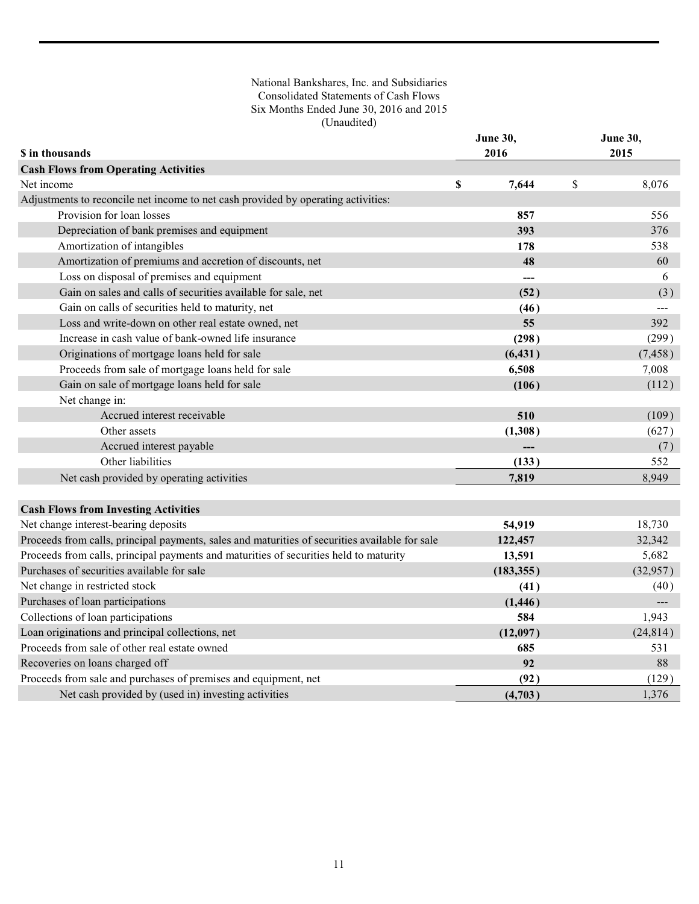National Bankshares, Inc. and Subsidiaries
Consolidated Statements of Cash Flows
Six Months Ended June 30, 2016 and 2015
(Unaudited)

| $ in thousands | June 30, 2016 | June 30, 2015 |
|---|---|---|
| **Cash Flows from Operating Activities** | | |
| Net income | $ 7,644 | $ 8,076 |
| Adjustments to reconcile net income to net cash provided by operating activities: | | |
| Provision for loan losses | 857 | 556 |
| Depreciation of bank premises and equipment | 393 | 376 |
| Amortization of intangibles | 178 | 538 |
| Amortization of premiums and accretion of discounts, net | 48 | 60 |
| Loss on disposal of premises and equipment | --- | 6 |
| Gain on sales and calls of securities available for sale, net | (52) | (3) |
| Gain on calls of securities held to maturity, net | (46) | --- |
| Loss and write-down on other real estate owned, net | 55 | 392 |
| Increase in cash value of bank-owned life insurance | (298) | (299) |
| Originations of mortgage loans held for sale | (6,431) | (7,458) |
| Proceeds from sale of mortgage loans held for sale | 6,508 | 7,008 |
| Gain on sale of mortgage loans held for sale | (106) | (112) |
| Net change in: | | |
| Accrued interest receivable | 510 | (109) |
| Other assets | (1,308) | (627) |
| Accrued interest payable | --- | (7) |
| Other liabilities | (133) | 552 |
| Net cash provided by operating activities | 7,819 | 8,949 |
| | | |
| **Cash Flows from Investing Activities** | | |
| Net change interest-bearing deposits | 54,919 | 18,730 |
| Proceeds from calls, principal payments, sales and maturities of securities available for sale | 122,457 | 32,342 |
| Proceeds from calls, principal payments and maturities of securities held to maturity | 13,591 | 5,682 |
| Purchases of securities available for sale | (183,355) | (32,957) |
| Net change in restricted stock | (41) | (40) |
| Purchases of loan participations | (1,446) | --- |
| Collections of loan participations | 584 | 1,943 |
| Loan originations and principal collections, net | (12,097) | (24,814) |
| Proceeds from sale of other real estate owned | 685 | 531 |
| Recoveries on loans charged off | 92 | 88 |
| Proceeds from sale and purchases of premises and equipment, net | (92) | (129) |
| Net cash provided by (used in) investing activities | (4,703) | 1,376 |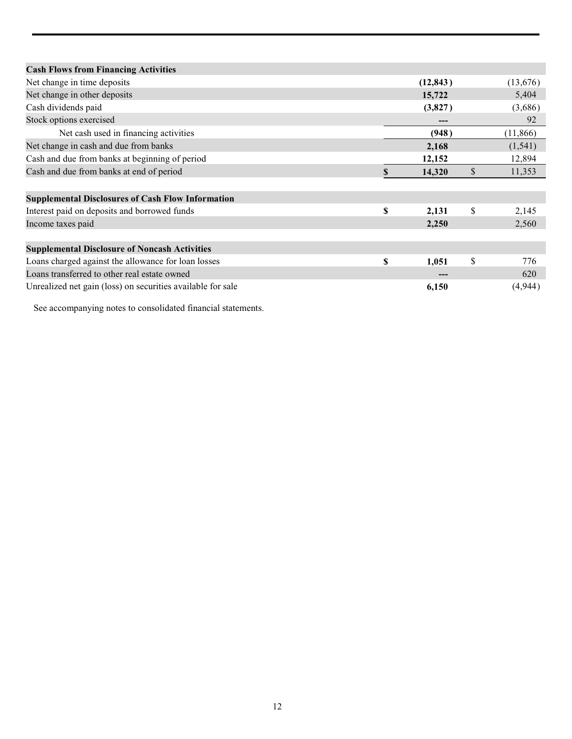| | | |
|---|---|---|
| **Cash Flows from Financing Activities** | | |
| Net change in time deposits | **(12,843)** | (13,676) |
| Net change in other deposits | **15,722** | 5,404 |
| Cash dividends paid | **(3,827)** | (3,686) |
| Stock options exercised | **---** | 92 |
| Net cash used in financing activities | **(948)** | (11,866) |
| Net change in cash and due from banks | **2,168** | (1,541) |
| Cash and due from banks at beginning of period | **12,152** | 12,894 |
| Cash and due from banks at end of period | **$ 14,320** | $ 11,353 |
| | | |
| **Supplemental Disclosures of Cash Flow Information** | | |
| Interest paid on deposits and borrowed funds | **$ 2,131** | $ 2,145 |
| Income taxes paid | **2,250** | 2,560 |
| | | |
| **Supplemental Disclosure of Noncash Activities** | | |
| Loans charged against the allowance for loan losses | **$ 1,051** | $ 776 |
| Loans transferred to other real estate owned | **---** | 620 |
| Unrealized net gain (loss) on securities available for sale | **6,150** | (4,944) |

See accompanying notes to consolidated financial statements.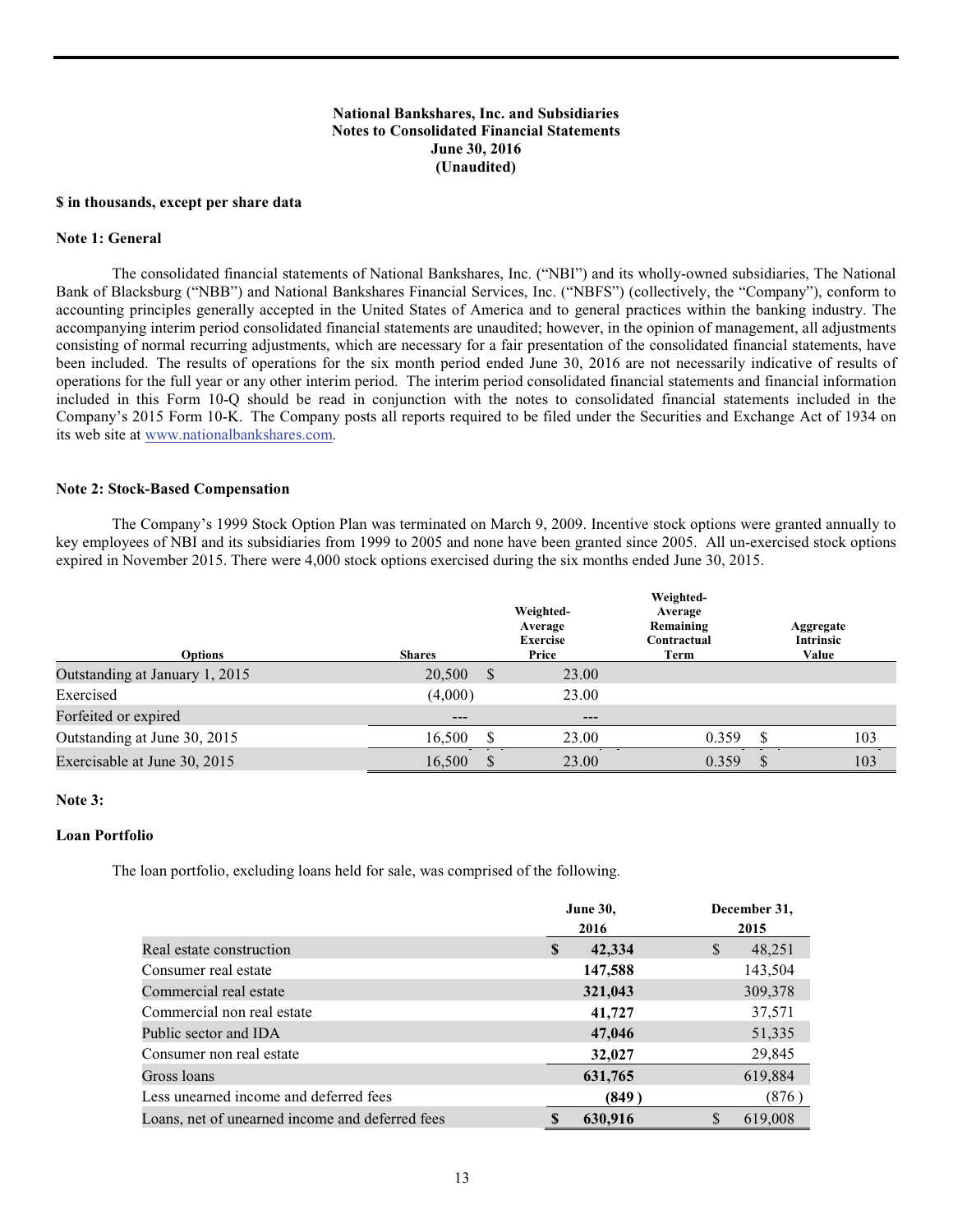**National Bankshares, Inc. and Subsidiaries**
**Notes to Consolidated Financial Statements**
**June 30, 2016**
**(Unaudited)**

**$ in thousands, except per share data**

**Note 1: General**

The consolidated financial statements of National Bankshares, Inc. ("NBI") and its wholly-owned subsidiaries, The National Bank of Blacksburg ("NBB") and National Bankshares Financial Services, Inc. ("NBFS") (collectively, the "Company"), conform to accounting principles generally accepted in the United States of America and to general practices within the banking industry. The accompanying interim period consolidated financial statements are unaudited; however, in the opinion of management, all adjustments consisting of normal recurring adjustments, which are necessary for a fair presentation of the consolidated financial statements, have been included. The results of operations for the six month period ended June 30, 2016 are not necessarily indicative of results of operations for the full year or any other interim period. The interim period consolidated financial statements and financial information included in this Form 10-Q should be read in conjunction with the notes to consolidated financial statements included in the Company's 2015 Form 10-K. The Company posts all reports required to be filed under the Securities and Exchange Act of 1934 on its web site at www.nationalbankshares.com.

**Note 2: Stock-Based Compensation**

The Company's 1999 Stock Option Plan was terminated on March 9, 2009. Incentive stock options were granted annually to key employees of NBI and its subsidiaries from 1999 to 2005 and none have been granted since 2005. All un-exercised stock options expired in November 2015. There were 4,000 stock options exercised during the six months ended June 30, 2015.

| Options | Shares | Weighted-Average Exercise Price | Weighted-Average Remaining Contractual Term | Aggregate Intrinsic Value |
|---|---|---|---|---|
| Outstanding at January 1, 2015 | 20,500 | $ 23.00 | | |
| Exercised | (4,000) | 23.00 | | |
| Forfeited or expired | --- | --- | | |
| Outstanding at June 30, 2015 | 16,500 | $ 23.00 | 0.359 | $ 103 |
| Exercisable at June 30, 2015 | 16,500 | $ 23.00 | 0.359 | $ 103 |

**Note 3:**

**Loan Portfolio**

The loan portfolio, excluding loans held for sale, was comprised of the following.

| | June 30, 2016 | December 31, 2015 |
|---|---|---|
| Real estate construction | **$ 42,334** | $ 48,251 |
| Consumer real estate | **147,588** | 143,504 |
| Commercial real estate | **321,043** | 309,378 |
| Commercial non real estate | **41,727** | 37,571 |
| Public sector and IDA | **47,046** | 51,335 |
| Consumer non real estate | **32,027** | 29,845 |
| Gross loans | **631,765** | 619,884 |
| Less unearned income and deferred fees | **(849)** | (876) |
| Loans, net of unearned income and deferred fees | **$ 630,916** | $ 619,008 |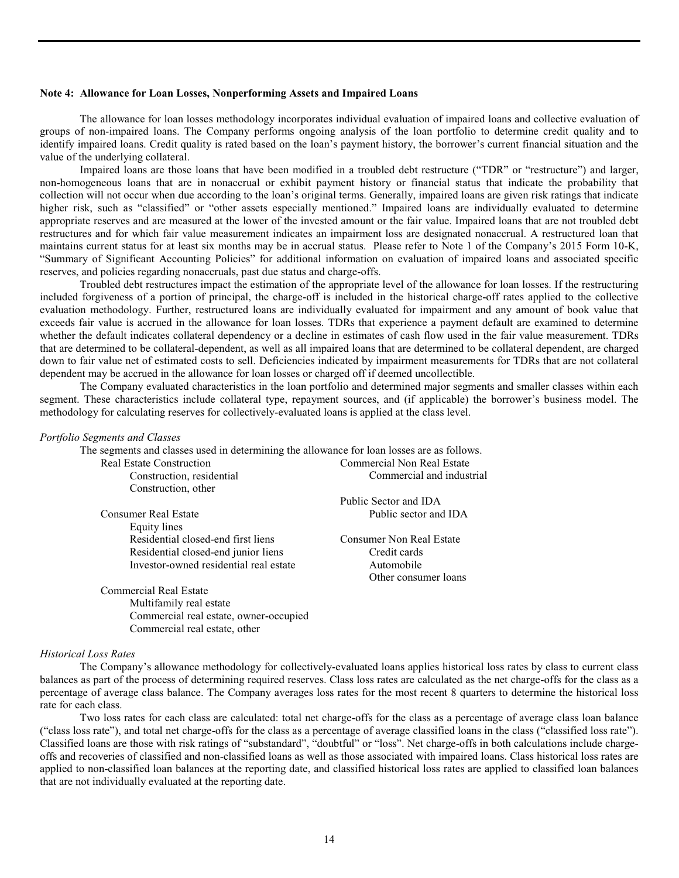**Note 4: Allowance for Loan Losses, Nonperforming Assets and Impaired Loans**

The allowance for loan losses methodology incorporates individual evaluation of impaired loans and collective evaluation of groups of non-impaired loans. The Company performs ongoing analysis of the loan portfolio to determine credit quality and to identify impaired loans. Credit quality is rated based on the loan's payment history, the borrower's current financial situation and the value of the underlying collateral.

Impaired loans are those loans that have been modified in a troubled debt restructure ("TDR" or "restructure") and larger, non-homogeneous loans that are in nonaccrual or exhibit payment history or financial status that indicate the probability that collection will not occur when due according to the loan's original terms. Generally, impaired loans are given risk ratings that indicate higher risk, such as "classified" or "other assets especially mentioned." Impaired loans are individually evaluated to determine appropriate reserves and are measured at the lower of the invested amount or the fair value. Impaired loans that are not troubled debt restructures and for which fair value measurement indicates an impairment loss are designated nonaccrual. A restructured loan that maintains current status for at least six months may be in accrual status. Please refer to Note 1 of the Company's 2015 Form 10-K, "Summary of Significant Accounting Policies" for additional information on evaluation of impaired loans and associated specific reserves, and policies regarding nonaccruals, past due status and charge-offs.

Troubled debt restructures impact the estimation of the appropriate level of the allowance for loan losses. If the restructuring included forgiveness of a portion of principal, the charge-off is included in the historical charge-off rates applied to the collective evaluation methodology. Further, restructured loans are individually evaluated for impairment and any amount of book value that exceeds fair value is accrued in the allowance for loan losses. TDRs that experience a payment default are examined to determine whether the default indicates collateral dependency or a decline in estimates of cash flow used in the fair value measurement. TDRs that are determined to be collateral-dependent, as well as all impaired loans that are determined to be collateral dependent, are charged down to fair value net of estimated costs to sell. Deficiencies indicated by impairment measurements for TDRs that are not collateral dependent may be accrued in the allowance for loan losses or charged off if deemed uncollectible.

The Company evaluated characteristics in the loan portfolio and determined major segments and smaller classes within each segment. These characteristics include collateral type, repayment sources, and (if applicable) the borrower's business model. The methodology for calculating reserves for collectively-evaluated loans is applied at the class level.

*Portfolio Segments and Classes*

The segments and classes used in determining the allowance for loan losses are as follows.

- Real Estate Construction
  - Construction, residential
  - Construction, other
- Consumer Real Estate
  - Equity lines
  - Residential closed-end first liens
  - Residential closed-end junior liens
  - Investor-owned residential real estate
- Commercial Real Estate
  - Multifamily real estate
  - Commercial real estate, owner-occupied
  - Commercial real estate, other
- Commercial Non Real Estate
  - Commercial and industrial
- Public Sector and IDA
  - Public sector and IDA
- Consumer Non Real Estate
  - Credit cards
  - Automobile
  - Other consumer loans

*Historical Loss Rates*

The Company's allowance methodology for collectively-evaluated loans applies historical loss rates by class to current class balances as part of the process of determining required reserves. Class loss rates are calculated as the net charge-offs for the class as a percentage of average class balance. The Company averages loss rates for the most recent 8 quarters to determine the historical loss rate for each class.

Two loss rates for each class are calculated: total net charge-offs for the class as a percentage of average class loan balance ("class loss rate"), and total net charge-offs for the class as a percentage of average classified loans in the class ("classified loss rate"). Classified loans are those with risk ratings of "substandard", "doubtful" or "loss". Net charge-offs in both calculations include charge-offs and recoveries of classified and non-classified loans as well as those associated with impaired loans. Class historical loss rates are applied to non-classified loan balances at the reporting date, and classified historical loss rates are applied to classified loan balances that are not individually evaluated at the reporting date.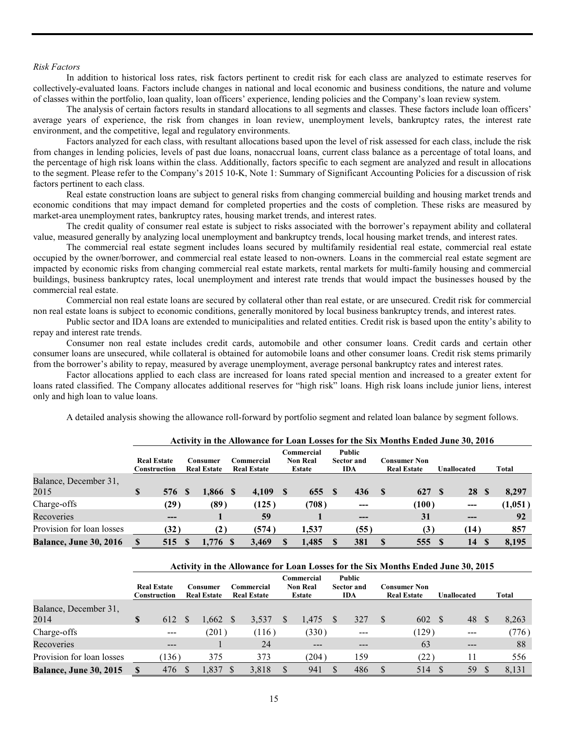*Risk Factors*

In addition to historical loss rates, risk factors pertinent to credit risk for each class are analyzed to estimate reserves for collectively-evaluated loans. Factors include changes in national and local economic and business conditions, the nature and volume of classes within the portfolio, loan quality, loan officers' experience, lending policies and the Company's loan review system.

The analysis of certain factors results in standard allocations to all segments and classes. These factors include loan officers' average years of experience, the risk from changes in loan review, unemployment levels, bankruptcy rates, the interest rate environment, and the competitive, legal and regulatory environments.

Factors analyzed for each class, with resultant allocations based upon the level of risk assessed for each class, include the risk from changes in lending policies, levels of past due loans, nonaccrual loans, current class balance as a percentage of total loans, and the percentage of high risk loans within the class. Additionally, factors specific to each segment are analyzed and result in allocations to the segment. Please refer to the Company's 2015 10-K, Note 1: Summary of Significant Accounting Policies for a discussion of risk factors pertinent to each class.

Real estate construction loans are subject to general risks from changing commercial building and housing market trends and economic conditions that may impact demand for completed properties and the costs of completion. These risks are measured by market-area unemployment rates, bankruptcy rates, housing market trends, and interest rates.

The credit quality of consumer real estate is subject to risks associated with the borrower's repayment ability and collateral value, measured generally by analyzing local unemployment and bankruptcy trends, local housing market trends, and interest rates.

The commercial real estate segment includes loans secured by multifamily residential real estate, commercial real estate occupied by the owner/borrower, and commercial real estate leased to non-owners. Loans in the commercial real estate segment are impacted by economic risks from changing commercial real estate markets, rental markets for multi-family housing and commercial buildings, business bankruptcy rates, local unemployment and interest rate trends that would impact the businesses housed by the commercial real estate.

Commercial non real estate loans are secured by collateral other than real estate, or are unsecured. Credit risk for commercial non real estate loans is subject to economic conditions, generally monitored by local business bankruptcy trends, and interest rates.

Public sector and IDA loans are extended to municipalities and related entities. Credit risk is based upon the entity's ability to repay and interest rate trends.

Consumer non real estate includes credit cards, automobile and other consumer loans. Credit cards and certain other consumer loans are unsecured, while collateral is obtained for automobile loans and other consumer loans. Credit risk stems primarily from the borrower's ability to repay, measured by average unemployment, average personal bankruptcy rates and interest rates.

Factor allocations applied to each class are increased for loans rated special mention and increased to a greater extent for loans rated classified. The Company allocates additional reserves for "high risk" loans. High risk loans include junior liens, interest only and high loan to value loans.

A detailed analysis showing the allowance roll-forward by portfolio segment and related loan balance by segment follows.

| | Activity in the Allowance for Loan Losses for the Six Months Ended June 30, 2016 | | | | | | | |
|---|---|---|---|---|---|---|---|---|
| | Real Estate Construction | Consumer Real Estate | Commercial Real Estate | Commercial Non Real Estate | Public Sector and IDA | Consumer Non Real Estate | Unallocated | Total |
| **Balance, December 31, 2015** | **$ 576** | **$ 1,866** | **$ 4,109** | **$ 655** | **$ 436** | **$ 627** | **$ 28** | **$ 8,297** |
| Charge-offs | **(29)** | **(89)** | **(125)** | **(708)** | **---** | **(100)** | **---** | **(1,051)** |
| Recoveries | **---** | **1** | **59** | **1** | **---** | **31** | **---** | **92** |
| Provision for loan losses | **(32)** | **(2)** | **(574)** | **1,537** | **(55)** | **(3)** | **(14)** | **857** |
| **Balance, June 30, 2016** | **$ 515** | **$ 1,776** | **$ 3,469** | **$ 1,485** | **$ 381** | **$ 555** | **$ 14** | **$ 8,195** |

| | Activity in the Allowance for Loan Losses for the Six Months Ended June 30, 2015 | | | | | | | |
|---|---|---|---|---|---|---|---|---|
| | Real Estate Construction | Consumer Real Estate | Commercial Real Estate | Commercial Non Real Estate | Public Sector and IDA | Consumer Non Real Estate | Unallocated | Total |
| Balance, December 31, 2014 | $ 612 | $ 1,662 | $ 3,537 | $ 1,475 | $ 327 | $ 602 | $ 48 | $ 8,263 |
| Charge-offs | --- | (201) | (116) | (330) | --- | (129) | --- | (776) |
| Recoveries | --- | 1 | 24 | --- | --- | 63 | --- | 88 |
| Provision for loan losses | (136) | 375 | 373 | (204) | 159 | (22) | 11 | 556 |
| **Balance, June 30, 2015** | $ 476 | $ 1,837 | $ 3,818 | $ 941 | $ 486 | $ 514 | $ 59 | $ 8,131 |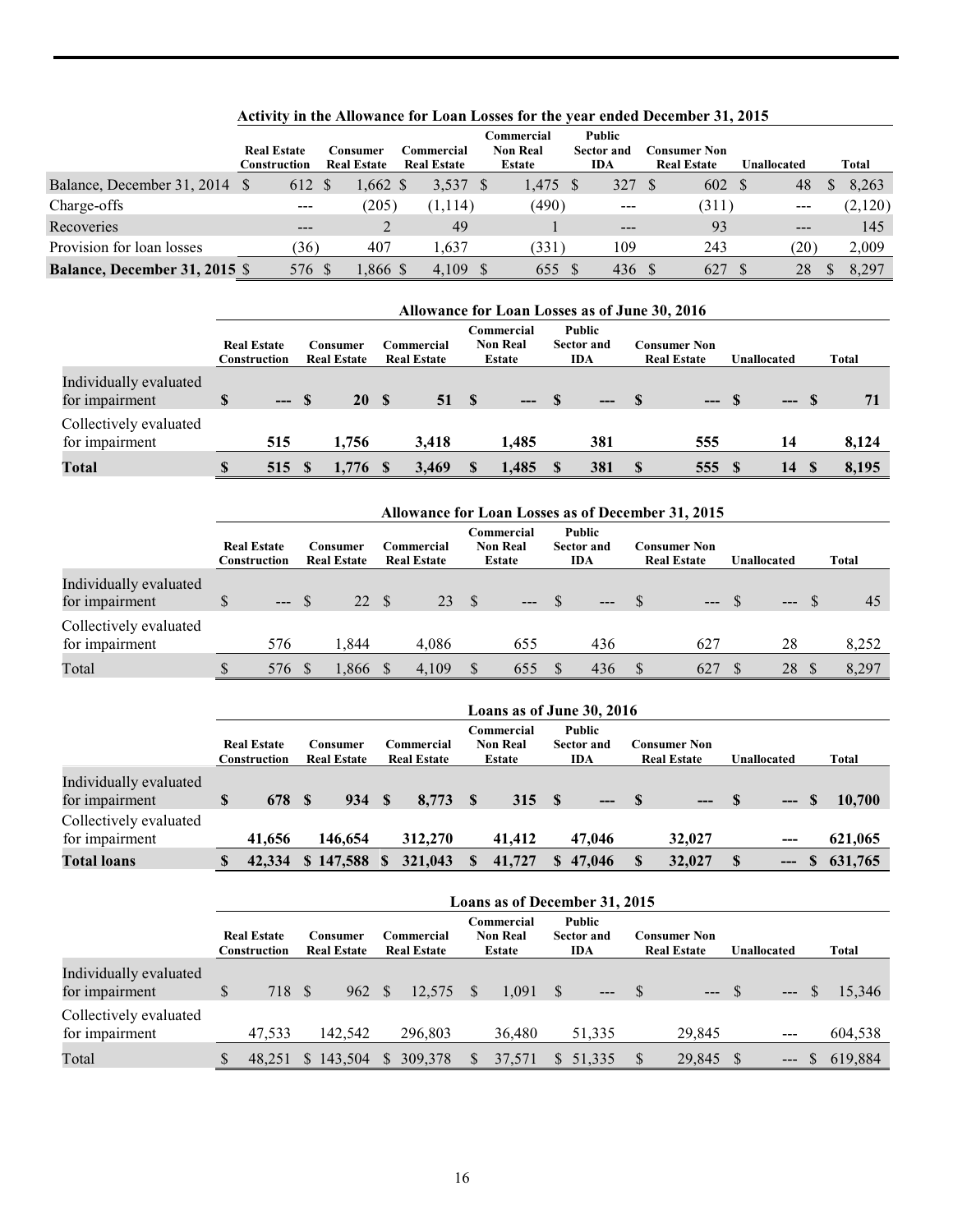**Activity in the Allowance for Loan Losses for the year ended December 31, 2015**

| | Real Estate Construction | Consumer Real Estate | Commercial Real Estate | Commercial Non Real Estate | Public Sector and IDA | Consumer Non Real Estate | Unallocated | Total |
|---|---|---|---|---|---|---|---|---|
| Balance, December 31, 2014 | $ 612 | $ 1,662 | $ 3,537 | $ 1,475 | $ 327 | $ 602 | $ 48 | $ 8,263 |
| Charge-offs | --- | (205) | (1,114) | (490) | --- | (311) | --- | (2,120) |
| Recoveries | --- | 2 | 49 | 1 | --- | 93 | --- | 145 |
| Provision for loan losses | (36) | 407 | 1,637 | (331) | 109 | 243 | (20) | 2,009 |
| **Balance, December 31, 2015** | $ 576 | $ 1,866 | $ 4,109 | $ 655 | $ 436 | $ 627 | $ 28 | $ 8,297 |

**Allowance for Loan Losses as of June 30, 2016**

| | Real Estate Construction | Consumer Real Estate | Commercial Real Estate | Commercial Non Real Estate | Public Sector and IDA | Consumer Non Real Estate | Unallocated | Total |
|---|---|---|---|---|---|---|---|---|
| Individually evaluated for impairment | **$ ---** | **$ 20** | **$ 51** | **$ ---** | **$ ---** | **$ ---** | **$ ---** | **$ 71** |
| Collectively evaluated for impairment | **515** | **1,756** | **3,418** | **1,485** | **381** | **555** | **14** | **8,124** |
| **Total** | **$ 515** | **$ 1,776** | **$ 3,469** | **$ 1,485** | **$ 381** | **$ 555** | **$ 14** | **$ 8,195** |

**Allowance for Loan Losses as of December 31, 2015**

| | Real Estate Construction | Consumer Real Estate | Commercial Real Estate | Commercial Non Real Estate | Public Sector and IDA | Consumer Non Real Estate | Unallocated | Total |
|---|---|---|---|---|---|---|---|---|
| Individually evaluated for impairment | $ --- | $ 22 | $ 23 | $ --- | $ --- | $ --- | $ --- | $ 45 |
| Collectively evaluated for impairment | 576 | 1,844 | 4,086 | 655 | 436 | 627 | 28 | 8,252 |
| Total | $ 576 | $ 1,866 | $ 4,109 | $ 655 | $ 436 | $ 627 | $ 28 | $ 8,297 |

**Loans as of June 30, 2016**

| | Real Estate Construction | Consumer Real Estate | Commercial Real Estate | Commercial Non Real Estate | Public Sector and IDA | Consumer Non Real Estate | Unallocated | Total |
|---|---|---|---|---|---|---|---|---|
| Individually evaluated for impairment | **$ 678** | **$ 934** | **$ 8,773** | **$ 315** | **$ ---** | **$ ---** | **$ ---** | **$ 10,700** |
| Collectively evaluated for impairment | **41,656** | **146,654** | **312,270** | **41,412** | **47,046** | **32,027** | **---** | **621,065** |
| **Total loans** | **$ 42,334** | **$ 147,588** | **$ 321,043** | **$ 41,727** | **$ 47,046** | **$ 32,027** | **$ ---** | **$ 631,765** |

**Loans as of December 31, 2015**

| | Real Estate Construction | Consumer Real Estate | Commercial Real Estate | Commercial Non Real Estate | Public Sector and IDA | Consumer Non Real Estate | Unallocated | Total |
|---|---|---|---|---|---|---|---|---|
| Individually evaluated for impairment | $ 718 | $ 962 | $ 12,575 | $ 1,091 | $ --- | $ --- | $ --- | $ 15,346 |
| Collectively evaluated for impairment | 47,533 | 142,542 | 296,803 | 36,480 | 51,335 | 29,845 | --- | 604,538 |
| Total | $ 48,251 | $ 143,504 | $ 309,378 | $ 37,571 | $ 51,335 | $ 29,845 | $ --- | $ 619,884 |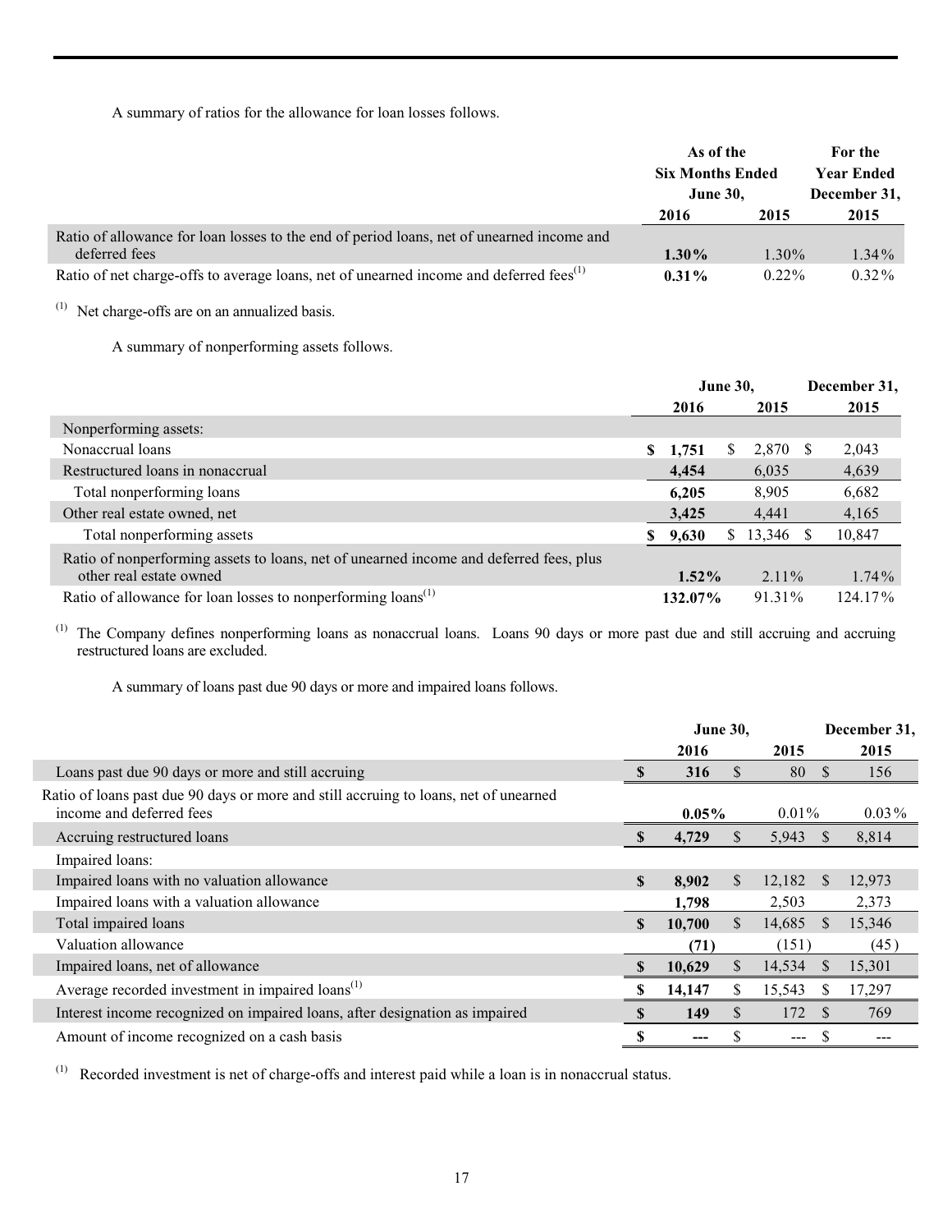A summary of ratios for the allowance for loan losses follows.

| | As of the Six Months Ended June 30, | | For the Year Ended December 31, |
|---|---|---|---|
| | **2016** | **2015** | **2015** |
| Ratio of allowance for loan losses to the end of period loans, net of unearned income and deferred fees | **1.30%** | 1.30% | 1.34% |
| Ratio of net charge-offs to average loans, net of unearned income and deferred fees[(1)] | **0.31%** | 0.22% | 0.32% |

(1) Net charge-offs are on an annualized basis.

A summary of nonperforming assets follows.

| | June 30, | | December 31, |
|---|---|---|---|
| | **2016** | **2015** | **2015** |
| Nonperforming assets: | | | |
| Nonaccrual loans | **$ 1,751** | $ 2,870 | $ 2,043 |
| Restructured loans in nonaccrual | **4,454** | 6,035 | 4,639 |
| Total nonperforming loans | **6,205** | 8,905 | 6,682 |
| Other real estate owned, net | **3,425** | 4,441 | 4,165 |
| Total nonperforming assets | **$ 9,630** | $ 13,346 | $ 10,847 |
| Ratio of nonperforming assets to loans, net of unearned income and deferred fees, plus other real estate owned | **1.52%** | 2.11% | 1.74% |
| Ratio of allowance for loan losses to nonperforming loans[(1)] | **132.07%** | 91.31% | 124.17% |

(1) The Company defines nonperforming loans as nonaccrual loans. Loans 90 days or more past due and still accruing and accruing restructured loans are excluded.

A summary of loans past due 90 days or more and impaired loans follows.

| | June 30, | | December 31, |
|---|---|---|---|
| | **2016** | **2015** | **2015** |
| Loans past due 90 days or more and still accruing | **$ 316** | $ 80 | $ 156 |
| Ratio of loans past due 90 days or more and still accruing to loans, net of unearned income and deferred fees | **0.05%** | 0.01% | 0.03% |
| Accruing restructured loans | **$ 4,729** | $ 5,943 | $ 8,814 |
| Impaired loans: | | | |
| Impaired loans with no valuation allowance | **$ 8,902** | $ 12,182 | $ 12,973 |
| Impaired loans with a valuation allowance | **1,798** | 2,503 | 2,373 |
| Total impaired loans | **$ 10,700** | $ 14,685 | $ 15,346 |
| Valuation allowance | **(71)** | (151) | (45) |
| Impaired loans, net of allowance | **$ 10,629** | $ 14,534 | $ 15,301 |
| Average recorded investment in impaired loans[(1)] | **$ 14,147** | $ 15,543 | $ 17,297 |
| Interest income recognized on impaired loans, after designation as impaired | **$ 149** | $ 172 | $ 769 |
| Amount of income recognized on a cash basis | **$ ---** | $ --- | $ --- |

(1) Recorded investment is net of charge-offs and interest paid while a loan is in nonaccrual status.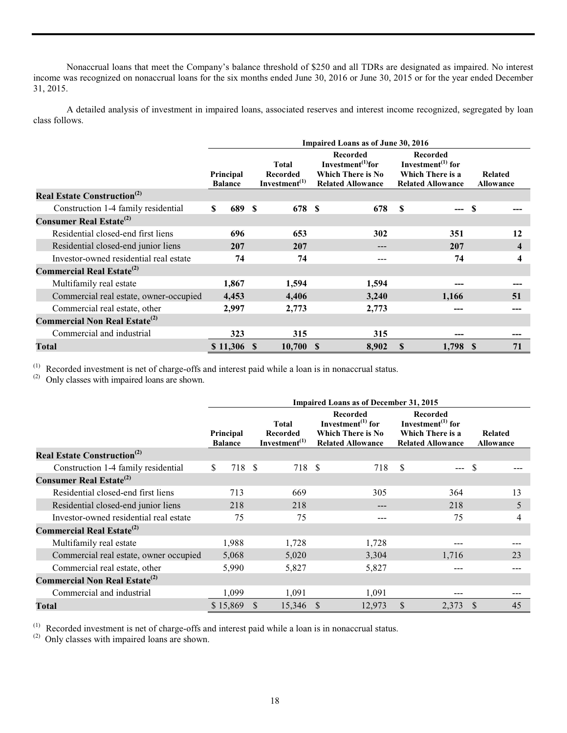Nonaccrual loans that meet the Company's balance threshold of $250 and all TDRs are designated as impaired. No interest income was recognized on nonaccrual loans for the six months ended June 30, 2016 or June 30, 2015 or for the year ended December 31, 2015.

A detailed analysis of investment in impaired loans, associated reserves and interest income recognized, segregated by loan class follows.

| | Impaired Loans as of June 30, 2016 | | | | |
|---|---|---|---|---|---|
| | Principal Balance | Total Recorded Investment[1] | Recorded Investment[1] for Which There is No Related Allowance | Recorded Investment[1] for Which There is a Related Allowance | Related Allowance |
| **Real Estate Construction[2]** | | | | | |
| Construction 1-4 family residential | $ 689 | $ 678 | $ 678 | $ --- | $ --- |
| **Consumer Real Estate[2]** | | | | | |
| Residential closed-end first liens | 696 | 653 | 302 | 351 | 12 |
| Residential closed-end junior liens | 207 | 207 | --- | 207 | 4 |
| Investor-owned residential real estate | 74 | 74 | --- | 74 | 4 |
| **Commercial Real Estate[2]** | | | | | |
| Multifamily real estate | 1,867 | 1,594 | 1,594 | --- | --- |
| Commercial real estate, owner-occupied | 4,453 | 4,406 | 3,240 | 1,166 | 51 |
| Commercial real estate, other | 2,997 | 2,773 | 2,773 | --- | --- |
| **Commercial Non Real Estate[2]** | | | | | |
| Commercial and industrial | 323 | 315 | 315 | --- | --- |
| **Total** | $ 11,306 | $ 10,700 | $ 8,902 | $ 1,798 | $ 71 |

[1] Recorded investment is net of charge-offs and interest paid while a loan is in nonaccrual status.
[2] Only classes with impaired loans are shown.

| | Impaired Loans as of December 31, 2015 | | | | |
|---|---|---|---|---|---|
| | Principal Balance | Total Recorded Investment[1] | Recorded Investment[1] for Which There is No Related Allowance | Recorded Investment[1] for Which There is a Related Allowance | Related Allowance |
| **Real Estate Construction[2]** | | | | | |
| Construction 1-4 family residential | $ 718 | $ 718 | $ 718 | $ --- | $ --- |
| **Consumer Real Estate[2]** | | | | | |
| Residential closed-end first liens | 713 | 669 | 305 | 364 | 13 |
| Residential closed-end junior liens | 218 | 218 | --- | 218 | 5 |
| Investor-owned residential real estate | 75 | 75 | --- | 75 | 4 |
| **Commercial Real Estate[2]** | | | | | |
| Multifamily real estate | 1,988 | 1,728 | 1,728 | --- | --- |
| Commercial real estate, owner occupied | 5,068 | 5,020 | 3,304 | 1,716 | 23 |
| Commercial real estate, other | 5,990 | 5,827 | 5,827 | --- | --- |
| **Commercial Non Real Estate[2]** | | | | | |
| Commercial and industrial | 1,099 | 1,091 | 1,091 | --- | --- |
| **Total** | $ 15,869 | $ 15,346 | $ 12,973 | $ 2,373 | $ 45 |

[1] Recorded investment is net of charge-offs and interest paid while a loan is in nonaccrual status.
[2] Only classes with impaired loans are shown.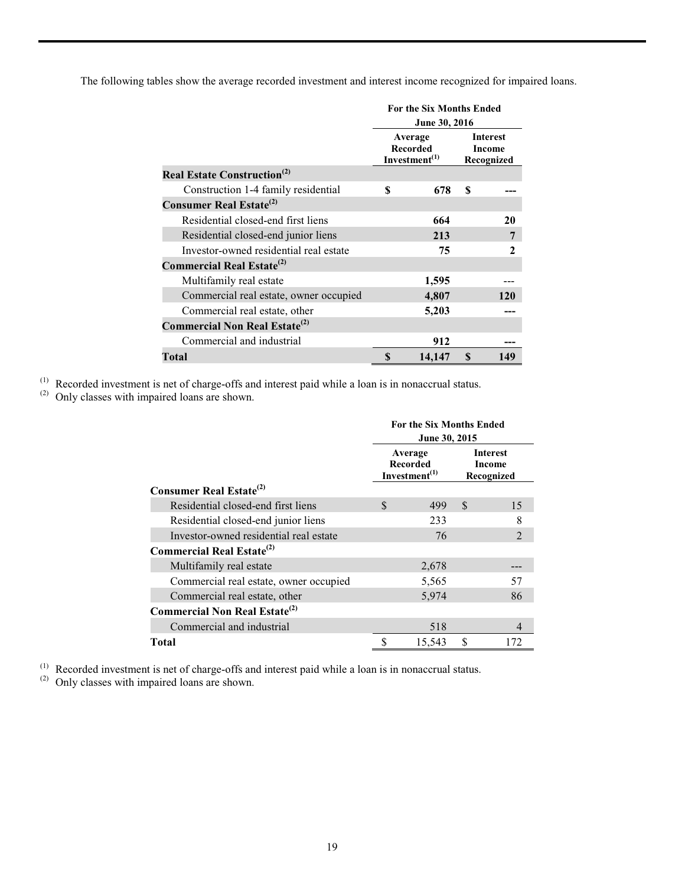The following tables show the average recorded investment and interest income recognized for impaired loans.

| | For the Six Months Ended June 30, 2016 | |
|---|---|---|
| | Average Recorded Investment[(1)] | Interest Income Recognized |
| **Real Estate Construction[(2)]** | | |
| Construction 1-4 family residential | **$ 678** | **$ ---** |
| **Consumer Real Estate[(2)]** | | |
| Residential closed-end first liens | **664** | **20** |
| Residential closed-end junior liens | **213** | **7** |
| Investor-owned residential real estate | **75** | **2** |
| **Commercial Real Estate[(2)]** | | |
| Multifamily real estate | **1,595** | --- |
| Commercial real estate, owner occupied | **4,807** | **120** |
| Commercial real estate, other | **5,203** | **---** |
| **Commercial Non Real Estate[(2)]** | | |
| Commercial and industrial | **912** | **---** |
| **Total** | **$ 14,147** | **$ 149** |

(1) Recorded investment is net of charge-offs and interest paid while a loan is in nonaccrual status.
(2) Only classes with impaired loans are shown.

| | For the Six Months Ended June 30, 2015 | |
|---|---|---|
| | Average Recorded Investment[(1)] | Interest Income Recognized |
| **Consumer Real Estate[(2)]** | | |
| Residential closed-end first liens | $ 499 | $ 15 |
| Residential closed-end junior liens | 233 | 8 |
| Investor-owned residential real estate | 76 | 2 |
| **Commercial Real Estate[(2)]** | | |
| Multifamily real estate | 2,678 | --- |
| Commercial real estate, owner occupied | 5,565 | 57 |
| Commercial real estate, other | 5,974 | 86 |
| **Commercial Non Real Estate[(2)]** | | |
| Commercial and industrial | 518 | 4 |
| **Total** | $ 15,543 | $ 172 |

(1) Recorded investment is net of charge-offs and interest paid while a loan is in nonaccrual status.
(2) Only classes with impaired loans are shown.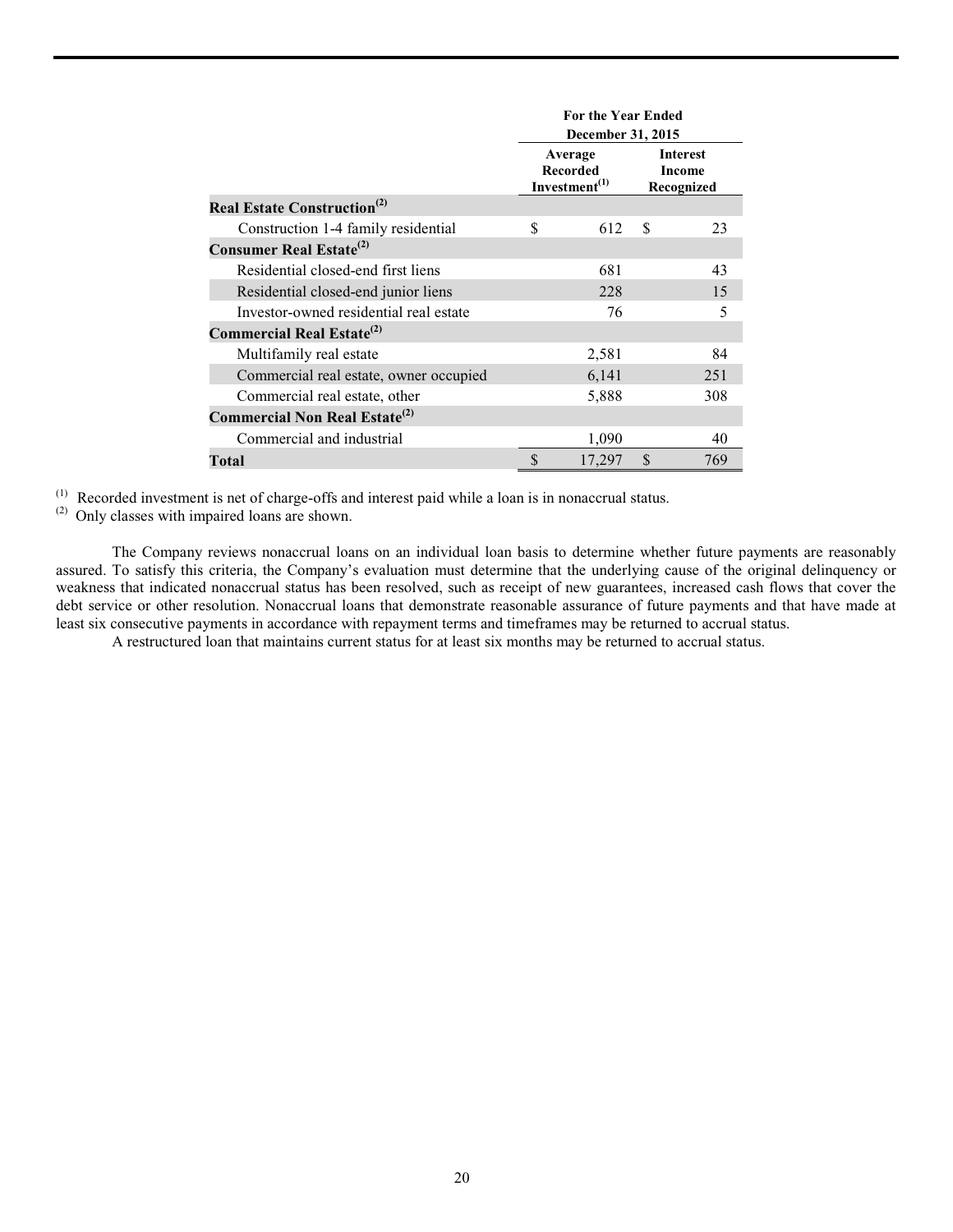| | For the Year Ended December 31, 2015 | |
|---|---|---|
| | Average Recorded Investment[(1)] | Interest Income Recognized |
| **Real Estate Construction[(2)]** | | |
| Construction 1-4 family residential | $ 612 | $ 23 |
| **Consumer Real Estate[(2)]** | | |
| Residential closed-end first liens | 681 | 43 |
| Residential closed-end junior liens | 228 | 15 |
| Investor-owned residential real estate | 76 | 5 |
| **Commercial Real Estate[(2)]** | | |
| Multifamily real estate | 2,581 | 84 |
| Commercial real estate, owner occupied | 6,141 | 251 |
| Commercial real estate, other | 5,888 | 308 |
| **Commercial Non Real Estate[(2)]** | | |
| Commercial and industrial | 1,090 | 40 |
| **Total** | $ 17,297 | $ 769 |

(1) Recorded investment is net of charge-offs and interest paid while a loan is in nonaccrual status.
(2) Only classes with impaired loans are shown.

The Company reviews nonaccrual loans on an individual loan basis to determine whether future payments are reasonably assured. To satisfy this criteria, the Company's evaluation must determine that the underlying cause of the original delinquency or weakness that indicated nonaccrual status has been resolved, such as receipt of new guarantees, increased cash flows that cover the debt service or other resolution. Nonaccrual loans that demonstrate reasonable assurance of future payments and that have made at least six consecutive payments in accordance with repayment terms and timeframes may be returned to accrual status.

A restructured loan that maintains current status for at least six months may be returned to accrual status.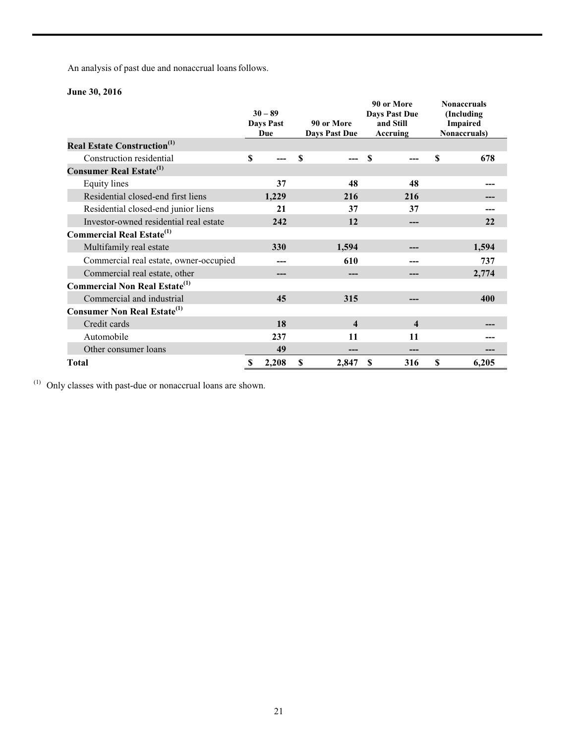An analysis of past due and nonaccrual loans follows.

**June 30, 2016**

| | 30 – 89 Days Past Due | 90 or More Days Past Due | 90 or More Days Past Due and Still Accruing | Nonaccruals (Including Impaired Nonaccruals) |
|---|---|---|---|---|
| **Real Estate Construction**[1] | | | | |
| Construction residential | $ --- | $ --- | $ --- | $ 678 |
| **Consumer Real Estate**[1] | | | | |
| Equity lines | 37 | 48 | 48 | --- |
| Residential closed-end first liens | 1,229 | 216 | 216 | --- |
| Residential closed-end junior liens | 21 | 37 | 37 | --- |
| Investor-owned residential real estate | 242 | 12 | --- | 22 |
| **Commercial Real Estate**[1] | | | | |
| Multifamily real estate | 330 | 1,594 | --- | 1,594 |
| Commercial real estate, owner-occupied | --- | 610 | --- | 737 |
| Commercial real estate, other | --- | --- | --- | 2,774 |
| **Commercial Non Real Estate**[1] | | | | |
| Commercial and industrial | 45 | 315 | --- | 400 |
| **Consumer Non Real Estate**[1] | | | | |
| Credit cards | 18 | 4 | 4 | --- |
| Automobile | 237 | 11 | 11 | --- |
| Other consumer loans | 49 | --- | --- | --- |
| **Total** | $ 2,208 | $ 2,847 | $ 316 | $ 6,205 |

[1] Only classes with past-due or nonaccrual loans are shown.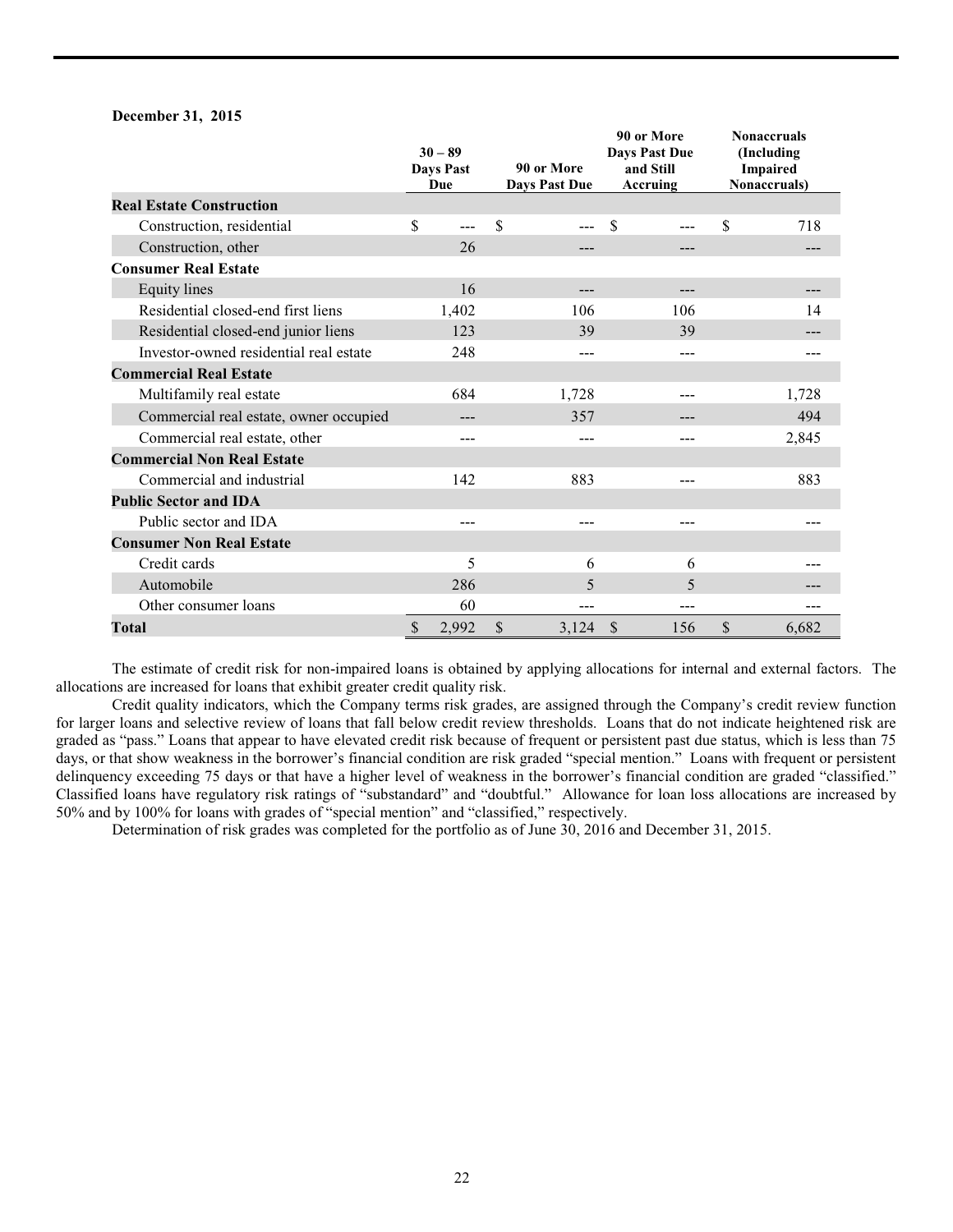**December 31, 2015**

| | 30 – 89 Days Past Due | 90 or More Days Past Due | 90 or More Days Past Due and Still Accruing | Nonaccruals (Including Impaired Nonaccruals) |
|---|---|---|---|---|
| **Real Estate Construction** | | | | |
| Construction, residential | $ --- | $ --- | $ --- | $ 718 |
| Construction, other | 26 | --- | --- | --- |
| **Consumer Real Estate** | | | | |
| Equity lines | 16 | --- | --- | --- |
| Residential closed-end first liens | 1,402 | 106 | 106 | 14 |
| Residential closed-end junior liens | 123 | 39 | 39 | --- |
| Investor-owned residential real estate | 248 | --- | --- | --- |
| **Commercial Real Estate** | | | | |
| Multifamily real estate | 684 | 1,728 | --- | 1,728 |
| Commercial real estate, owner occupied | --- | 357 | --- | 494 |
| Commercial real estate, other | --- | --- | --- | 2,845 |
| **Commercial Non Real Estate** | | | | |
| Commercial and industrial | 142 | 883 | --- | 883 |
| **Public Sector and IDA** | | | | |
| Public sector and IDA | --- | --- | --- | --- |
| **Consumer Non Real Estate** | | | | |
| Credit cards | 5 | 6 | 6 | --- |
| Automobile | 286 | 5 | 5 | --- |
| Other consumer loans | 60 | --- | --- | --- |
| **Total** | $ 2,992 | $ 3,124 | $ 156 | $ 6,682 |

The estimate of credit risk for non-impaired loans is obtained by applying allocations for internal and external factors. The allocations are increased for loans that exhibit greater credit quality risk.

Credit quality indicators, which the Company terms risk grades, are assigned through the Company's credit review function for larger loans and selective review of loans that fall below credit review thresholds. Loans that do not indicate heightened risk are graded as "pass." Loans that appear to have elevated credit risk because of frequent or persistent past due status, which is less than 75 days, or that show weakness in the borrower's financial condition are risk graded "special mention." Loans with frequent or persistent delinquency exceeding 75 days or that have a higher level of weakness in the borrower's financial condition are graded "classified." Classified loans have regulatory risk ratings of "substandard" and "doubtful." Allowance for loan loss allocations are increased by 50% and by 100% for loans with grades of "special mention" and "classified," respectively.

Determination of risk grades was completed for the portfolio as of June 30, 2016 and December 31, 2015.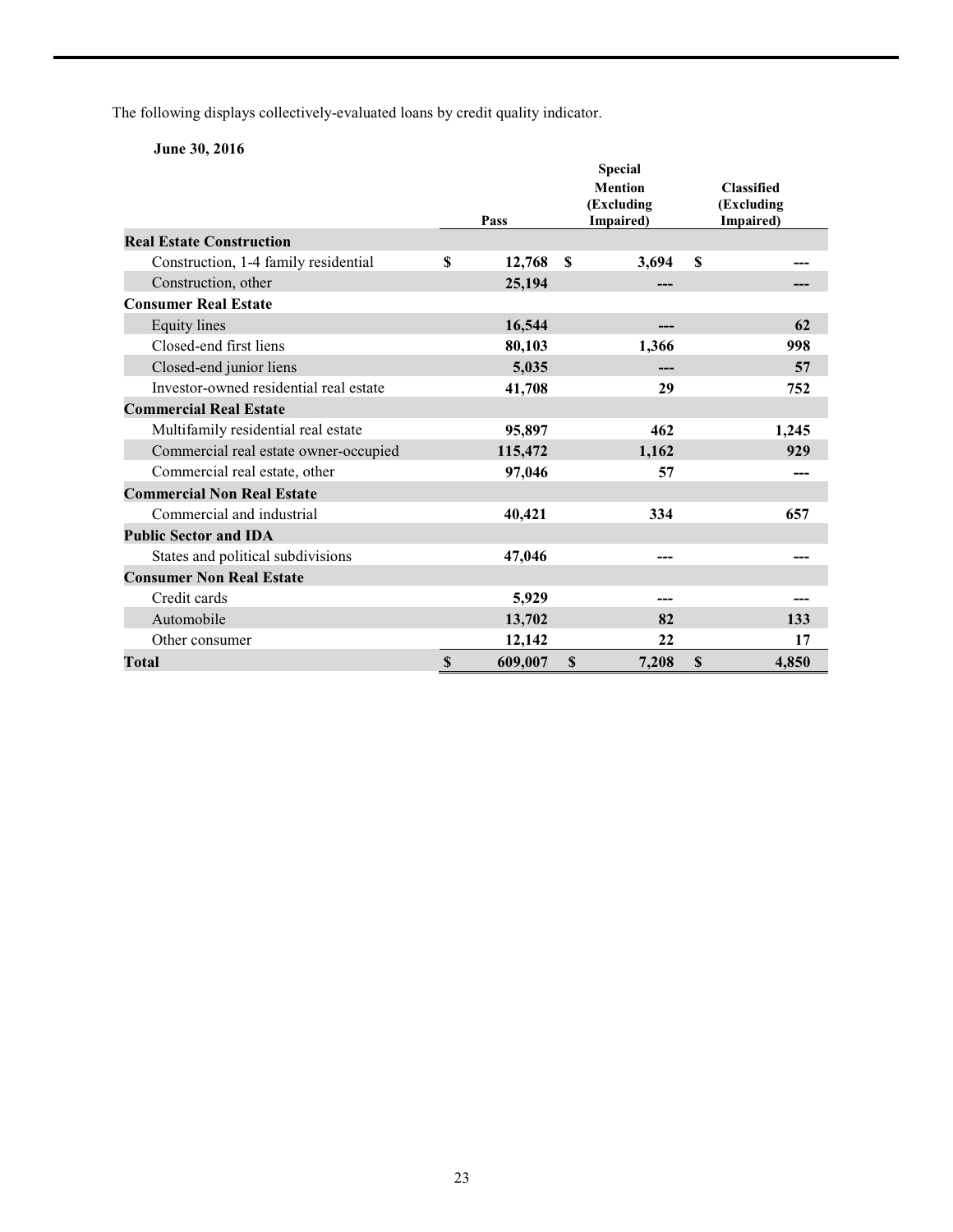The following displays collectively-evaluated loans by credit quality indicator.

**June 30, 2016**

| | Pass | Special Mention (Excluding Impaired) | Classified (Excluding Impaired) |
|---|---|---|---|
| **Real Estate Construction** | | | |
| Construction, 1-4 family residential | $ 12,768 | $ 3,694 | $ --- |
| Construction, other | 25,194 | --- | --- |
| **Consumer Real Estate** | | | |
| Equity lines | 16,544 | --- | 62 |
| Closed-end first liens | 80,103 | 1,366 | 998 |
| Closed-end junior liens | 5,035 | --- | 57 |
| Investor-owned residential real estate | 41,708 | 29 | 752 |
| **Commercial Real Estate** | | | |
| Multifamily residential real estate | 95,897 | 462 | 1,245 |
| Commercial real estate owner-occupied | 115,472 | 1,162 | 929 |
| Commercial real estate, other | 97,046 | 57 | --- |
| **Commercial Non Real Estate** | | | |
| Commercial and industrial | 40,421 | 334 | 657 |
| **Public Sector and IDA** | | | |
| States and political subdivisions | 47,046 | --- | --- |
| **Consumer Non Real Estate** | | | |
| Credit cards | 5,929 | --- | --- |
| Automobile | 13,702 | 82 | 133 |
| Other consumer | 12,142 | 22 | 17 |
| **Total** | $ 609,007 | $ 7,208 | $ 4,850 |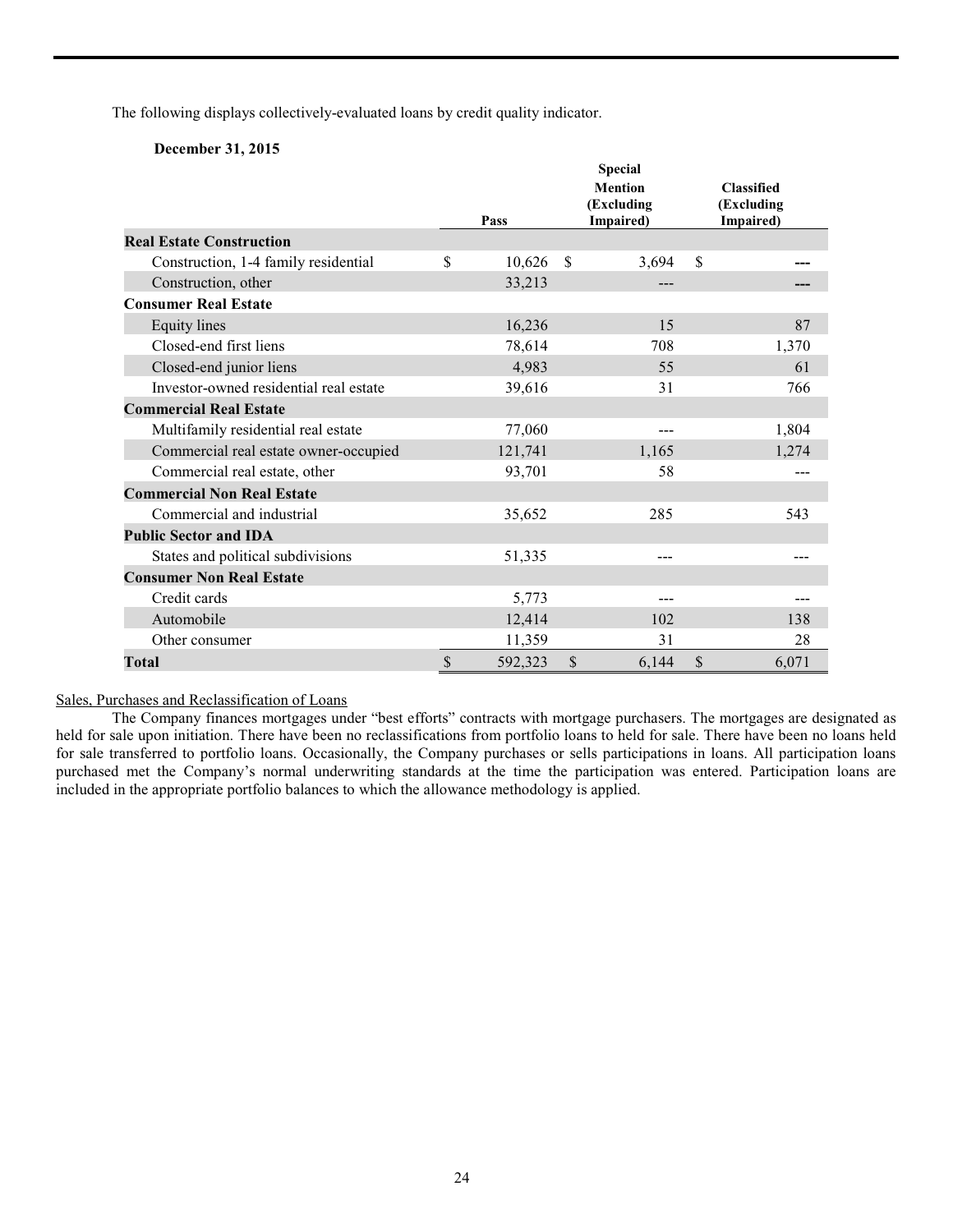The following displays collectively-evaluated loans by credit quality indicator.

**December 31, 2015**

| | Pass | Special Mention (Excluding Impaired) | Classified (Excluding Impaired) |
|---|---|---|---|
| **Real Estate Construction** | | | |
| Construction, 1-4 family residential | $ 10,626 | $ 3,694 | $ --- |
| Construction, other | 33,213 | --- | --- |
| **Consumer Real Estate** | | | |
| Equity lines | 16,236 | 15 | 87 |
| Closed-end first liens | 78,614 | 708 | 1,370 |
| Closed-end junior liens | 4,983 | 55 | 61 |
| Investor-owned residential real estate | 39,616 | 31 | 766 |
| **Commercial Real Estate** | | | |
| Multifamily residential real estate | 77,060 | --- | 1,804 |
| Commercial real estate owner-occupied | 121,741 | 1,165 | 1,274 |
| Commercial real estate, other | 93,701 | 58 | --- |
| **Commercial Non Real Estate** | | | |
| Commercial and industrial | 35,652 | 285 | 543 |
| **Public Sector and IDA** | | | |
| States and political subdivisions | 51,335 | --- | --- |
| **Consumer Non Real Estate** | | | |
| Credit cards | 5,773 | --- | --- |
| Automobile | 12,414 | 102 | 138 |
| Other consumer | 11,359 | 31 | 28 |
| **Total** | $ 592,323 | $ 6,144 | $ 6,071 |

Sales, Purchases and Reclassification of Loans

The Company finances mortgages under "best efforts" contracts with mortgage purchasers. The mortgages are designated as held for sale upon initiation. There have been no reclassifications from portfolio loans to held for sale. There have been no loans held for sale transferred to portfolio loans. Occasionally, the Company purchases or sells participations in loans. All participation loans purchased met the Company's normal underwriting standards at the time the participation was entered. Participation loans are included in the appropriate portfolio balances to which the allowance methodology is applied.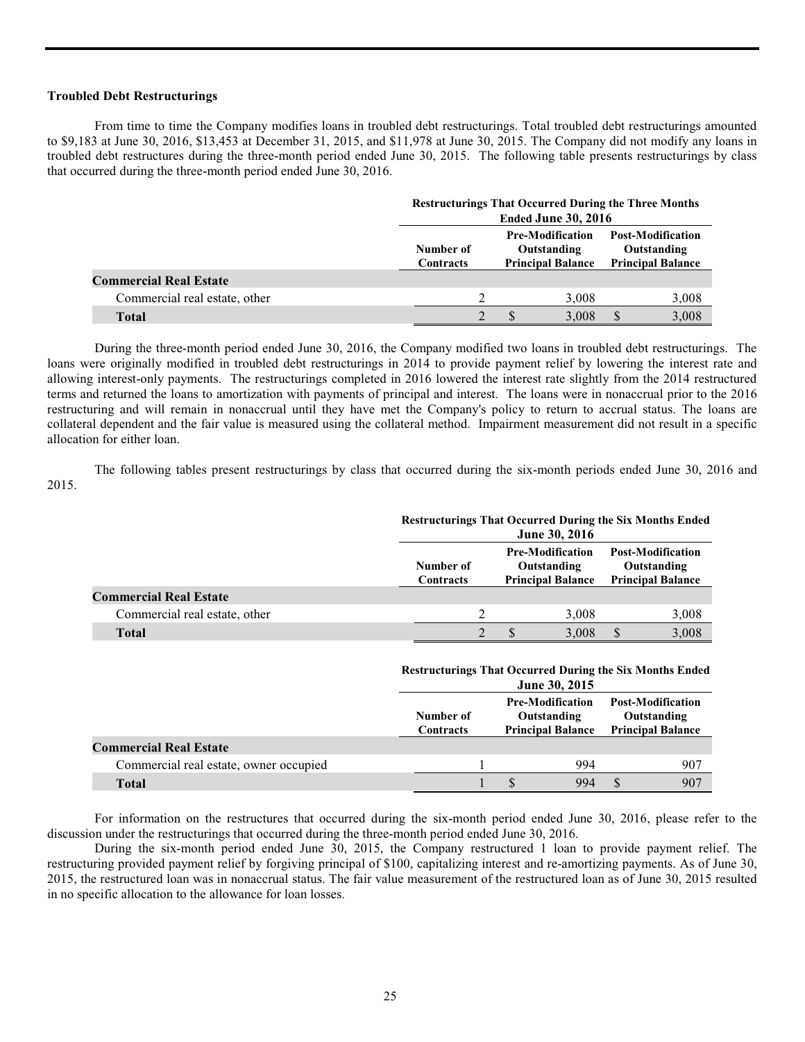### Troubled Debt Restructurings

From time to time the Company modifies loans in troubled debt restructurings. Total troubled debt restructurings amounted to $9,183 at June 30, 2016, $13,453 at December 31, 2015, and $11,978 at June 30, 2015. The Company did not modify any loans in troubled debt restructures during the three-month period ended June 30, 2015. The following table presents restructurings by class that occurred during the three-month period ended June 30, 2016.

| | Restructurings That Occurred During the Three Months Ended June 30, 2016 | | |
|---|---|---|---|
| | Number of Contracts | Pre-Modification Outstanding Principal Balance | Post-Modification Outstanding Principal Balance |
| **Commercial Real Estate** | | | |
| Commercial real estate, other | 2 | 3,008 | 3,008 |
| **Total** | 2 | $ 3,008 | $ 3,008 |

During the three-month period ended June 30, 2016, the Company modified two loans in troubled debt restructurings. The loans were originally modified in troubled debt restructurings in 2014 to provide payment relief by lowering the interest rate and allowing interest-only payments. The restructurings completed in 2016 lowered the interest rate slightly from the 2014 restructured terms and returned the loans to amortization with payments of principal and interest. The loans were in nonaccrual prior to the 2016 restructuring and will remain in nonaccrual until they have met the Company's policy to return to accrual status. The loans are collateral dependent and the fair value is measured using the collateral method. Impairment measurement did not result in a specific allocation for either loan.

The following tables present restructurings by class that occurred during the six-month periods ended June 30, 2016 and 2015.

| | Restructurings That Occurred During the Six Months Ended June 30, 2016 | | |
|---|---|---|---|
| | Number of Contracts | Pre-Modification Outstanding Principal Balance | Post-Modification Outstanding Principal Balance |
| **Commercial Real Estate** | | | |
| Commercial real estate, other | 2 | 3,008 | 3,008 |
| **Total** | 2 | $ 3,008 | $ 3,008 |

| | Restructurings That Occurred During the Six Months Ended June 30, 2015 | | |
|---|---|---|---|
| | Number of Contracts | Pre-Modification Outstanding Principal Balance | Post-Modification Outstanding Principal Balance |
| **Commercial Real Estate** | | | |
| Commercial real estate, owner occupied | 1 | 994 | 907 |
| **Total** | 1 | $ 994 | $ 907 |

For information on the restructures that occurred during the six-month period ended June 30, 2016, please refer to the discussion under the restructurings that occurred during the three-month period ended June 30, 2016.

During the six-month period ended June 30, 2015, the Company restructured 1 loan to provide payment relief. The restructuring provided payment relief by forgiving principal of $100, capitalizing interest and re-amortizing payments. As of June 30, 2015, the restructured loan was in nonaccrual status. The fair value measurement of the restructured loan as of June 30, 2015 resulted in no specific allocation to the allowance for loan losses.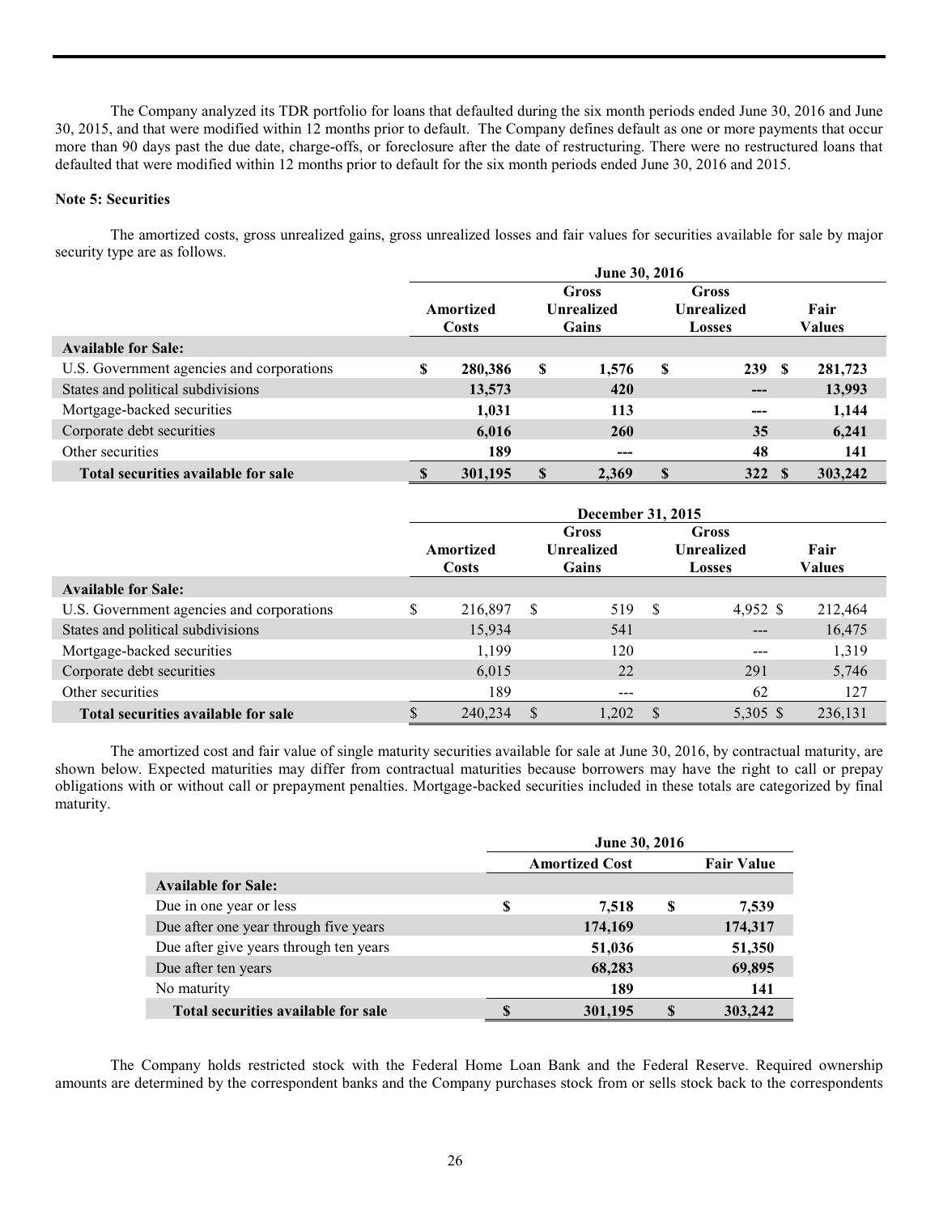The Company analyzed its TDR portfolio for loans that defaulted during the six month periods ended June 30, 2016 and June 30, 2015, and that were modified within 12 months prior to default. The Company defines default as one or more payments that occur more than 90 days past the due date, charge-offs, or foreclosure after the date of restructuring. There were no restructured loans that defaulted that were modified within 12 months prior to default for the six month periods ended June 30, 2016 and 2015.

**Note 5: Securities**

The amortized costs, gross unrealized gains, gross unrealized losses and fair values for securities available for sale by major security type are as follows.

| | June 30, 2016 | | | |
|---|---|---|---|---|
| | Amortized Costs | Gross Unrealized Gains | Gross Unrealized Losses | Fair Values |
| **Available for Sale:** | | | | |
| U.S. Government agencies and corporations | $ 280,386 | $ 1,576 | $ 239 | $ 281,723 |
| States and political subdivisions | 13,573 | 420 | --- | 13,993 |
| Mortgage-backed securities | 1,031 | 113 | --- | 1,144 |
| Corporate debt securities | 6,016 | 260 | 35 | 6,241 |
| Other securities | 189 | --- | 48 | 141 |
| **Total securities available for sale** | $ 301,195 | $ 2,369 | $ 322 | $ 303,242 |

| | December 31, 2015 | | | |
|---|---|---|---|---|
| | Amortized Costs | Gross Unrealized Gains | Gross Unrealized Losses | Fair Values |
| **Available for Sale:** | | | | |
| U.S. Government agencies and corporations | $ 216,897 | $ 519 | $ 4,952 | $ 212,464 |
| States and political subdivisions | 15,934 | 541 | --- | 16,475 |
| Mortgage-backed securities | 1,199 | 120 | --- | 1,319 |
| Corporate debt securities | 6,015 | 22 | 291 | 5,746 |
| Other securities | 189 | --- | 62 | 127 |
| **Total securities available for sale** | $ 240,234 | $ 1,202 | $ 5,305 | $ 236,131 |

The amortized cost and fair value of single maturity securities available for sale at June 30, 2016, by contractual maturity, are shown below. Expected maturities may differ from contractual maturities because borrowers may have the right to call or prepay obligations with or without call or prepayment penalties. Mortgage-backed securities included in these totals are categorized by final maturity.

| | June 30, 2016 | |
|---|---|---|
| | Amortized Cost | Fair Value |
| **Available for Sale:** | | |
| Due in one year or less | $ 7,518 | $ 7,539 |
| Due after one year through five years | 174,169 | 174,317 |
| Due after give years through ten years | 51,036 | 51,350 |
| Due after ten years | 68,283 | 69,895 |
| No maturity | 189 | 141 |
| **Total securities available for sale** | $ 301,195 | $ 303,242 |

The Company holds restricted stock with the Federal Home Loan Bank and the Federal Reserve. Required ownership amounts are determined by the correspondent banks and the Company purchases stock from or sells stock back to the correspondents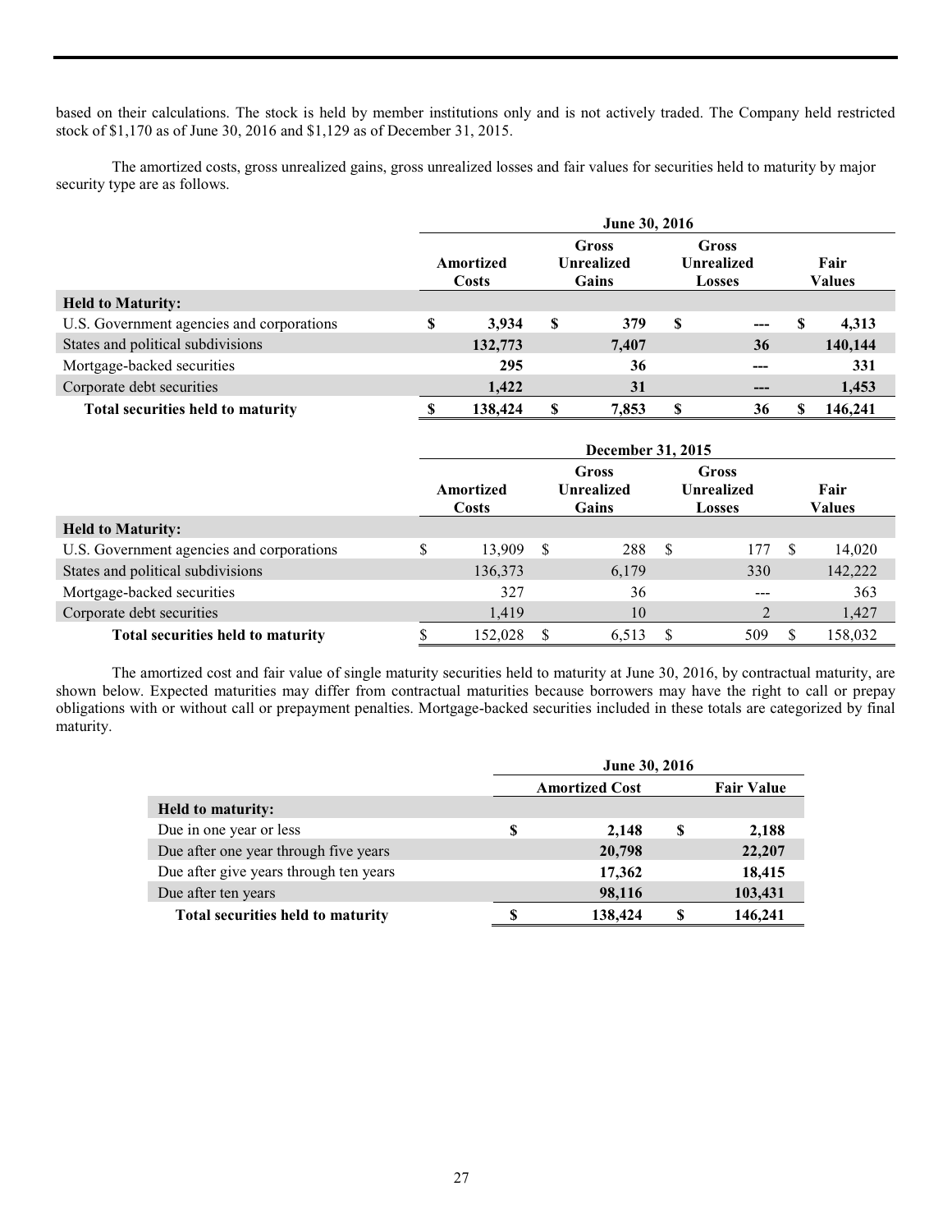based on their calculations. The stock is held by member institutions only and is not actively traded. The Company held restricted stock of $1,170 as of June 30, 2016 and $1,129 as of December 31, 2015.

The amortized costs, gross unrealized gains, gross unrealized losses and fair values for securities held to maturity by major security type are as follows.

| | June 30, 2016 | | | |
|---|---|---|---|---|
| | Amortized Costs | Gross Unrealized Gains | Gross Unrealized Losses | Fair Values |
| **Held to Maturity:** | | | | |
| U.S. Government agencies and corporations | $ 3,934 | $ 379 | $ --- | $ 4,313 |
| States and political subdivisions | 132,773 | 7,407 | 36 | 140,144 |
| Mortgage-backed securities | 295 | 36 | --- | 331 |
| Corporate debt securities | 1,422 | 31 | --- | 1,453 |
| **Total securities held to maturity** | $ 138,424 | $ 7,853 | $ 36 | $ 146,241 |

| | December 31, 2015 | | | |
|---|---|---|---|---|
| | Amortized Costs | Gross Unrealized Gains | Gross Unrealized Losses | Fair Values |
| **Held to Maturity:** | | | | |
| U.S. Government agencies and corporations | $ 13,909 | $ 288 | $ 177 | $ 14,020 |
| States and political subdivisions | 136,373 | 6,179 | 330 | 142,222 |
| Mortgage-backed securities | 327 | 36 | --- | 363 |
| Corporate debt securities | 1,419 | 10 | 2 | 1,427 |
| **Total securities held to maturity** | $ 152,028 | $ 6,513 | $ 509 | $ 158,032 |

The amortized cost and fair value of single maturity securities held to maturity at June 30, 2016, by contractual maturity, are shown below. Expected maturities may differ from contractual maturities because borrowers may have the right to call or prepay obligations with or without call or prepayment penalties. Mortgage-backed securities included in these totals are categorized by final maturity.

| | June 30, 2016 | |
|---|---|---|
| | Amortized Cost | Fair Value |
| **Held to maturity:** | | |
| Due in one year or less | $ 2,148 | $ 2,188 |
| Due after one year through five years | 20,798 | 22,207 |
| Due after give years through ten years | 17,362 | 18,415 |
| Due after ten years | 98,116 | 103,431 |
| **Total securities held to maturity** | $ 138,424 | $ 146,241 |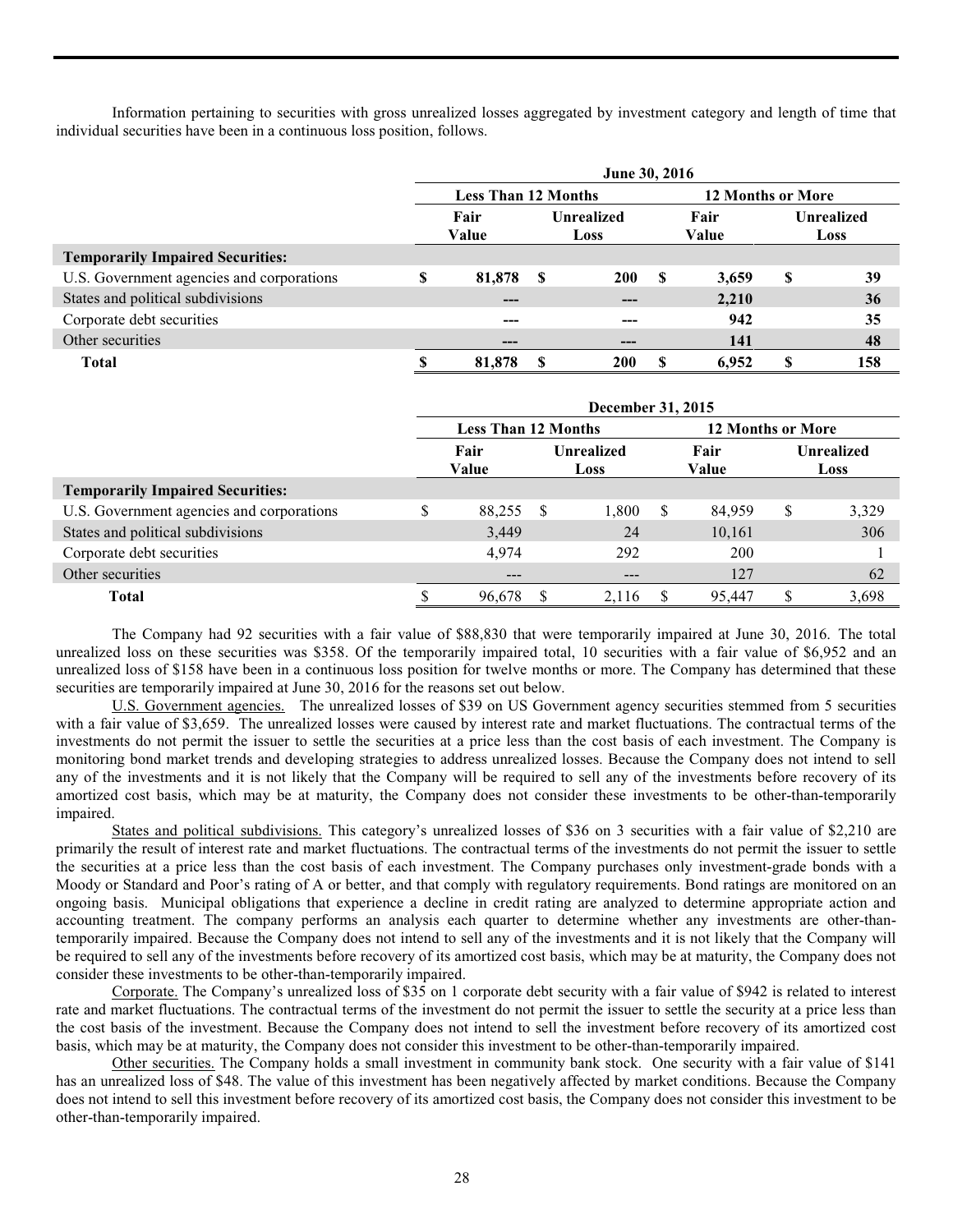Information pertaining to securities with gross unrealized losses aggregated by investment category and length of time that individual securities have been in a continuous loss position, follows.

| | June 30, 2016 | | | |
|---|---|---|---|---|
| | Less Than 12 Months | | 12 Months or More | |
| | Fair Value | Unrealized Loss | Fair Value | Unrealized Loss |
| **Temporarily Impaired Securities:** | | | | |
| U.S. Government agencies and corporations | **$ 81,878** | **$ 200** | **$ 3,659** | **$ 39** |
| States and political subdivisions | **---** | **---** | **2,210** | **36** |
| Corporate debt securities | **---** | **---** | **942** | **35** |
| Other securities | **---** | **---** | **141** | **48** |
| **Total** | **$ 81,878** | **$ 200** | **$ 6,952** | **$ 158** |

| | December 31, 2015 | | | |
|---|---|---|---|---|
| | Less Than 12 Months | | 12 Months or More | |
| | Fair Value | Unrealized Loss | Fair Value | Unrealized Loss |
| **Temporarily Impaired Securities:** | | | | |
| U.S. Government agencies and corporations | $ 88,255 | $ 1,800 | $ 84,959 | $ 3,329 |
| States and political subdivisions | 3,449 | 24 | 10,161 | 306 |
| Corporate debt securities | 4,974 | 292 | 200 | 1 |
| Other securities | --- | --- | 127 | 62 |
| **Total** | $ 96,678 | $ 2,116 | $ 95,447 | $ 3,698 |

The Company had 92 securities with a fair value of $88,830 that were temporarily impaired at June 30, 2016. The total unrealized loss on these securities was $358. Of the temporarily impaired total, 10 securities with a fair value of $6,952 and an unrealized loss of $158 have been in a continuous loss position for twelve months or more. The Company has determined that these securities are temporarily impaired at June 30, 2016 for the reasons set out below.

U.S. Government agencies. The unrealized losses of $39 on US Government agency securities stemmed from 5 securities with a fair value of $3,659. The unrealized losses were caused by interest rate and market fluctuations. The contractual terms of the investments do not permit the issuer to settle the securities at a price less than the cost basis of each investment. The Company is monitoring bond market trends and developing strategies to address unrealized losses. Because the Company does not intend to sell any of the investments and it is not likely that the Company will be required to sell any of the investments before recovery of its amortized cost basis, which may be at maturity, the Company does not consider these investments to be other-than-temporarily impaired.

States and political subdivisions. This category's unrealized losses of $36 on 3 securities with a fair value of $2,210 are primarily the result of interest rate and market fluctuations. The contractual terms of the investments do not permit the issuer to settle the securities at a price less than the cost basis of each investment. The Company purchases only investment-grade bonds with a Moody or Standard and Poor's rating of A or better, and that comply with regulatory requirements. Bond ratings are monitored on an ongoing basis. Municipal obligations that experience a decline in credit rating are analyzed to determine appropriate action and accounting treatment. The company performs an analysis each quarter to determine whether any investments are other-than-temporarily impaired. Because the Company does not intend to sell any of the investments and it is not likely that the Company will be required to sell any of the investments before recovery of its amortized cost basis, which may be at maturity, the Company does not consider these investments to be other-than-temporarily impaired.

Corporate. The Company's unrealized loss of $35 on 1 corporate debt security with a fair value of $942 is related to interest rate and market fluctuations. The contractual terms of the investment do not permit the issuer to settle the security at a price less than the cost basis of the investment. Because the Company does not intend to sell the investment before recovery of its amortized cost basis, which may be at maturity, the Company does not consider this investment to be other-than-temporarily impaired.

Other securities. The Company holds a small investment in community bank stock. One security with a fair value of $141 has an unrealized loss of $48. The value of this investment has been negatively affected by market conditions. Because the Company does not intend to sell this investment before recovery of its amortized cost basis, the Company does not consider this investment to be other-than-temporarily impaired.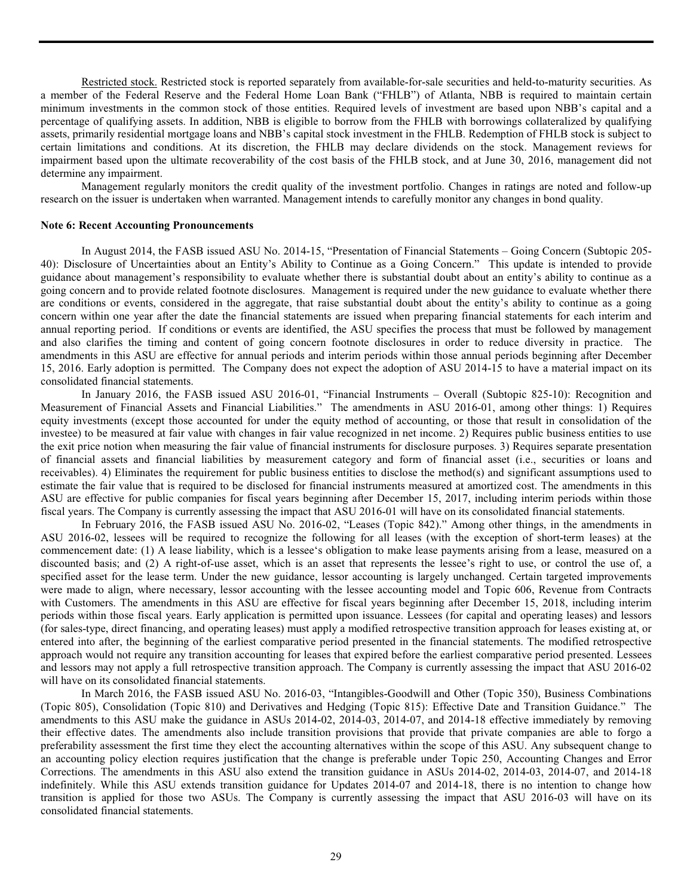Restricted stock. Restricted stock is reported separately from available-for-sale securities and held-to-maturity securities. As a member of the Federal Reserve and the Federal Home Loan Bank ("FHLB") of Atlanta, NBB is required to maintain certain minimum investments in the common stock of those entities. Required levels of investment are based upon NBB's capital and a percentage of qualifying assets. In addition, NBB is eligible to borrow from the FHLB with borrowings collateralized by qualifying assets, primarily residential mortgage loans and NBB's capital stock investment in the FHLB. Redemption of FHLB stock is subject to certain limitations and conditions. At its discretion, the FHLB may declare dividends on the stock. Management reviews for impairment based upon the ultimate recoverability of the cost basis of the FHLB stock, and at June 30, 2016, management did not determine any impairment.

Management regularly monitors the credit quality of the investment portfolio. Changes in ratings are noted and follow-up research on the issuer is undertaken when warranted. Management intends to carefully monitor any changes in bond quality.

**Note 6: Recent Accounting Pronouncements**

In August 2014, the FASB issued ASU No. 2014-15, "Presentation of Financial Statements – Going Concern (Subtopic 205-40): Disclosure of Uncertainties about an Entity's Ability to Continue as a Going Concern." This update is intended to provide guidance about management's responsibility to evaluate whether there is substantial doubt about an entity's ability to continue as a going concern and to provide related footnote disclosures. Management is required under the new guidance to evaluate whether there are conditions or events, considered in the aggregate, that raise substantial doubt about the entity's ability to continue as a going concern within one year after the date the financial statements are issued when preparing financial statements for each interim and annual reporting period. If conditions or events are identified, the ASU specifies the process that must be followed by management and also clarifies the timing and content of going concern footnote disclosures in order to reduce diversity in practice. The amendments in this ASU are effective for annual periods and interim periods within those annual periods beginning after December 15, 2016. Early adoption is permitted. The Company does not expect the adoption of ASU 2014-15 to have a material impact on its consolidated financial statements.

In January 2016, the FASB issued ASU 2016-01, "Financial Instruments – Overall (Subtopic 825-10): Recognition and Measurement of Financial Assets and Financial Liabilities." The amendments in ASU 2016-01, among other things: 1) Requires equity investments (except those accounted for under the equity method of accounting, or those that result in consolidation of the investee) to be measured at fair value with changes in fair value recognized in net income. 2) Requires public business entities to use the exit price notion when measuring the fair value of financial instruments for disclosure purposes. 3) Requires separate presentation of financial assets and financial liabilities by measurement category and form of financial asset (i.e., securities or loans and receivables). 4) Eliminates the requirement for public business entities to disclose the method(s) and significant assumptions used to estimate the fair value that is required to be disclosed for financial instruments measured at amortized cost. The amendments in this ASU are effective for public companies for fiscal years beginning after December 15, 2017, including interim periods within those fiscal years. The Company is currently assessing the impact that ASU 2016-01 will have on its consolidated financial statements.

In February 2016, the FASB issued ASU No. 2016-02, "Leases (Topic 842)." Among other things, in the amendments in ASU 2016-02, lessees will be required to recognize the following for all leases (with the exception of short-term leases) at the commencement date: (1) A lease liability, which is a lessee's obligation to make lease payments arising from a lease, measured on a discounted basis; and (2) A right-of-use asset, which is an asset that represents the lessee's right to use, or control the use of, a specified asset for the lease term. Under the new guidance, lessor accounting is largely unchanged. Certain targeted improvements were made to align, where necessary, lessor accounting with the lessee accounting model and Topic 606, Revenue from Contracts with Customers. The amendments in this ASU are effective for fiscal years beginning after December 15, 2018, including interim periods within those fiscal years. Early application is permitted upon issuance. Lessees (for capital and operating leases) and lessors (for sales-type, direct financing, and operating leases) must apply a modified retrospective transition approach for leases existing at, or entered into after, the beginning of the earliest comparative period presented in the financial statements. The modified retrospective approach would not require any transition accounting for leases that expired before the earliest comparative period presented. Lessees and lessors may not apply a full retrospective transition approach. The Company is currently assessing the impact that ASU 2016-02 will have on its consolidated financial statements.

In March 2016, the FASB issued ASU No. 2016-03, "Intangibles-Goodwill and Other (Topic 350), Business Combinations (Topic 805), Consolidation (Topic 810) and Derivatives and Hedging (Topic 815): Effective Date and Transition Guidance." The amendments to this ASU make the guidance in ASUs 2014-02, 2014-03, 2014-07, and 2014-18 effective immediately by removing their effective dates. The amendments also include transition provisions that provide that private companies are able to forgo a preferability assessment the first time they elect the accounting alternatives within the scope of this ASU. Any subsequent change to an accounting policy election requires justification that the change is preferable under Topic 250, Accounting Changes and Error Corrections. The amendments in this ASU also extend the transition guidance in ASUs 2014-02, 2014-03, 2014-07, and 2014-18 indefinitely. While this ASU extends transition guidance for Updates 2014-07 and 2014-18, there is no intention to change how transition is applied for those two ASUs. The Company is currently assessing the impact that ASU 2016-03 will have on its consolidated financial statements.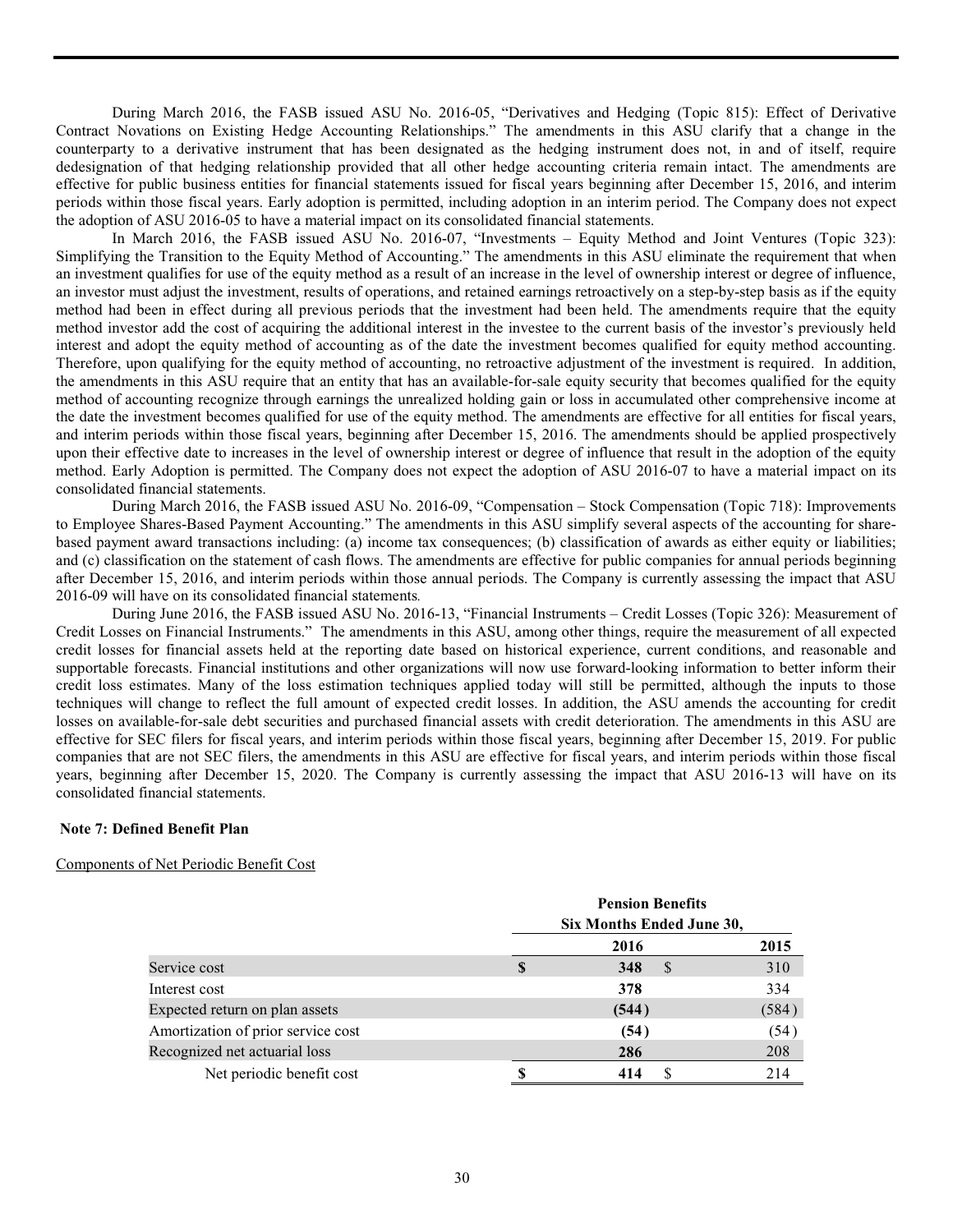During March 2016, the FASB issued ASU No. 2016-05, "Derivatives and Hedging (Topic 815): Effect of Derivative Contract Novations on Existing Hedge Accounting Relationships." The amendments in this ASU clarify that a change in the counterparty to a derivative instrument that has been designated as the hedging instrument does not, in and of itself, require dedesignation of that hedging relationship provided that all other hedge accounting criteria remain intact. The amendments are effective for public business entities for financial statements issued for fiscal years beginning after December 15, 2016, and interim periods within those fiscal years. Early adoption is permitted, including adoption in an interim period. The Company does not expect the adoption of ASU 2016-05 to have a material impact on its consolidated financial statements.

In March 2016, the FASB issued ASU No. 2016-07, "Investments – Equity Method and Joint Ventures (Topic 323): Simplifying the Transition to the Equity Method of Accounting." The amendments in this ASU eliminate the requirement that when an investment qualifies for use of the equity method as a result of an increase in the level of ownership interest or degree of influence, an investor must adjust the investment, results of operations, and retained earnings retroactively on a step-by-step basis as if the equity method had been in effect during all previous periods that the investment had been held. The amendments require that the equity method investor add the cost of acquiring the additional interest in the investee to the current basis of the investor's previously held interest and adopt the equity method of accounting as of the date the investment becomes qualified for equity method accounting. Therefore, upon qualifying for the equity method of accounting, no retroactive adjustment of the investment is required. In addition, the amendments in this ASU require that an entity that has an available-for-sale equity security that becomes qualified for the equity method of accounting recognize through earnings the unrealized holding gain or loss in accumulated other comprehensive income at the date the investment becomes qualified for use of the equity method. The amendments are effective for all entities for fiscal years, and interim periods within those fiscal years, beginning after December 15, 2016. The amendments should be applied prospectively upon their effective date to increases in the level of ownership interest or degree of influence that result in the adoption of the equity method. Early Adoption is permitted. The Company does not expect the adoption of ASU 2016-07 to have a material impact on its consolidated financial statements.

During March 2016, the FASB issued ASU No. 2016-09, "Compensation – Stock Compensation (Topic 718): Improvements to Employee Shares-Based Payment Accounting." The amendments in this ASU simplify several aspects of the accounting for share-based payment award transactions including: (a) income tax consequences; (b) classification of awards as either equity or liabilities; and (c) classification on the statement of cash flows. The amendments are effective for public companies for annual periods beginning after December 15, 2016, and interim periods within those annual periods. The Company is currently assessing the impact that ASU 2016-09 will have on its consolidated financial statements.

During June 2016, the FASB issued ASU No. 2016-13, "Financial Instruments – Credit Losses (Topic 326): Measurement of Credit Losses on Financial Instruments." The amendments in this ASU, among other things, require the measurement of all expected credit losses for financial assets held at the reporting date based on historical experience, current conditions, and reasonable and supportable forecasts. Financial institutions and other organizations will now use forward-looking information to better inform their credit loss estimates. Many of the loss estimation techniques applied today will still be permitted, although the inputs to those techniques will change to reflect the full amount of expected credit losses. In addition, the ASU amends the accounting for credit losses on available-for-sale debt securities and purchased financial assets with credit deterioration. The amendments in this ASU are effective for SEC filers for fiscal years, and interim periods within those fiscal years, beginning after December 15, 2019. For public companies that are not SEC filers, the amendments in this ASU are effective for fiscal years, and interim periods within those fiscal years, beginning after December 15, 2020. The Company is currently assessing the impact that ASU 2016-13 will have on its consolidated financial statements.

**Note 7: Defined Benefit Plan**

Components of Net Periodic Benefit Cost

| | Pension Benefits | |
|---|---|---|
| | Six Months Ended June 30, | |
| | **2016** | 2015 |
| Service cost | **$ 348** | $ 310 |
| Interest cost | **378** | 334 |
| Expected return on plan assets | **(544)** | (584) |
| Amortization of prior service cost | **(54)** | (54) |
| Recognized net actuarial loss | **286** | 208 |
| Net periodic benefit cost | **$ 414** | $ 214 |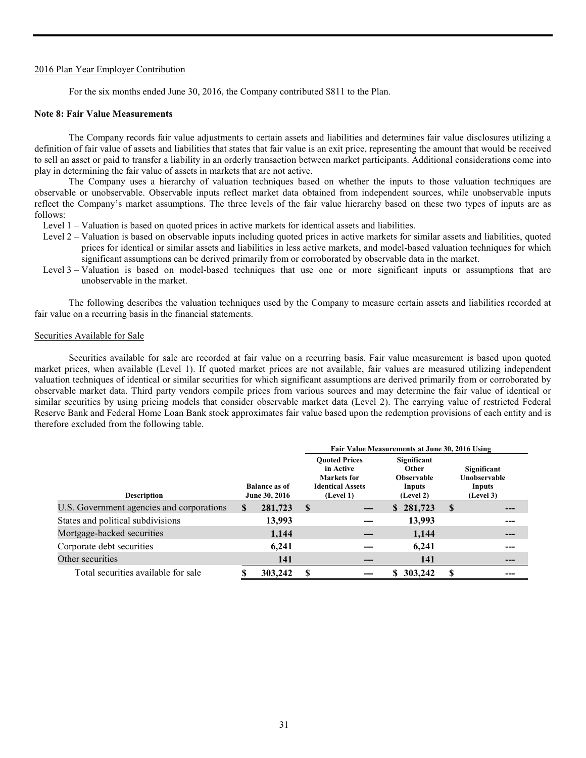2016 Plan Year Employer Contribution

For the six months ended June 30, 2016, the Company contributed $811 to the Plan.

**Note 8: Fair Value Measurements**

The Company records fair value adjustments to certain assets and liabilities and determines fair value disclosures utilizing a definition of fair value of assets and liabilities that states that fair value is an exit price, representing the amount that would be received to sell an asset or paid to transfer a liability in an orderly transaction between market participants. Additional considerations come into play in determining the fair value of assets in markets that are not active.

The Company uses a hierarchy of valuation techniques based on whether the inputs to those valuation techniques are observable or unobservable. Observable inputs reflect market data obtained from independent sources, while unobservable inputs reflect the Company's market assumptions. The three levels of the fair value hierarchy based on these two types of inputs are as follows:

Level 1 – Valuation is based on quoted prices in active markets for identical assets and liabilities.

Level 2 – Valuation is based on observable inputs including quoted prices in active markets for similar assets and liabilities, quoted prices for identical or similar assets and liabilities in less active markets, and model-based valuation techniques for which significant assumptions can be derived primarily from or corroborated by observable data in the market.

Level 3 – Valuation is based on model-based techniques that use one or more significant inputs or assumptions that are unobservable in the market.

The following describes the valuation techniques used by the Company to measure certain assets and liabilities recorded at fair value on a recurring basis in the financial statements.

Securities Available for Sale

Securities available for sale are recorded at fair value on a recurring basis. Fair value measurement is based upon quoted market prices, when available (Level 1). If quoted market prices are not available, fair values are measured utilizing independent valuation techniques of identical or similar securities for which significant assumptions are derived primarily from or corroborated by observable market data. Third party vendors compile prices from various sources and may determine the fair value of identical or similar securities by using pricing models that consider observable market data (Level 2). The carrying value of restricted Federal Reserve Bank and Federal Home Loan Bank stock approximates fair value based upon the redemption provisions of each entity and is therefore excluded from the following table.

| | | Fair Value Measurements at June 30, 2016 Using | | |
|---|---|---|---|---|
| **Description** | **Balance as of June 30, 2016** | **Quoted Prices in Active Markets for Identical Assets (Level 1)** | **Significant Other Observable Inputs (Level 2)** | **Significant Unobservable Inputs (Level 3)** |
| U.S. Government agencies and corporations | $ 281,723 | $ --- | $ 281,723 | $ --- |
| States and political subdivisions | 13,993 | --- | 13,993 | --- |
| Mortgage-backed securities | 1,144 | --- | 1,144 | --- |
| Corporate debt securities | 6,241 | --- | 6,241 | --- |
| Other securities | 141 | --- | 141 | --- |
| Total securities available for sale | $ 303,242 | $ --- | $ 303,242 | $ --- |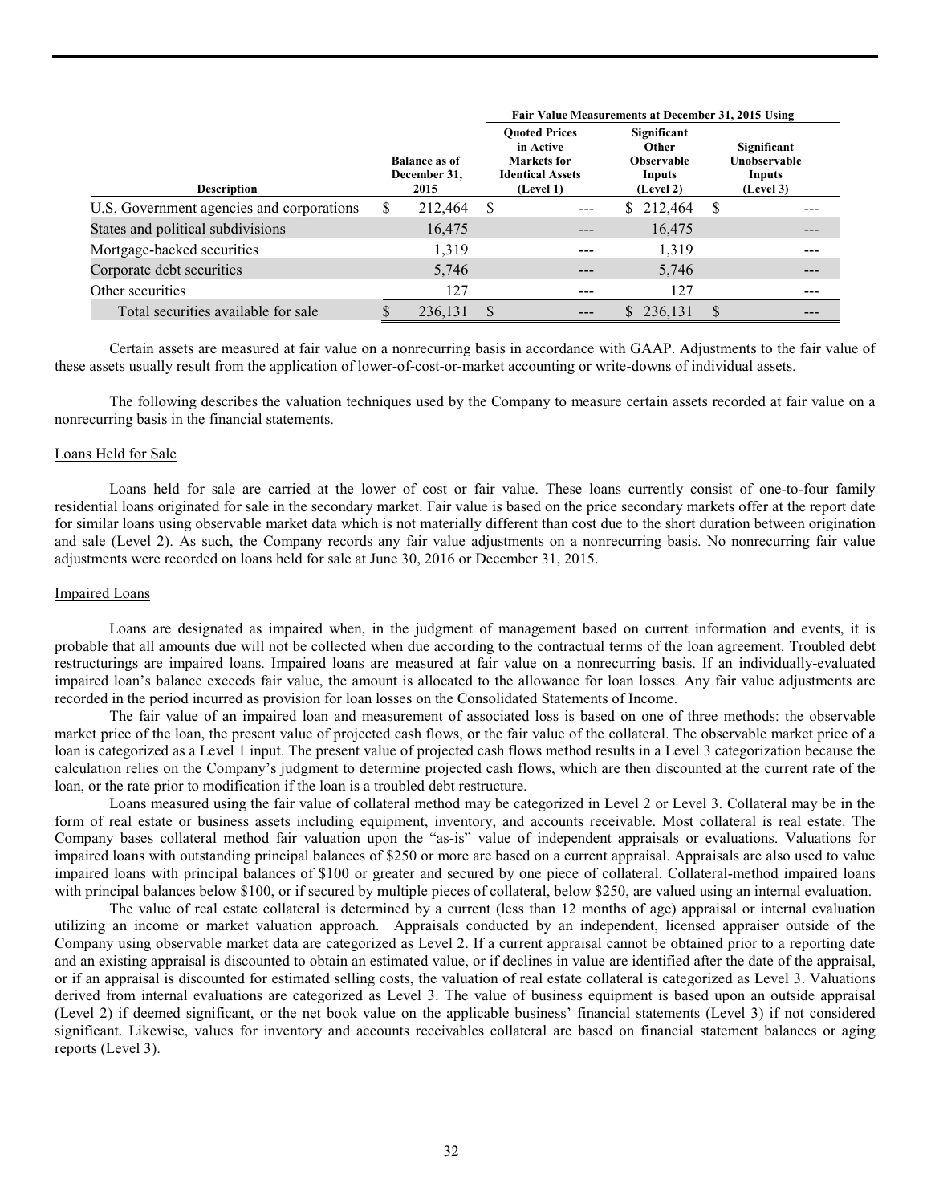| Description | Balance as of December 31, 2015 | Fair Value Measurements at December 31, 2015 Using | | |
|---|---|---|---|---|
| | | Quoted Prices in Active Markets for Identical Assets (Level 1) | Significant Other Observable Inputs (Level 2) | Significant Unobservable Inputs (Level 3) |
| U.S. Government agencies and corporations | $ 212,464 | $ --- | $ 212,464 | $ --- |
| States and political subdivisions | 16,475 | --- | 16,475 | --- |
| Mortgage-backed securities | 1,319 | --- | 1,319 | --- |
| Corporate debt securities | 5,746 | --- | 5,746 | --- |
| Other securities | 127 | --- | 127 | --- |
| Total securities available for sale | $ 236,131 | $ --- | $ 236,131 | $ --- |

Certain assets are measured at fair value on a nonrecurring basis in accordance with GAAP. Adjustments to the fair value of these assets usually result from the application of lower-of-cost-or-market accounting or write-downs of individual assets.

The following describes the valuation techniques used by the Company to measure certain assets recorded at fair value on a nonrecurring basis in the financial statements.

Loans Held for Sale

Loans held for sale are carried at the lower of cost or fair value. These loans currently consist of one-to-four family residential loans originated for sale in the secondary market. Fair value is based on the price secondary markets offer at the report date for similar loans using observable market data which is not materially different than cost due to the short duration between origination and sale (Level 2). As such, the Company records any fair value adjustments on a nonrecurring basis. No nonrecurring fair value adjustments were recorded on loans held for sale at June 30, 2016 or December 31, 2015.

Impaired Loans

Loans are designated as impaired when, in the judgment of management based on current information and events, it is probable that all amounts due will not be collected when due according to the contractual terms of the loan agreement. Troubled debt restructurings are impaired loans. Impaired loans are measured at fair value on a nonrecurring basis. If an individually-evaluated impaired loan's balance exceeds fair value, the amount is allocated to the allowance for loan losses. Any fair value adjustments are recorded in the period incurred as provision for loan losses on the Consolidated Statements of Income.

The fair value of an impaired loan and measurement of associated loss is based on one of three methods: the observable market price of the loan, the present value of projected cash flows, or the fair value of the collateral. The observable market price of a loan is categorized as a Level 1 input. The present value of projected cash flows method results in a Level 3 categorization because the calculation relies on the Company's judgment to determine projected cash flows, which are then discounted at the current rate of the loan, or the rate prior to modification if the loan is a troubled debt restructure.

Loans measured using the fair value of collateral method may be categorized in Level 2 or Level 3. Collateral may be in the form of real estate or business assets including equipment, inventory, and accounts receivable. Most collateral is real estate. The Company bases collateral method fair valuation upon the "as-is" value of independent appraisals or evaluations. Valuations for impaired loans with outstanding principal balances of $250 or more are based on a current appraisal. Appraisals are also used to value impaired loans with principal balances of $100 or greater and secured by one piece of collateral. Collateral-method impaired loans with principal balances below $100, or if secured by multiple pieces of collateral, below $250, are valued using an internal evaluation.

The value of real estate collateral is determined by a current (less than 12 months of age) appraisal or internal evaluation utilizing an income or market valuation approach. Appraisals conducted by an independent, licensed appraiser outside of the Company using observable market data are categorized as Level 2. If a current appraisal cannot be obtained prior to a reporting date and an existing appraisal is discounted to obtain an estimated value, or if declines in value are identified after the date of the appraisal, or if an appraisal is discounted for estimated selling costs, the valuation of real estate collateral is categorized as Level 3. Valuations derived from internal evaluations are categorized as Level 3. The value of business equipment is based upon an outside appraisal (Level 2) if deemed significant, or the net book value on the applicable business' financial statements (Level 3) if not considered significant. Likewise, values for inventory and accounts receivables collateral are based on financial statement balances or aging reports (Level 3).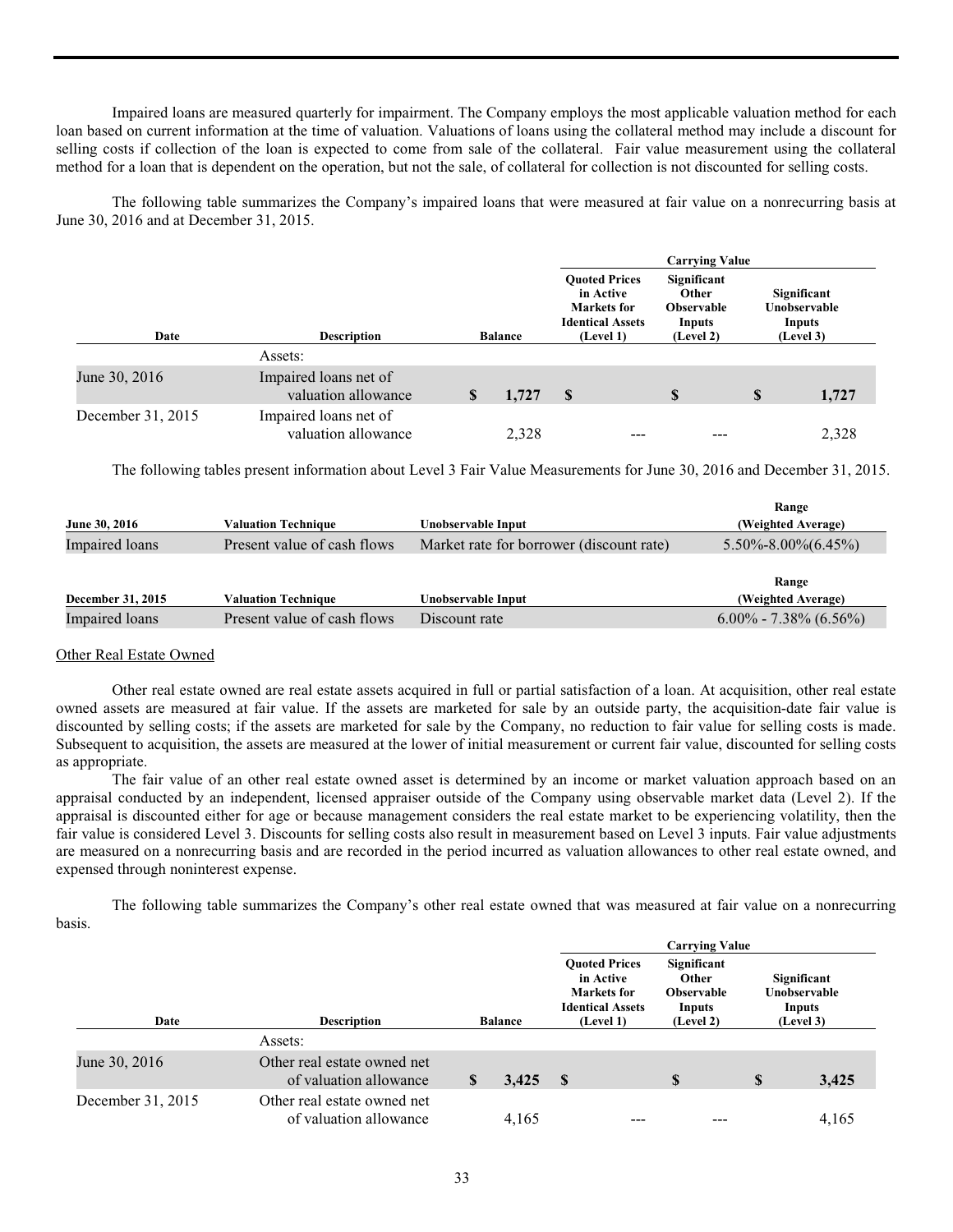Impaired loans are measured quarterly for impairment. The Company employs the most applicable valuation method for each loan based on current information at the time of valuation. Valuations of loans using the collateral method may include a discount for selling costs if collection of the loan is expected to come from sale of the collateral. Fair value measurement using the collateral method for a loan that is dependent on the operation, but not the sale, of collateral for collection is not discounted for selling costs.

The following table summarizes the Company's impaired loans that were measured at fair value on a nonrecurring basis at June 30, 2016 and at December 31, 2015.

| | | | Carrying Value | | |
|---|---|---|---|---|---|
| Date | Description | Balance | Quoted Prices in Active Markets for Identical Assets (Level 1) | Significant Other Observable Inputs (Level 2) | Significant Unobservable Inputs (Level 3) |
| | Assets: | | | | |
| June 30, 2016 | Impaired loans net of valuation allowance | $ 1,727 | $ | $ | $ 1,727 |
| December 31, 2015 | Impaired loans net of valuation allowance | 2,328 | --- | --- | 2,328 |

The following tables present information about Level 3 Fair Value Measurements for June 30, 2016 and December 31, 2015.

| June 30, 2016 | Valuation Technique | Unobservable Input | Range (Weighted Average) |
|---|---|---|---|
| Impaired loans | Present value of cash flows | Market rate for borrower (discount rate) | 5.50%-8.00%(6.45%) |

| December 31, 2015 | Valuation Technique | Unobservable Input | Range (Weighted Average) |
|---|---|---|---|
| Impaired loans | Present value of cash flows | Discount rate | 6.00% - 7.38% (6.56%) |

Other Real Estate Owned

Other real estate owned are real estate assets acquired in full or partial satisfaction of a loan. At acquisition, other real estate owned assets are measured at fair value. If the assets are marketed for sale by an outside party, the acquisition-date fair value is discounted by selling costs; if the assets are marketed for sale by the Company, no reduction to fair value for selling costs is made. Subsequent to acquisition, the assets are measured at the lower of initial measurement or current fair value, discounted for selling costs as appropriate.

The fair value of an other real estate owned asset is determined by an income or market valuation approach based on an appraisal conducted by an independent, licensed appraiser outside of the Company using observable market data (Level 2). If the appraisal is discounted either for age or because management considers the real estate market to be experiencing volatility, then the fair value is considered Level 3. Discounts for selling costs also result in measurement based on Level 3 inputs. Fair value adjustments are measured on a nonrecurring basis and are recorded in the period incurred as valuation allowances to other real estate owned, and expensed through noninterest expense.

The following table summarizes the Company's other real estate owned that was measured at fair value on a nonrecurring basis.

| | | | Carrying Value | | |
|---|---|---|---|---|---|
| Date | Description | Balance | Quoted Prices in Active Markets for Identical Assets (Level 1) | Significant Other Observable Inputs (Level 2) | Significant Unobservable Inputs (Level 3) |
| | Assets: | | | | |
| June 30, 2016 | Other real estate owned net of valuation allowance | $ 3,425 | $ | $ | $ 3,425 |
| December 31, 2015 | Other real estate owned net of valuation allowance | 4,165 | --- | --- | 4,165 |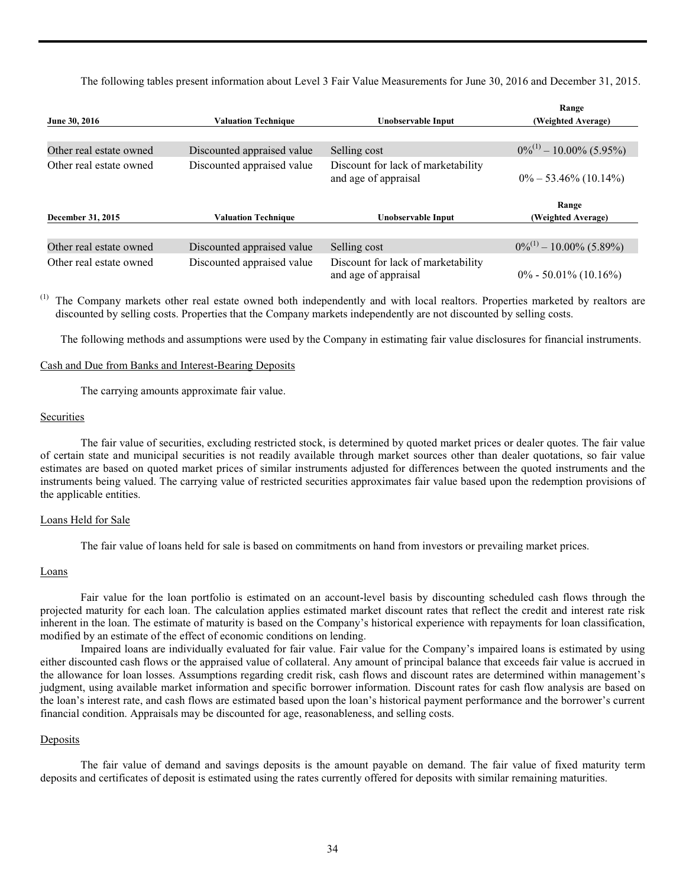The following tables present information about Level 3 Fair Value Measurements for June 30, 2016 and December 31, 2015.

| June 30, 2016 | Valuation Technique | Unobservable Input | Range (Weighted Average) |
|---|---|---|---|
| Other real estate owned | Discounted appraised value | Selling cost | 0%[(1)] – 10.00% (5.95%) |
| Other real estate owned | Discounted appraised value | Discount for lack of marketability and age of appraisal | 0% – 53.46% (10.14%) |

| December 31, 2015 | Valuation Technique | Unobservable Input | Range (Weighted Average) |
|---|---|---|---|
| Other real estate owned | Discounted appraised value | Selling cost | 0%[(1)] – 10.00% (5.89%) |
| Other real estate owned | Discounted appraised value | Discount for lack of marketability and age of appraisal | 0% - 50.01% (10.16%) |

(1) The Company markets other real estate owned both independently and with local realtors. Properties marketed by realtors are discounted by selling costs. Properties that the Company markets independently are not discounted by selling costs.

The following methods and assumptions were used by the Company in estimating fair value disclosures for financial instruments.

Cash and Due from Banks and Interest-Bearing Deposits

The carrying amounts approximate fair value.

Securities

The fair value of securities, excluding restricted stock, is determined by quoted market prices or dealer quotes. The fair value of certain state and municipal securities is not readily available through market sources other than dealer quotations, so fair value estimates are based on quoted market prices of similar instruments adjusted for differences between the quoted instruments and the instruments being valued. The carrying value of restricted securities approximates fair value based upon the redemption provisions of the applicable entities.

Loans Held for Sale

The fair value of loans held for sale is based on commitments on hand from investors or prevailing market prices.

Loans

Fair value for the loan portfolio is estimated on an account-level basis by discounting scheduled cash flows through the projected maturity for each loan. The calculation applies estimated market discount rates that reflect the credit and interest rate risk inherent in the loan. The estimate of maturity is based on the Company's historical experience with repayments for loan classification, modified by an estimate of the effect of economic conditions on lending.

Impaired loans are individually evaluated for fair value. Fair value for the Company's impaired loans is estimated by using either discounted cash flows or the appraised value of collateral. Any amount of principal balance that exceeds fair value is accrued in the allowance for loan losses. Assumptions regarding credit risk, cash flows and discount rates are determined within management's judgment, using available market information and specific borrower information. Discount rates for cash flow analysis are based on the loan's interest rate, and cash flows are estimated based upon the loan's historical payment performance and the borrower's current financial condition. Appraisals may be discounted for age, reasonableness, and selling costs.

Deposits

The fair value of demand and savings deposits is the amount payable on demand. The fair value of fixed maturity term deposits and certificates of deposit is estimated using the rates currently offered for deposits with similar remaining maturities.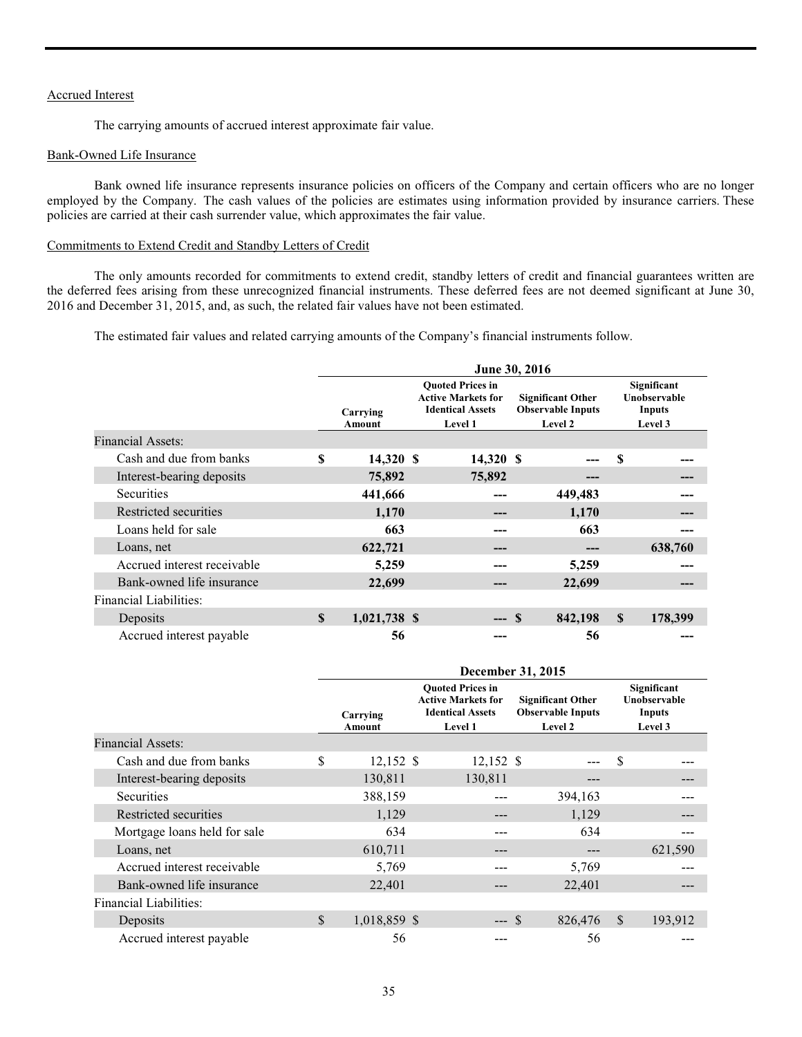Accrued Interest

The carrying amounts of accrued interest approximate fair value.

Bank-Owned Life Insurance

Bank owned life insurance represents insurance policies on officers of the Company and certain officers who are no longer employed by the Company. The cash values of the policies are estimates using information provided by insurance carriers. These policies are carried at their cash surrender value, which approximates the fair value.

Commitments to Extend Credit and Standby Letters of Credit

The only amounts recorded for commitments to extend credit, standby letters of credit and financial guarantees written are the deferred fees arising from these unrecognized financial instruments. These deferred fees are not deemed significant at June 30, 2016 and December 31, 2015, and, as such, the related fair values have not been estimated.

The estimated fair values and related carrying amounts of the Company's financial instruments follow.

| | June 30, 2016 | | | |
|---|---|---|---|---|
| | Carrying Amount | Quoted Prices in Active Markets for Identical Assets Level 1 | Significant Other Observable Inputs Level 2 | Significant Unobservable Inputs Level 3 |
| Financial Assets: | | | | |
| Cash and due from banks | **$ 14,320** | **$ 14,320** | **$ ---** | **$ ---** |
| Interest-bearing deposits | **75,892** | **75,892** | **---** | **---** |
| Securities | **441,666** | **---** | **449,483** | **---** |
| Restricted securities | **1,170** | **---** | **1,170** | **---** |
| Loans held for sale | **663** | **---** | **663** | **---** |
| Loans, net | **622,721** | **---** | **---** | **638,760** |
| Accrued interest receivable | **5,259** | **---** | **5,259** | **---** |
| Bank-owned life insurance | **22,699** | **---** | **22,699** | **---** |
| Financial Liabilities: | | | | |
| Deposits | **$ 1,021,738** | **$ ---** | **$ 842,198** | **$ 178,399** |
| Accrued interest payable | **56** | **---** | **56** | **---** |

| | December 31, 2015 | | | |
|---|---|---|---|---|
| | Carrying Amount | Quoted Prices in Active Markets for Identical Assets Level 1 | Significant Other Observable Inputs Level 2 | Significant Unobservable Inputs Level 3 |
| Financial Assets: | | | | |
| Cash and due from banks | $ 12,152 | $ 12,152 | $ --- | $ --- |
| Interest-bearing deposits | 130,811 | 130,811 | --- | --- |
| Securities | 388,159 | --- | 394,163 | --- |
| Restricted securities | 1,129 | --- | 1,129 | --- |
| Mortgage loans held for sale | 634 | --- | 634 | --- |
| Loans, net | 610,711 | --- | --- | 621,590 |
| Accrued interest receivable | 5,769 | --- | 5,769 | --- |
| Bank-owned life insurance | 22,401 | --- | 22,401 | --- |
| Financial Liabilities: | | | | |
| Deposits | $ 1,018,859 | $ --- | $ 826,476 | $ 193,912 |
| Accrued interest payable | 56 | --- | 56 | --- |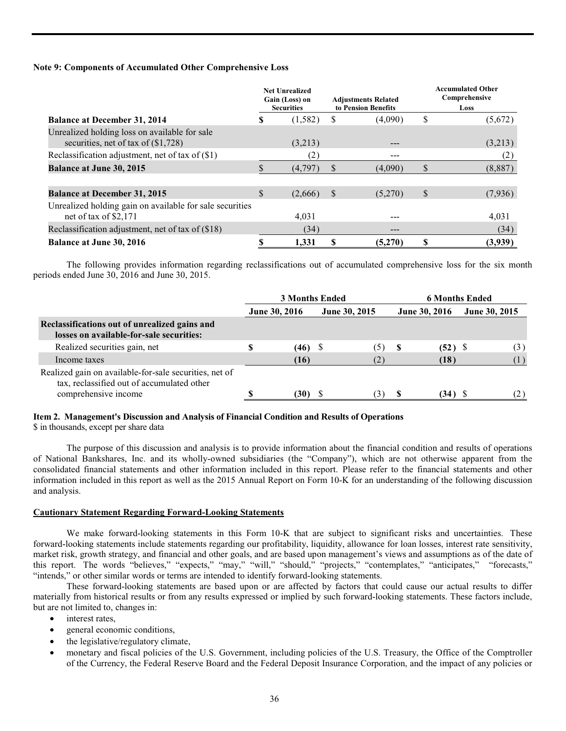**Note 9: Components of Accumulated Other Comprehensive Loss**

| | Net Unrealized Gain (Loss) on Securities | Adjustments Related to Pension Benefits | Accumulated Other Comprehensive Loss |
|---|---|---|---|
| **Balance at December 31, 2014** | $ (1,582) | $ (4,090) | $ (5,672) |
| Unrealized holding loss on available for sale securities, net of tax of ($1,728) | (3,213) | --- | (3,213) |
| Reclassification adjustment, net of tax of ($1) | (2) | --- | (2) |
| **Balance at June 30, 2015** | $ (4,797) | $ (4,090) | $ (8,887) |
| | | | |
| **Balance at December 31, 2015** | $ (2,666) | $ (5,270) | $ (7,936) |
| Unrealized holding gain on available for sale securities net of tax of $2,171 | 4,031 | --- | 4,031 |
| Reclassification adjustment, net of tax of ($18) | (34) | --- | (34) |
| **Balance at June 30, 2016** | **$ 1,331** | **$ (5,270)** | **$ (3,939)** |

The following provides information regarding reclassifications out of accumulated comprehensive loss for the six month periods ended June 30, 2016 and June 30, 2015.

| | 3 Months Ended | | 6 Months Ended | |
|---|---|---|---|---|
| | June 30, 2016 | June 30, 2015 | June 30, 2016 | June 30, 2015 |
| **Reclassifications out of unrealized gains and losses on available-for-sale securities:** | | | | |
| Realized securities gain, net | **$ (46)** | $ (5) | **$ (52)** | $ (3) |
| Income taxes | **(16)** | (2) | **(18)** | (1) |
| Realized gain on available-for-sale securities, net of tax, reclassified out of accumulated other comprehensive income | **$ (30)** | $ (3) | **$ (34)** | $ (2) |

**Item 2. Management's Discussion and Analysis of Financial Condition and Results of Operations**

$ in thousands, except per share data

The purpose of this discussion and analysis is to provide information about the financial condition and results of operations of National Bankshares, Inc. and its wholly-owned subsidiaries (the "Company"), which are not otherwise apparent from the consolidated financial statements and other information included in this report. Please refer to the financial statements and other information included in this report as well as the 2015 Annual Report on Form 10-K for an understanding of the following discussion and analysis.

**Cautionary Statement Regarding Forward-Looking Statements**

We make forward-looking statements in this Form 10-K that are subject to significant risks and uncertainties. These forward-looking statements include statements regarding our profitability, liquidity, allowance for loan losses, interest rate sensitivity, market risk, growth strategy, and financial and other goals, and are based upon management's views and assumptions as of the date of this report. The words "believes," "expects," "may," "will," "should," "projects," "contemplates," "anticipates," "forecasts," "intends," or other similar words or terms are intended to identify forward-looking statements.

These forward-looking statements are based upon or are affected by factors that could cause our actual results to differ materially from historical results or from any results expressed or implied by such forward-looking statements. These factors include, but are not limited to, changes in:

- interest rates,
- general economic conditions,
- the legislative/regulatory climate,
- monetary and fiscal policies of the U.S. Government, including policies of the U.S. Treasury, the Office of the Comptroller of the Currency, the Federal Reserve Board and the Federal Deposit Insurance Corporation, and the impact of any policies or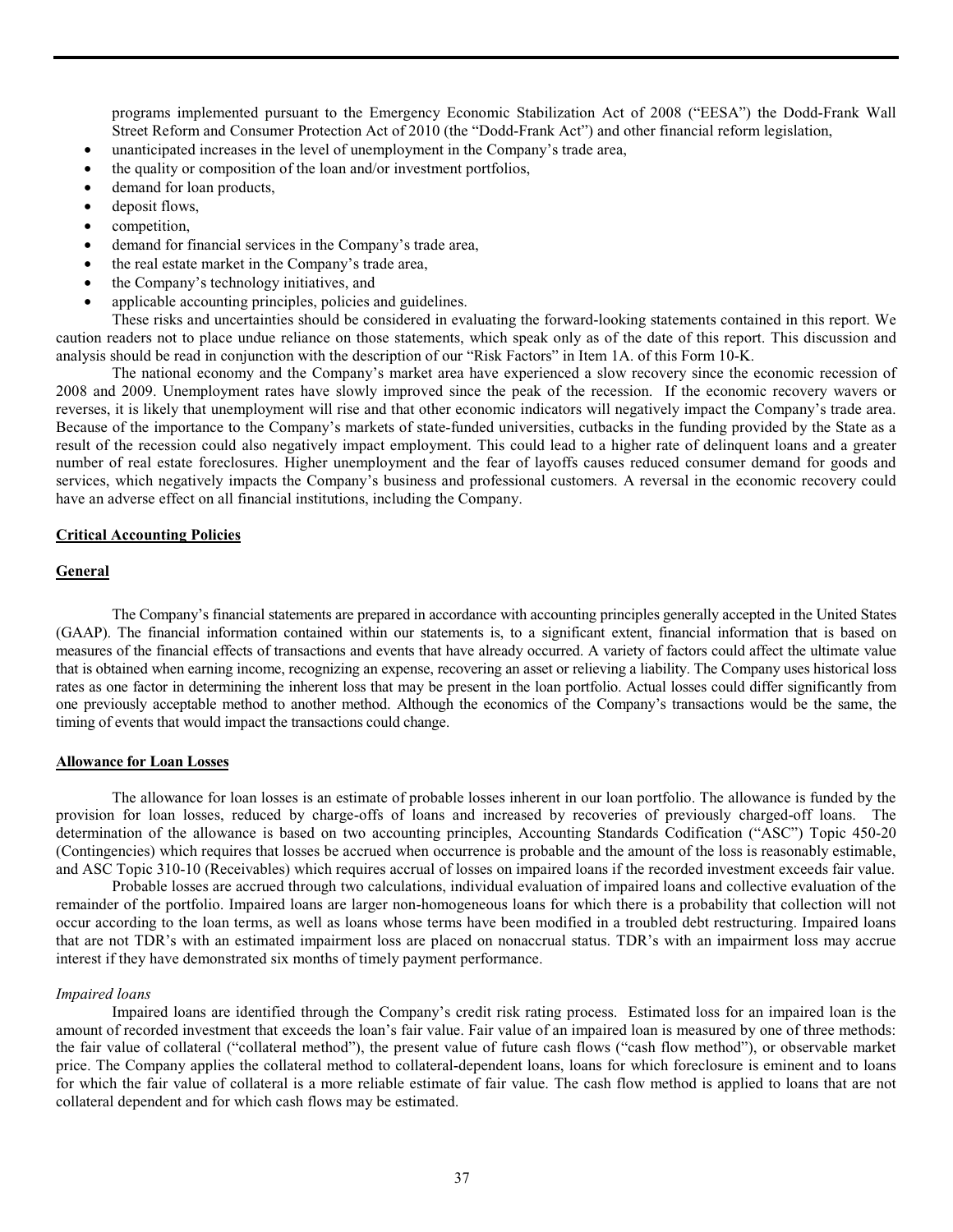programs implemented pursuant to the Emergency Economic Stabilization Act of 2008 ("EESA") the Dodd-Frank Wall Street Reform and Consumer Protection Act of 2010 (the "Dodd-Frank Act") and other financial reform legislation,

- unanticipated increases in the level of unemployment in the Company's trade area,
- the quality or composition of the loan and/or investment portfolios,
- demand for loan products,
- deposit flows,
- competition,
- demand for financial services in the Company's trade area,
- the real estate market in the Company's trade area,
- the Company's technology initiatives, and
- applicable accounting principles, policies and guidelines.

These risks and uncertainties should be considered in evaluating the forward-looking statements contained in this report. We caution readers not to place undue reliance on those statements, which speak only as of the date of this report. This discussion and analysis should be read in conjunction with the description of our "Risk Factors" in Item 1A. of this Form 10-K.

The national economy and the Company's market area have experienced a slow recovery since the economic recession of 2008 and 2009. Unemployment rates have slowly improved since the peak of the recession. If the economic recovery wavers or reverses, it is likely that unemployment will rise and that other economic indicators will negatively impact the Company's trade area. Because of the importance to the Company's markets of state-funded universities, cutbacks in the funding provided by the State as a result of the recession could also negatively impact employment. This could lead to a higher rate of delinquent loans and a greater number of real estate foreclosures. Higher unemployment and the fear of layoffs causes reduced consumer demand for goods and services, which negatively impacts the Company's business and professional customers. A reversal in the economic recovery could have an adverse effect on all financial institutions, including the Company.

## Critical Accounting Policies

### General

The Company's financial statements are prepared in accordance with accounting principles generally accepted in the United States (GAAP). The financial information contained within our statements is, to a significant extent, financial information that is based on measures of the financial effects of transactions and events that have already occurred. A variety of factors could affect the ultimate value that is obtained when earning income, recognizing an expense, recovering an asset or relieving a liability. The Company uses historical loss rates as one factor in determining the inherent loss that may be present in the loan portfolio. Actual losses could differ significantly from one previously acceptable method to another method. Although the economics of the Company's transactions would be the same, the timing of events that would impact the transactions could change.

### Allowance for Loan Losses

The allowance for loan losses is an estimate of probable losses inherent in our loan portfolio. The allowance is funded by the provision for loan losses, reduced by charge-offs of loans and increased by recoveries of previously charged-off loans. The determination of the allowance is based on two accounting principles, Accounting Standards Codification ("ASC") Topic 450-20 (Contingencies) which requires that losses be accrued when occurrence is probable and the amount of the loss is reasonably estimable, and ASC Topic 310-10 (Receivables) which requires accrual of losses on impaired loans if the recorded investment exceeds fair value.

Probable losses are accrued through two calculations, individual evaluation of impaired loans and collective evaluation of the remainder of the portfolio. Impaired loans are larger non-homogeneous loans for which there is a probability that collection will not occur according to the loan terms, as well as loans whose terms have been modified in a troubled debt restructuring. Impaired loans that are not TDR's with an estimated impairment loss are placed on nonaccrual status. TDR's with an impairment loss may accrue interest if they have demonstrated six months of timely payment performance.

*Impaired loans*

Impaired loans are identified through the Company's credit risk rating process. Estimated loss for an impaired loan is the amount of recorded investment that exceeds the loan's fair value. Fair value of an impaired loan is measured by one of three methods: the fair value of collateral ("collateral method"), the present value of future cash flows ("cash flow method"), or observable market price. The Company applies the collateral method to collateral-dependent loans, loans for which foreclosure is eminent and to loans for which the fair value of collateral is a more reliable estimate of fair value. The cash flow method is applied to loans that are not collateral dependent and for which cash flows may be estimated.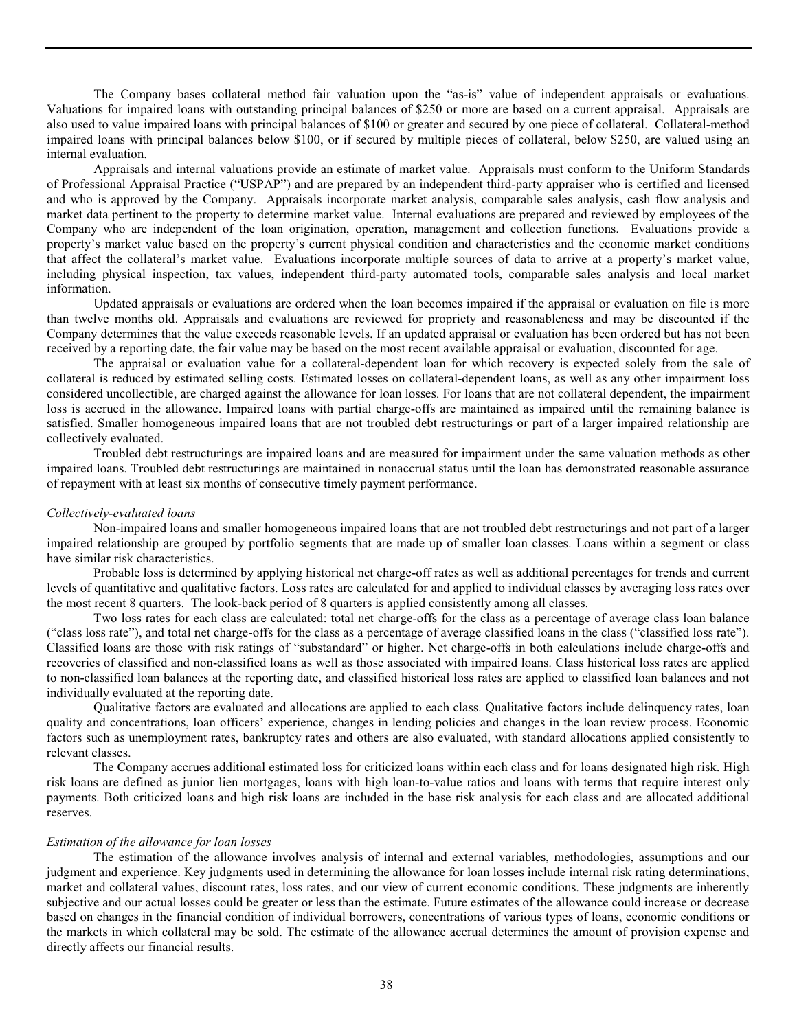The Company bases collateral method fair valuation upon the "as-is" value of independent appraisals or evaluations. Valuations for impaired loans with outstanding principal balances of $250 or more are based on a current appraisal. Appraisals are also used to value impaired loans with principal balances of $100 or greater and secured by one piece of collateral. Collateral-method impaired loans with principal balances below $100, or if secured by multiple pieces of collateral, below $250, are valued using an internal evaluation.

Appraisals and internal valuations provide an estimate of market value. Appraisals must conform to the Uniform Standards of Professional Appraisal Practice ("USPAP") and are prepared by an independent third-party appraiser who is certified and licensed and who is approved by the Company. Appraisals incorporate market analysis, comparable sales analysis, cash flow analysis and market data pertinent to the property to determine market value. Internal evaluations are prepared and reviewed by employees of the Company who are independent of the loan origination, operation, management and collection functions. Evaluations provide a property's market value based on the property's current physical condition and characteristics and the economic market conditions that affect the collateral's market value. Evaluations incorporate multiple sources of data to arrive at a property's market value, including physical inspection, tax values, independent third-party automated tools, comparable sales analysis and local market information.

Updated appraisals or evaluations are ordered when the loan becomes impaired if the appraisal or evaluation on file is more than twelve months old. Appraisals and evaluations are reviewed for propriety and reasonableness and may be discounted if the Company determines that the value exceeds reasonable levels. If an updated appraisal or evaluation has been ordered but has not been received by a reporting date, the fair value may be based on the most recent available appraisal or evaluation, discounted for age.

The appraisal or evaluation value for a collateral-dependent loan for which recovery is expected solely from the sale of collateral is reduced by estimated selling costs. Estimated losses on collateral-dependent loans, as well as any other impairment loss considered uncollectible, are charged against the allowance for loan losses. For loans that are not collateral dependent, the impairment loss is accrued in the allowance. Impaired loans with partial charge-offs are maintained as impaired until the remaining balance is satisfied. Smaller homogeneous impaired loans that are not troubled debt restructurings or part of a larger impaired relationship are collectively evaluated.

Troubled debt restructurings are impaired loans and are measured for impairment under the same valuation methods as other impaired loans. Troubled debt restructurings are maintained in nonaccrual status until the loan has demonstrated reasonable assurance of repayment with at least six months of consecutive timely payment performance.

*Collectively-evaluated loans*

Non-impaired loans and smaller homogeneous impaired loans that are not troubled debt restructurings and not part of a larger impaired relationship are grouped by portfolio segments that are made up of smaller loan classes. Loans within a segment or class have similar risk characteristics.

Probable loss is determined by applying historical net charge-off rates as well as additional percentages for trends and current levels of quantitative and qualitative factors. Loss rates are calculated for and applied to individual classes by averaging loss rates over the most recent 8 quarters. The look-back period of 8 quarters is applied consistently among all classes.

Two loss rates for each class are calculated: total net charge-offs for the class as a percentage of average class loan balance ("class loss rate"), and total net charge-offs for the class as a percentage of average classified loans in the class ("classified loss rate"). Classified loans are those with risk ratings of "substandard" or higher. Net charge-offs in both calculations include charge-offs and recoveries of classified and non-classified loans as well as those associated with impaired loans. Class historical loss rates are applied to non-classified loan balances at the reporting date, and classified historical loss rates are applied to classified loan balances and not individually evaluated at the reporting date.

Qualitative factors are evaluated and allocations are applied to each class. Qualitative factors include delinquency rates, loan quality and concentrations, loan officers' experience, changes in lending policies and changes in the loan review process. Economic factors such as unemployment rates, bankruptcy rates and others are also evaluated, with standard allocations applied consistently to relevant classes.

The Company accrues additional estimated loss for criticized loans within each class and for loans designated high risk. High risk loans are defined as junior lien mortgages, loans with high loan-to-value ratios and loans with terms that require interest only payments. Both criticized loans and high risk loans are included in the base risk analysis for each class and are allocated additional reserves.

*Estimation of the allowance for loan losses*

The estimation of the allowance involves analysis of internal and external variables, methodologies, assumptions and our judgment and experience. Key judgments used in determining the allowance for loan losses include internal risk rating determinations, market and collateral values, discount rates, loss rates, and our view of current economic conditions. These judgments are inherently subjective and our actual losses could be greater or less than the estimate. Future estimates of the allowance could increase or decrease based on changes in the financial condition of individual borrowers, concentrations of various types of loans, economic conditions or the markets in which collateral may be sold. The estimate of the allowance accrual determines the amount of provision expense and directly affects our financial results.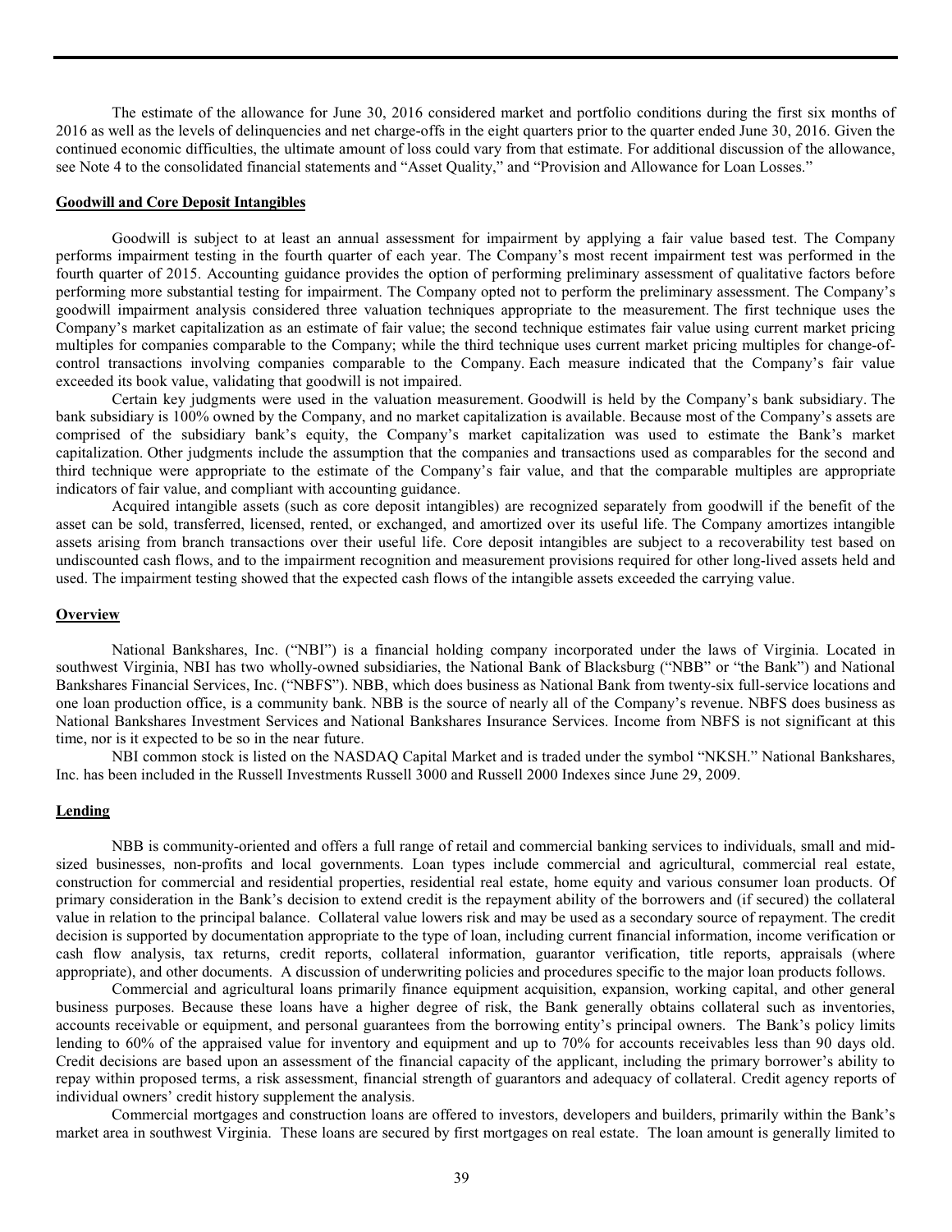The estimate of the allowance for June 30, 2016 considered market and portfolio conditions during the first six months of 2016 as well as the levels of delinquencies and net charge-offs in the eight quarters prior to the quarter ended June 30, 2016. Given the continued economic difficulties, the ultimate amount of loss could vary from that estimate. For additional discussion of the allowance, see Note 4 to the consolidated financial statements and "Asset Quality," and "Provision and Allowance for Loan Losses."

**Goodwill and Core Deposit Intangibles**

Goodwill is subject to at least an annual assessment for impairment by applying a fair value based test. The Company performs impairment testing in the fourth quarter of each year. The Company's most recent impairment test was performed in the fourth quarter of 2015. Accounting guidance provides the option of performing preliminary assessment of qualitative factors before performing more substantial testing for impairment. The Company opted not to perform the preliminary assessment. The Company's goodwill impairment analysis considered three valuation techniques appropriate to the measurement. The first technique uses the Company's market capitalization as an estimate of fair value; the second technique estimates fair value using current market pricing multiples for companies comparable to the Company; while the third technique uses current market pricing multiples for change-of-control transactions involving companies comparable to the Company. Each measure indicated that the Company's fair value exceeded its book value, validating that goodwill is not impaired.

Certain key judgments were used in the valuation measurement. Goodwill is held by the Company's bank subsidiary. The bank subsidiary is 100% owned by the Company, and no market capitalization is available. Because most of the Company's assets are comprised of the subsidiary bank's equity, the Company's market capitalization was used to estimate the Bank's market capitalization. Other judgments include the assumption that the companies and transactions used as comparables for the second and third technique were appropriate to the estimate of the Company's fair value, and that the comparable multiples are appropriate indicators of fair value, and compliant with accounting guidance.

Acquired intangible assets (such as core deposit intangibles) are recognized separately from goodwill if the benefit of the asset can be sold, transferred, licensed, rented, or exchanged, and amortized over its useful life. The Company amortizes intangible assets arising from branch transactions over their useful life. Core deposit intangibles are subject to a recoverability test based on undiscounted cash flows, and to the impairment recognition and measurement provisions required for other long-lived assets held and used. The impairment testing showed that the expected cash flows of the intangible assets exceeded the carrying value.

**Overview**

National Bankshares, Inc. ("NBI") is a financial holding company incorporated under the laws of Virginia. Located in southwest Virginia, NBI has two wholly-owned subsidiaries, the National Bank of Blacksburg ("NBB" or "the Bank") and National Bankshares Financial Services, Inc. ("NBFS"). NBB, which does business as National Bank from twenty-six full-service locations and one loan production office, is a community bank. NBB is the source of nearly all of the Company's revenue. NBFS does business as National Bankshares Investment Services and National Bankshares Insurance Services. Income from NBFS is not significant at this time, nor is it expected to be so in the near future.

NBI common stock is listed on the NASDAQ Capital Market and is traded under the symbol "NKSH." National Bankshares, Inc. has been included in the Russell Investments Russell 3000 and Russell 2000 Indexes since June 29, 2009.

**Lending**

NBB is community-oriented and offers a full range of retail and commercial banking services to individuals, small and mid-sized businesses, non-profits and local governments. Loan types include commercial and agricultural, commercial real estate, construction for commercial and residential properties, residential real estate, home equity and various consumer loan products. Of primary consideration in the Bank's decision to extend credit is the repayment ability of the borrowers and (if secured) the collateral value in relation to the principal balance. Collateral value lowers risk and may be used as a secondary source of repayment. The credit decision is supported by documentation appropriate to the type of loan, including current financial information, income verification or cash flow analysis, tax returns, credit reports, collateral information, guarantor verification, title reports, appraisals (where appropriate), and other documents. A discussion of underwriting policies and procedures specific to the major loan products follows.

Commercial and agricultural loans primarily finance equipment acquisition, expansion, working capital, and other general business purposes. Because these loans have a higher degree of risk, the Bank generally obtains collateral such as inventories, accounts receivable or equipment, and personal guarantees from the borrowing entity's principal owners. The Bank's policy limits lending to 60% of the appraised value for inventory and equipment and up to 70% for accounts receivables less than 90 days old. Credit decisions are based upon an assessment of the financial capacity of the applicant, including the primary borrower's ability to repay within proposed terms, a risk assessment, financial strength of guarantors and adequacy of collateral. Credit agency reports of individual owners' credit history supplement the analysis.

Commercial mortgages and construction loans are offered to investors, developers and builders, primarily within the Bank's market area in southwest Virginia. These loans are secured by first mortgages on real estate. The loan amount is generally limited to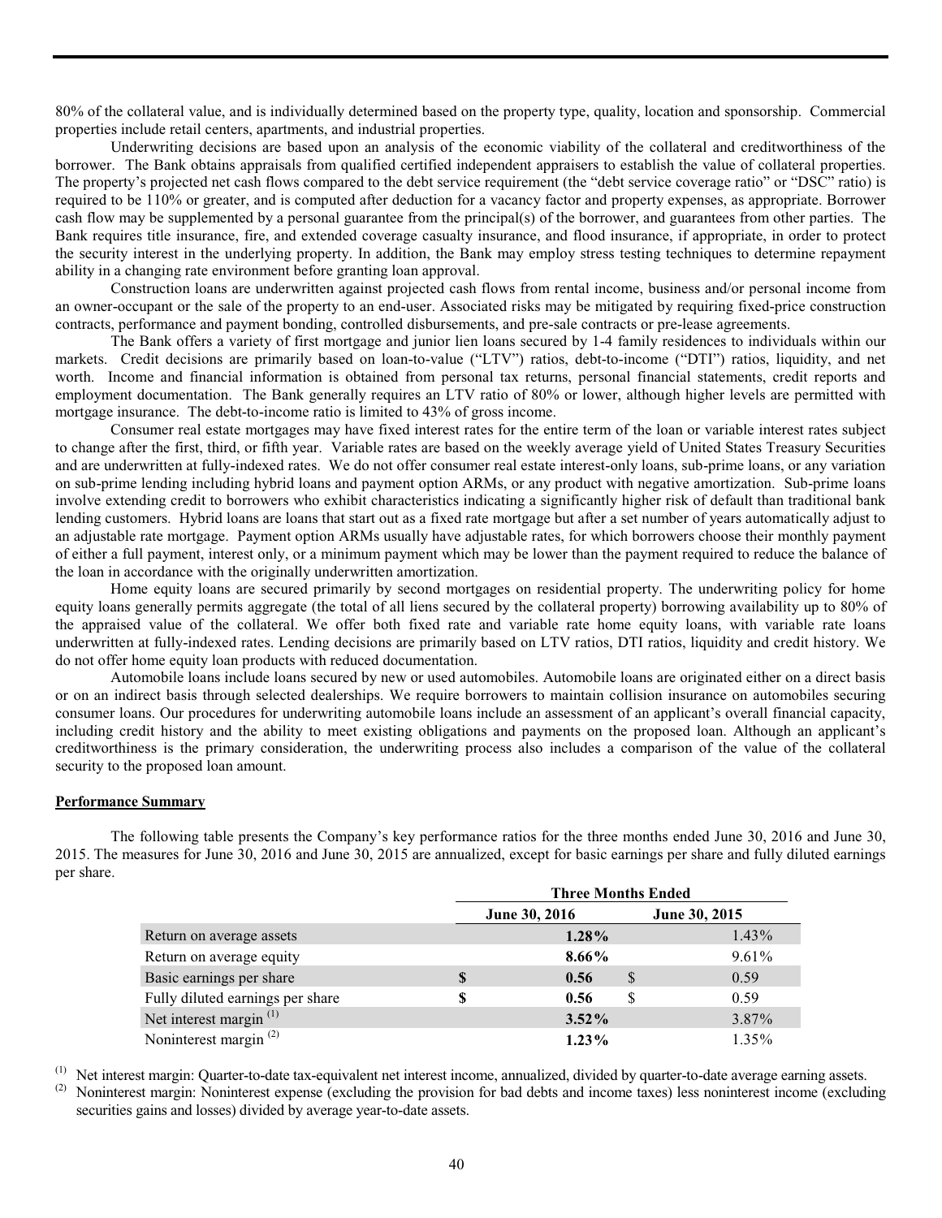80% of the collateral value, and is individually determined based on the property type, quality, location and sponsorship. Commercial properties include retail centers, apartments, and industrial properties.

Underwriting decisions are based upon an analysis of the economic viability of the collateral and creditworthiness of the borrower. The Bank obtains appraisals from qualified certified independent appraisers to establish the value of collateral properties. The property's projected net cash flows compared to the debt service requirement (the "debt service coverage ratio" or "DSC" ratio) is required to be 110% or greater, and is computed after deduction for a vacancy factor and property expenses, as appropriate. Borrower cash flow may be supplemented by a personal guarantee from the principal(s) of the borrower, and guarantees from other parties. The Bank requires title insurance, fire, and extended coverage casualty insurance, and flood insurance, if appropriate, in order to protect the security interest in the underlying property. In addition, the Bank may employ stress testing techniques to determine repayment ability in a changing rate environment before granting loan approval.

Construction loans are underwritten against projected cash flows from rental income, business and/or personal income from an owner-occupant or the sale of the property to an end-user. Associated risks may be mitigated by requiring fixed-price construction contracts, performance and payment bonding, controlled disbursements, and pre-sale contracts or pre-lease agreements.

The Bank offers a variety of first mortgage and junior lien loans secured by 1-4 family residences to individuals within our markets. Credit decisions are primarily based on loan-to-value ("LTV") ratios, debt-to-income ("DTI") ratios, liquidity, and net worth. Income and financial information is obtained from personal tax returns, personal financial statements, credit reports and employment documentation. The Bank generally requires an LTV ratio of 80% or lower, although higher levels are permitted with mortgage insurance. The debt-to-income ratio is limited to 43% of gross income.

Consumer real estate mortgages may have fixed interest rates for the entire term of the loan or variable interest rates subject to change after the first, third, or fifth year. Variable rates are based on the weekly average yield of United States Treasury Securities and are underwritten at fully-indexed rates. We do not offer consumer real estate interest-only loans, sub-prime loans, or any variation on sub-prime lending including hybrid loans and payment option ARMs, or any product with negative amortization. Sub-prime loans involve extending credit to borrowers who exhibit characteristics indicating a significantly higher risk of default than traditional bank lending customers. Hybrid loans are loans that start out as a fixed rate mortgage but after a set number of years automatically adjust to an adjustable rate mortgage. Payment option ARMs usually have adjustable rates, for which borrowers choose their monthly payment of either a full payment, interest only, or a minimum payment which may be lower than the payment required to reduce the balance of the loan in accordance with the originally underwritten amortization.

Home equity loans are secured primarily by second mortgages on residential property. The underwriting policy for home equity loans generally permits aggregate (the total of all liens secured by the collateral property) borrowing availability up to 80% of the appraised value of the collateral. We offer both fixed rate and variable rate home equity loans, with variable rate loans underwritten at fully-indexed rates. Lending decisions are primarily based on LTV ratios, DTI ratios, liquidity and credit history. We do not offer home equity loan products with reduced documentation.

Automobile loans include loans secured by new or used automobiles. Automobile loans are originated either on a direct basis or on an indirect basis through selected dealerships. We require borrowers to maintain collision insurance on automobiles securing consumer loans. Our procedures for underwriting automobile loans include an assessment of an applicant's overall financial capacity, including credit history and the ability to meet existing obligations and payments on the proposed loan. Although an applicant's creditworthiness is the primary consideration, the underwriting process also includes a comparison of the value of the collateral security to the proposed loan amount.

**Performance Summary**

The following table presents the Company's key performance ratios for the three months ended June 30, 2016 and June 30, 2015. The measures for June 30, 2016 and June 30, 2015 are annualized, except for basic earnings per share and fully diluted earnings per share.

| | Three Months Ended | |
|---|---|---|
| | June 30, 2016 | June 30, 2015 |
| Return on average assets | **1.28%** | 1.43% |
| Return on average equity | **8.66%** | 9.61% |
| Basic earnings per share | **$ 0.56** | $ 0.59 |
| Fully diluted earnings per share | **$ 0.56** | $ 0.59 |
| Net interest margin [(1)] | **3.52%** | 3.87% |
| Noninterest margin [(2)] | **1.23%** | 1.35% |

[(1)] Net interest margin: Quarter-to-date tax-equivalent net interest income, annualized, divided by quarter-to-date average earning assets.

[(2)] Noninterest margin: Noninterest expense (excluding the provision for bad debts and income taxes) less noninterest income (excluding securities gains and losses) divided by average year-to-date assets.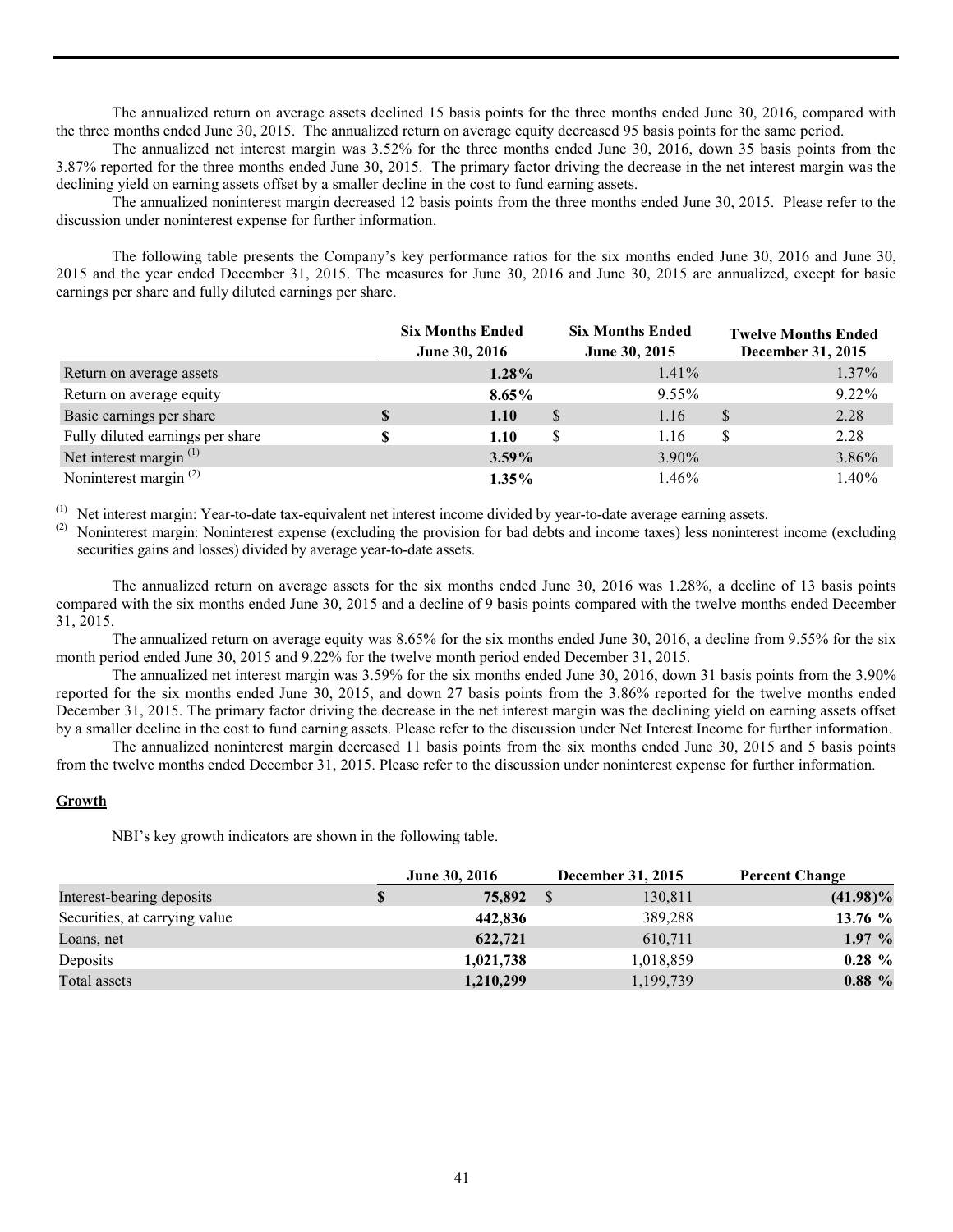The annualized return on average assets declined 15 basis points for the three months ended June 30, 2016, compared with the three months ended June 30, 2015. The annualized return on average equity decreased 95 basis points for the same period.

The annualized net interest margin was 3.52% for the three months ended June 30, 2016, down 35 basis points from the 3.87% reported for the three months ended June 30, 2015. The primary factor driving the decrease in the net interest margin was the declining yield on earning assets offset by a smaller decline in the cost to fund earning assets.

The annualized noninterest margin decreased 12 basis points from the three months ended June 30, 2015. Please refer to the discussion under noninterest expense for further information.

The following table presents the Company's key performance ratios for the six months ended June 30, 2016 and June 30, 2015 and the year ended December 31, 2015. The measures for June 30, 2016 and June 30, 2015 are annualized, except for basic earnings per share and fully diluted earnings per share.

| | Six Months Ended June 30, 2016 | Six Months Ended June 30, 2015 | Twelve Months Ended December 31, 2015 |
|---|---|---|---|
| Return on average assets | **1.28%** | 1.41% | 1.37% |
| Return on average equity | **8.65%** | 9.55% | 9.22% |
| Basic earnings per share | **$ 1.10** | $ 1.16 | $ 2.28 |
| Fully diluted earnings per share | **$ 1.10** | $ 1.16 | $ 2.28 |
| Net interest margin [1] | **3.59%** | 3.90% | 3.86% |
| Noninterest margin [2] | **1.35%** | 1.46% | 1.40% |

[1] Net interest margin: Year-to-date tax-equivalent net interest income divided by year-to-date average earning assets.

[2] Noninterest margin: Noninterest expense (excluding the provision for bad debts and income taxes) less noninterest income (excluding securities gains and losses) divided by average year-to-date assets.

The annualized return on average assets for the six months ended June 30, 2016 was 1.28%, a decline of 13 basis points compared with the six months ended June 30, 2015 and a decline of 9 basis points compared with the twelve months ended December 31, 2015.

The annualized return on average equity was 8.65% for the six months ended June 30, 2016, a decline from 9.55% for the six month period ended June 30, 2015 and 9.22% for the twelve month period ended December 31, 2015.

The annualized net interest margin was 3.59% for the six months ended June 30, 2016, down 31 basis points from the 3.90% reported for the six months ended June 30, 2015, and down 27 basis points from the 3.86% reported for the twelve months ended December 31, 2015. The primary factor driving the decrease in the net interest margin was the declining yield on earning assets offset by a smaller decline in the cost to fund earning assets. Please refer to the discussion under Net Interest Income for further information.

The annualized noninterest margin decreased 11 basis points from the six months ended June 30, 2015 and 5 basis points from the twelve months ended December 31, 2015. Please refer to the discussion under noninterest expense for further information.

## Growth

NBI's key growth indicators are shown in the following table.

| | June 30, 2016 | December 31, 2015 | Percent Change |
|---|---|---|---|
| Interest-bearing deposits | **$ 75,892** | $ 130,811 | **(41.98)%** |
| Securities, at carrying value | **442,836** | 389,288 | **13.76 %** |
| Loans, net | **622,721** | 610,711 | **1.97 %** |
| Deposits | **1,021,738** | 1,018,859 | **0.28 %** |
| Total assets | **1,210,299** | 1,199,739 | **0.88 %** |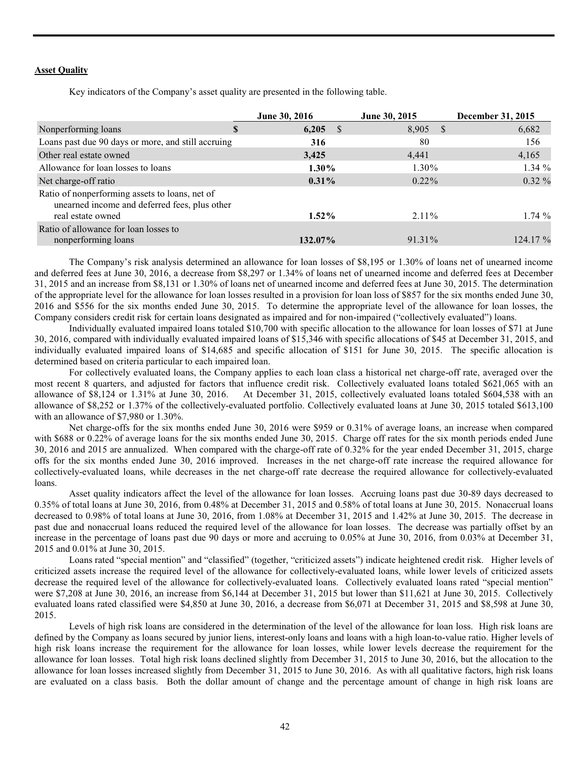**Asset Quality**

Key indicators of the Company's asset quality are presented in the following table.

| | June 30, 2016 | June 30, 2015 | December 31, 2015 |
|---|---|---|---|
| Nonperforming loans | **$ 6,205** | $ 8,905 | $ 6,682 |
| Loans past due 90 days or more, and still accruing | **316** | 80 | 156 |
| Other real estate owned | **3,425** | 4,441 | 4,165 |
| Allowance for loan losses to loans | **1.30%** | 1.30% | 1.34 % |
| Net charge-off ratio | **0.31%** | 0.22% | 0.32 % |
| Ratio of nonperforming assets to loans, net of unearned income and deferred fees, plus other real estate owned | **1.52%** | 2.11% | 1.74 % |
| Ratio of allowance for loan losses to nonperforming loans | **132.07%** | 91.31% | 124.17 % |

The Company's risk analysis determined an allowance for loan losses of $8,195 or 1.30% of loans net of unearned income and deferred fees at June 30, 2016, a decrease from $8,297 or 1.34% of loans net of unearned income and deferred fees at December 31, 2015 and an increase from $8,131 or 1.30% of loans net of unearned income and deferred fees at June 30, 2015. The determination of the appropriate level for the allowance for loan losses resulted in a provision for loan loss of $857 for the six months ended June 30, 2016 and $556 for the six months ended June 30, 2015. To determine the appropriate level of the allowance for loan losses, the Company considers credit risk for certain loans designated as impaired and for non-impaired ("collectively evaluated") loans.

Individually evaluated impaired loans totaled $10,700 with specific allocation to the allowance for loan losses of $71 at June 30, 2016, compared with individually evaluated impaired loans of $15,346 with specific allocations of $45 at December 31, 2015, and individually evaluated impaired loans of $14,685 and specific allocation of $151 for June 30, 2015. The specific allocation is determined based on criteria particular to each impaired loan.

For collectively evaluated loans, the Company applies to each loan class a historical net charge-off rate, averaged over the most recent 8 quarters, and adjusted for factors that influence credit risk. Collectively evaluated loans totaled $621,065 with an allowance of $8,124 or 1.31% at June 30, 2016. At December 31, 2015, collectively evaluated loans totaled $604,538 with an allowance of $8,252 or 1.37% of the collectively-evaluated portfolio. Collectively evaluated loans at June 30, 2015 totaled $613,100 with an allowance of $7,980 or 1.30%.

Net charge-offs for the six months ended June 30, 2016 were $959 or 0.31% of average loans, an increase when compared with $688 or 0.22% of average loans for the six months ended June 30, 2015. Charge off rates for the six month periods ended June 30, 2016 and 2015 are annualized. When compared with the charge-off rate of 0.32% for the year ended December 31, 2015, charge offs for the six months ended June 30, 2016 improved. Increases in the net charge-off rate increase the required allowance for collectively-evaluated loans, while decreases in the net charge-off rate decrease the required allowance for collectively-evaluated loans.

Asset quality indicators affect the level of the allowance for loan losses. Accruing loans past due 30-89 days decreased to 0.35% of total loans at June 30, 2016, from 0.48% at December 31, 2015 and 0.58% of total loans at June 30, 2015. Nonaccrual loans decreased to 0.98% of total loans at June 30, 2016, from 1.08% at December 31, 2015 and 1.42% at June 30, 2015. The decrease in past due and nonaccrual loans reduced the required level of the allowance for loan losses. The decrease was partially offset by an increase in the percentage of loans past due 90 days or more and accruing to 0.05% at June 30, 2016, from 0.03% at December 31, 2015 and 0.01% at June 30, 2015.

Loans rated "special mention" and "classified" (together, "criticized assets") indicate heightened credit risk. Higher levels of criticized assets increase the required level of the allowance for collectively-evaluated loans, while lower levels of criticized assets decrease the required level of the allowance for collectively-evaluated loans. Collectively evaluated loans rated "special mention" were $7,208 at June 30, 2016, an increase from $6,144 at December 31, 2015 but lower than $11,621 at June 30, 2015. Collectively evaluated loans rated classified were $4,850 at June 30, 2016, a decrease from $6,071 at December 31, 2015 and $8,598 at June 30, 2015.

Levels of high risk loans are considered in the determination of the level of the allowance for loan loss. High risk loans are defined by the Company as loans secured by junior liens, interest-only loans and loans with a high loan-to-value ratio. Higher levels of high risk loans increase the requirement for the allowance for loan losses, while lower levels decrease the requirement for the allowance for loan losses. Total high risk loans declined slightly from December 31, 2015 to June 30, 2016, but the allocation to the allowance for loan losses increased slightly from December 31, 2015 to June 30, 2016. As with all qualitative factors, high risk loans are evaluated on a class basis. Both the dollar amount of change and the percentage amount of change in high risk loans are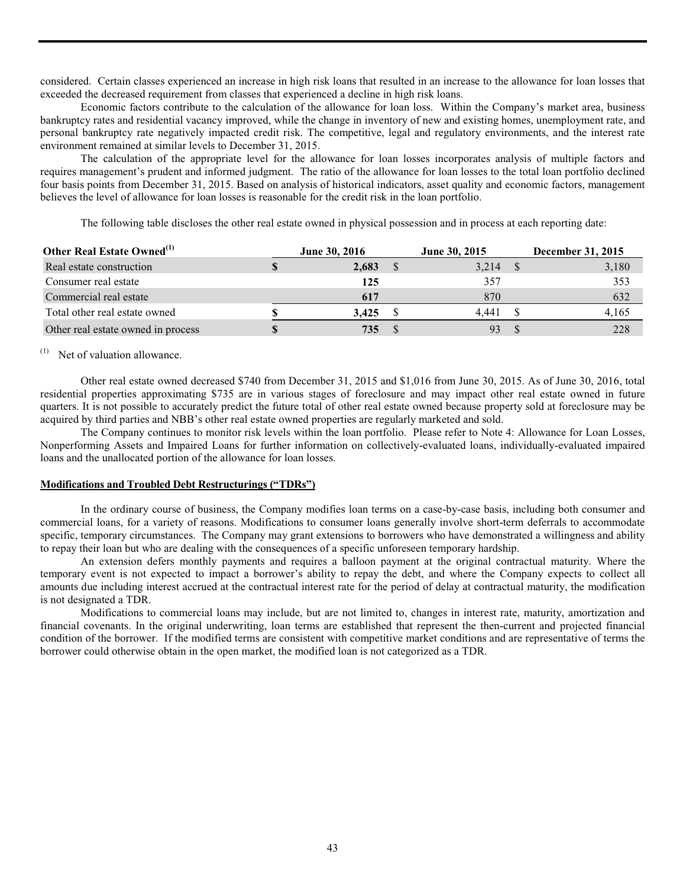considered. Certain classes experienced an increase in high risk loans that resulted in an increase to the allowance for loan losses that exceeded the decreased requirement from classes that experienced a decline in high risk loans.

Economic factors contribute to the calculation of the allowance for loan loss. Within the Company's market area, business bankruptcy rates and residential vacancy improved, while the change in inventory of new and existing homes, unemployment rate, and personal bankruptcy rate negatively impacted credit risk. The competitive, legal and regulatory environments, and the interest rate environment remained at similar levels to December 31, 2015.

The calculation of the appropriate level for the allowance for loan losses incorporates analysis of multiple factors and requires management's prudent and informed judgment. The ratio of the allowance for loan losses to the total loan portfolio declined four basis points from December 31, 2015. Based on analysis of historical indicators, asset quality and economic factors, management believes the level of allowance for loan losses is reasonable for the credit risk in the loan portfolio.

The following table discloses the other real estate owned in physical possession and in process at each reporting date:

| **Other Real Estate Owned**[1] | **June 30, 2016** | **June 30, 2015** | **December 31, 2015** |
|---|---|---|---|
| Real estate construction | **$ 2,683** | $ 3,214 | $ 3,180 |
| Consumer real estate | **125** | 357 | 353 |
| Commercial real estate | **617** | 870 | 632 |
| Total other real estate owned | **$ 3,425** | $ 4,441 | $ 4,165 |
| Other real estate owned in process | **$ 735** | $ 93 | $ 228 |

[1] Net of valuation allowance.

Other real estate owned decreased $740 from December 31, 2015 and $1,016 from June 30, 2015. As of June 30, 2016, total residential properties approximating $735 are in various stages of foreclosure and may impact other real estate owned in future quarters. It is not possible to accurately predict the future total of other real estate owned because property sold at foreclosure may be acquired by third parties and NBB's other real estate owned properties are regularly marketed and sold.

The Company continues to monitor risk levels within the loan portfolio. Please refer to Note 4: Allowance for Loan Losses, Nonperforming Assets and Impaired Loans for further information on collectively-evaluated loans, individually-evaluated impaired loans and the unallocated portion of the allowance for loan losses.

**Modifications and Troubled Debt Restructurings ("TDRs")**

In the ordinary course of business, the Company modifies loan terms on a case-by-case basis, including both consumer and commercial loans, for a variety of reasons. Modifications to consumer loans generally involve short-term deferrals to accommodate specific, temporary circumstances. The Company may grant extensions to borrowers who have demonstrated a willingness and ability to repay their loan but who are dealing with the consequences of a specific unforeseen temporary hardship.

An extension defers monthly payments and requires a balloon payment at the original contractual maturity. Where the temporary event is not expected to impact a borrower's ability to repay the debt, and where the Company expects to collect all amounts due including interest accrued at the contractual interest rate for the period of delay at contractual maturity, the modification is not designated a TDR.

Modifications to commercial loans may include, but are not limited to, changes in interest rate, maturity, amortization and financial covenants. In the original underwriting, loan terms are established that represent the then-current and projected financial condition of the borrower. If the modified terms are consistent with competitive market conditions and are representative of terms the borrower could otherwise obtain in the open market, the modified loan is not categorized as a TDR.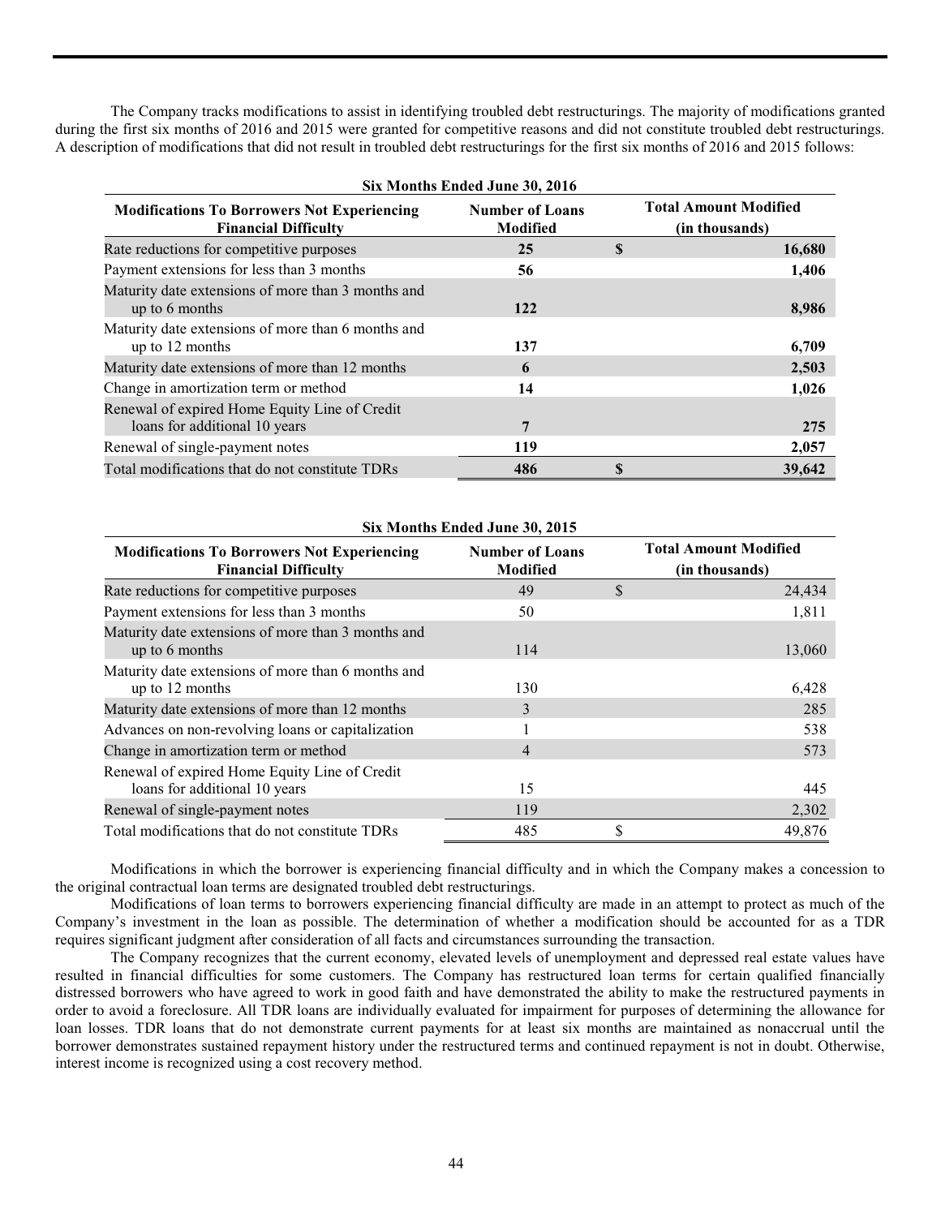The Company tracks modifications to assist in identifying troubled debt restructurings. The majority of modifications granted during the first six months of 2016 and 2015 were granted for competitive reasons and did not constitute troubled debt restructurings. A description of modifications that did not result in troubled debt restructurings for the first six months of 2016 and 2015 follows:

| Six Months Ended June 30, 2016 | | |
|---|---|---|
| **Modifications To Borrowers Not Experiencing Financial Difficulty** | **Number of Loans Modified** | **Total Amount Modified (in thousands)** |
| Rate reductions for competitive purposes | **25** | **$ 16,680** |
| Payment extensions for less than 3 months | **56** | **1,406** |
| Maturity date extensions of more than 3 months and up to 6 months | **122** | **8,986** |
| Maturity date extensions of more than 6 months and up to 12 months | **137** | **6,709** |
| Maturity date extensions of more than 12 months | **6** | **2,503** |
| Change in amortization term or method | **14** | **1,026** |
| Renewal of expired Home Equity Line of Credit loans for additional 10 years | **7** | **275** |
| Renewal of single-payment notes | **119** | **2,057** |
| Total modifications that do not constitute TDRs | **486** | **$ 39,642** |

| Six Months Ended June 30, 2015 | | |
|---|---|---|
| **Modifications To Borrowers Not Experiencing Financial Difficulty** | **Number of Loans Modified** | **Total Amount Modified (in thousands)** |
| Rate reductions for competitive purposes | 49 | $ 24,434 |
| Payment extensions for less than 3 months | 50 | 1,811 |
| Maturity date extensions of more than 3 months and up to 6 months | 114 | 13,060 |
| Maturity date extensions of more than 6 months and up to 12 months | 130 | 6,428 |
| Maturity date extensions of more than 12 months | 3 | 285 |
| Advances on non-revolving loans or capitalization | 1 | 538 |
| Change in amortization term or method | 4 | 573 |
| Renewal of expired Home Equity Line of Credit loans for additional 10 years | 15 | 445 |
| Renewal of single-payment notes | 119 | 2,302 |
| Total modifications that do not constitute TDRs | 485 | $ 49,876 |

Modifications in which the borrower is experiencing financial difficulty and in which the Company makes a concession to the original contractual loan terms are designated troubled debt restructurings.

Modifications of loan terms to borrowers experiencing financial difficulty are made in an attempt to protect as much of the Company's investment in the loan as possible. The determination of whether a modification should be accounted for as a TDR requires significant judgment after consideration of all facts and circumstances surrounding the transaction.

The Company recognizes that the current economy, elevated levels of unemployment and depressed real estate values have resulted in financial difficulties for some customers. The Company has restructured loan terms for certain qualified financially distressed borrowers who have agreed to work in good faith and have demonstrated the ability to make the restructured payments in order to avoid a foreclosure. All TDR loans are individually evaluated for impairment for purposes of determining the allowance for loan losses. TDR loans that do not demonstrate current payments for at least six months are maintained as nonaccrual until the borrower demonstrates sustained repayment history under the restructured terms and continued repayment is not in doubt. Otherwise, interest income is recognized using a cost recovery method.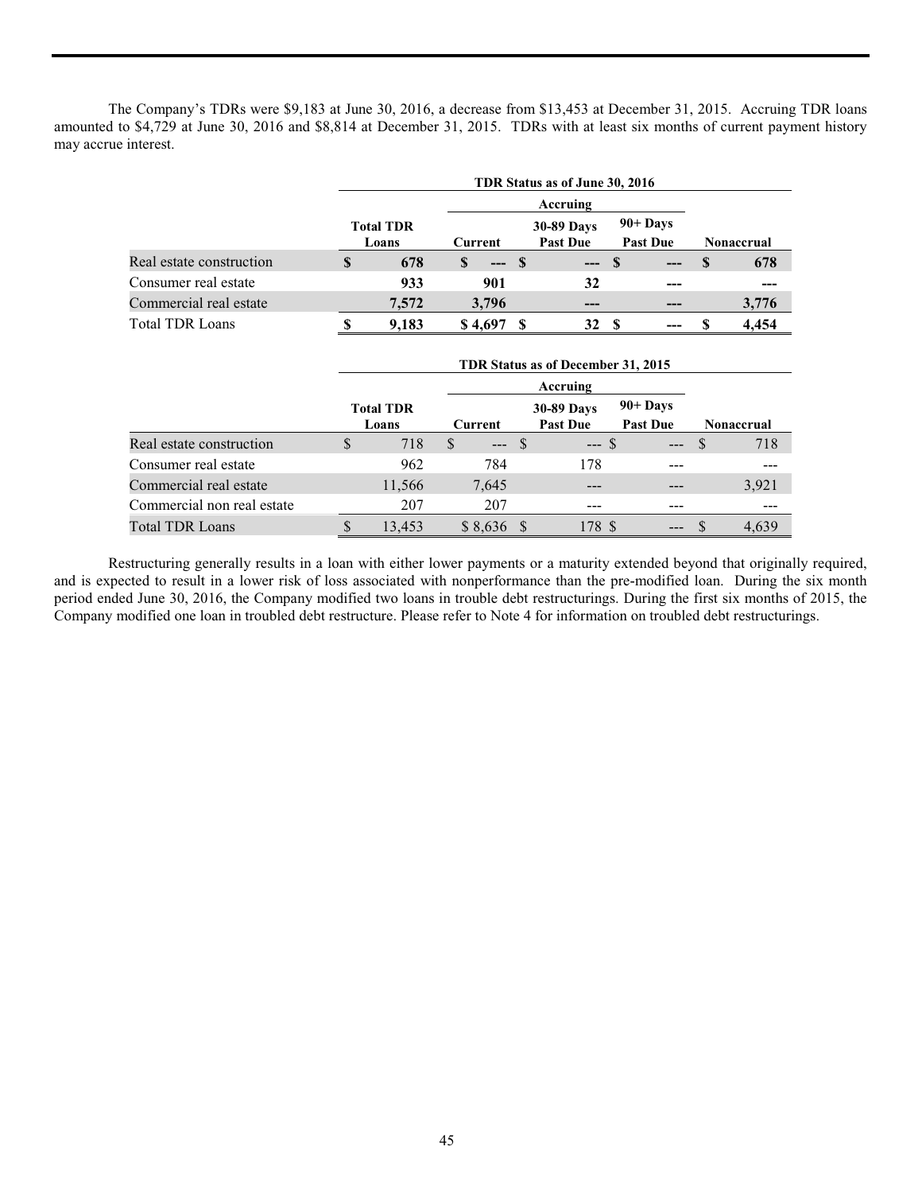The Company's TDRs were $9,183 at June 30, 2016, a decrease from $13,453 at December 31, 2015. Accruing TDR loans amounted to $4,729 at June 30, 2016 and $8,814 at December 31, 2015. TDRs with at least six months of current payment history may accrue interest.

| | TDR Status as of June 30, 2016 | | | | |
|---|---|---|---|---|---|
| | | Accruing | | | |
| | Total TDR Loans | Current | 30-89 Days Past Due | 90+ Days Past Due | Nonaccrual |
| Real estate construction | $ 678 | $ --- | $ --- | $ --- | $ 678 |
| Consumer real estate | 933 | 901 | 32 | --- | --- |
| Commercial real estate | 7,572 | 3,796 | --- | --- | 3,776 |
| Total TDR Loans | $ 9,183 | $ 4,697 | $ 32 | $ --- | $ 4,454 |

| | TDR Status as of December 31, 2015 | | | | |
|---|---|---|---|---|---|
| | | Accruing | | | |
| | Total TDR Loans | Current | 30-89 Days Past Due | 90+ Days Past Due | Nonaccrual |
| Real estate construction | $ 718 | $ --- | $ --- | $ --- | $ 718 |
| Consumer real estate | 962 | 784 | 178 | --- | --- |
| Commercial real estate | 11,566 | 7,645 | --- | --- | 3,921 |
| Commercial non real estate | 207 | 207 | --- | --- | --- |
| Total TDR Loans | $ 13,453 | $ 8,636 | $ 178 | $ --- | $ 4,639 |

Restructuring generally results in a loan with either lower payments or a maturity extended beyond that originally required, and is expected to result in a lower risk of loss associated with nonperformance than the pre-modified loan. During the six month period ended June 30, 2016, the Company modified two loans in trouble debt restructurings. During the first six months of 2015, the Company modified one loan in troubled debt restructure. Please refer to Note 4 for information on troubled debt restructurings.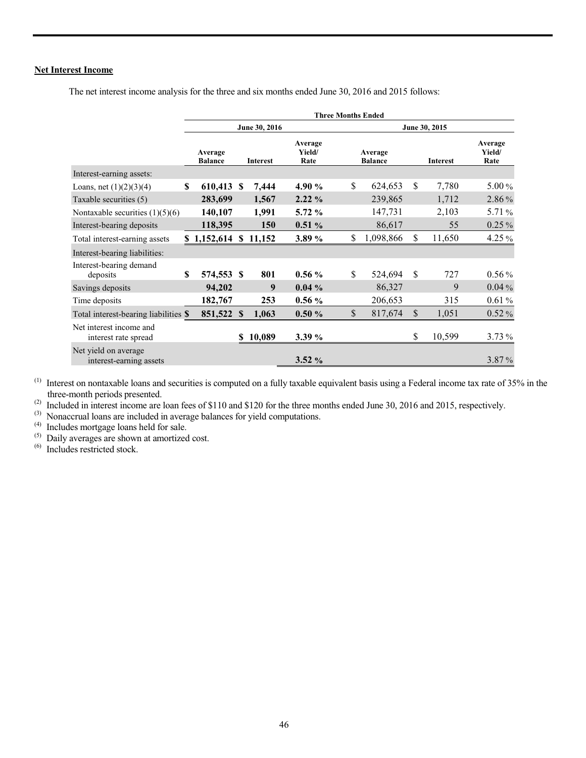## Net Interest Income

The net interest income analysis for the three and six months ended June 30, 2016 and 2015 follows:

| | Three Months Ended | | | | | |
|---|---|---|---|---|---|---|
| | June 30, 2016 | | | June 30, 2015 | | |
| | Average Balance | Interest | Average Yield/ Rate | Average Balance | Interest | Average Yield/ Rate |
| Interest-earning assets: | | | | | | |
| Loans, net (1)(2)(3)(4) | **$ 610,413** | **$ 7,444** | **4.90 %** | $ 624,653 | $ 7,780 | 5.00 % |
| Taxable securities (5) | **283,699** | **1,567** | **2.22 %** | 239,865 | 1,712 | 2.86 % |
| Nontaxable securities (1)(5)(6) | **140,107** | **1,991** | **5.72 %** | 147,731 | 2,103 | 5.71 % |
| Interest-bearing deposits | **118,395** | **150** | **0.51 %** | 86,617 | 55 | 0.25 % |
| Total interest-earning assets | **$ 1,152,614** | **$ 11,152** | **3.89 %** | $ 1,098,866 | $ 11,650 | 4.25 % |
| Interest-bearing liabilities: | | | | | | |
| Interest-bearing demand deposits | **$ 574,553** | **$ 801** | **0.56 %** | $ 524,694 | $ 727 | 0.56 % |
| Savings deposits | **94,202** | **9** | **0.04 %** | 86,327 | 9 | 0.04 % |
| Time deposits | **182,767** | **253** | **0.56 %** | 206,653 | 315 | 0.61 % |
| Total interest-bearing liabilities | **$ 851,522** | **$ 1,063** | **0.50 %** | $ 817,674 | $ 1,051 | 0.52 % |
| Net interest income and interest rate spread | | **$ 10,089** | **3.39 %** | | $ 10,599 | 3.73 % |
| Net yield on average interest-earning assets | | | **3.52 %** | | | 3.87 % |

(1) Interest on nontaxable loans and securities is computed on a fully taxable equivalent basis using a Federal income tax rate of 35% in the three-month periods presented.

(2) Included in interest income are loan fees of $110 and $120 for the three months ended June 30, 2016 and 2015, respectively.

(3) Nonaccrual loans are included in average balances for yield computations.

(4) Includes mortgage loans held for sale.

(5) Daily averages are shown at amortized cost.

(6) Includes restricted stock.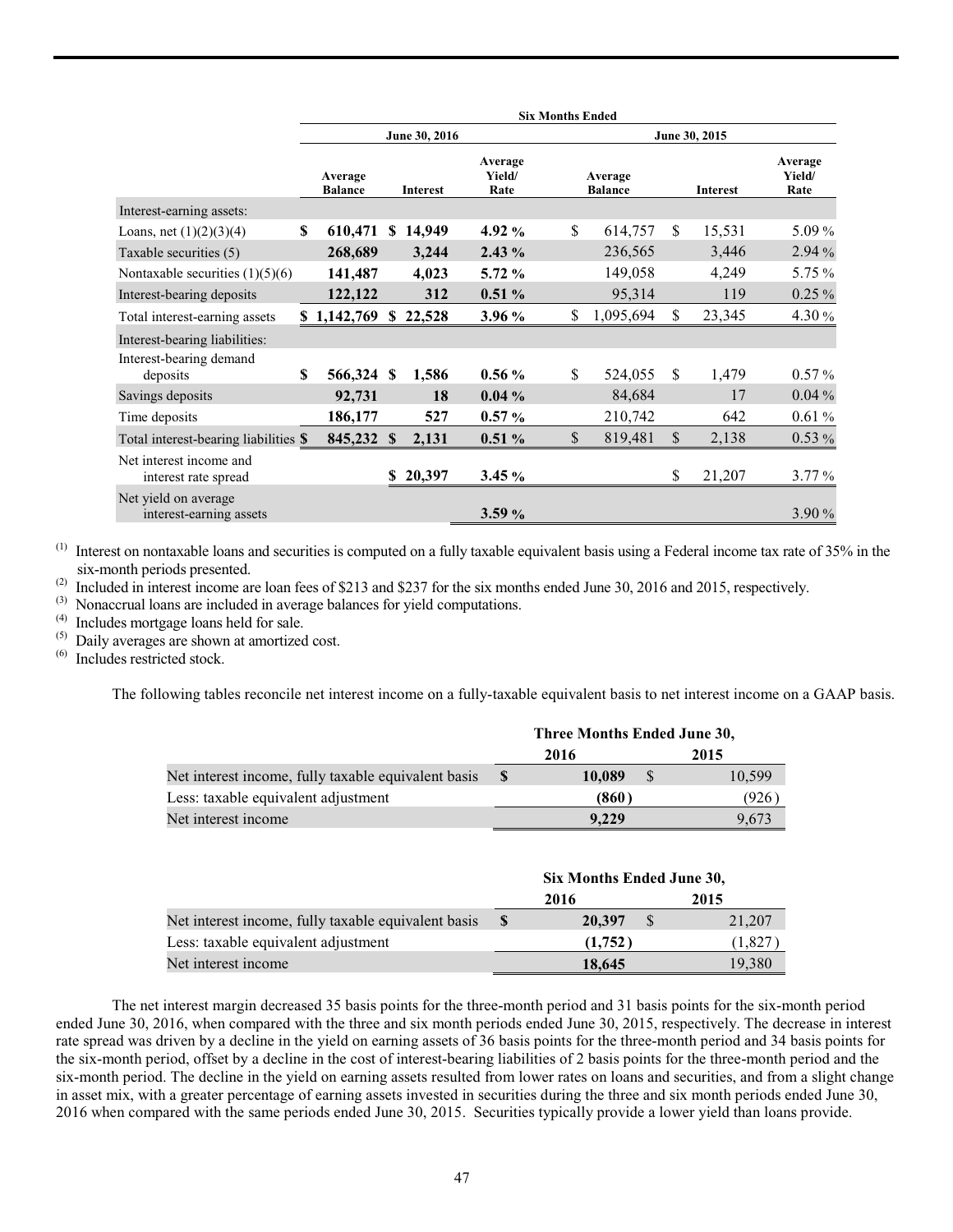| | Six Months Ended | | | | | |
|---|---|---|---|---|---|---|
| | June 30, 2016 | | | June 30, 2015 | | |
| | Average Balance | Interest | Average Yield/ Rate | Average Balance | Interest | Average Yield/ Rate |
| Interest-earning assets: | | | | | | |
| Loans, net (1)(2)(3)(4) | **$ 610,471** | **$ 14,949** | **4.92 %** | $ 614,757 | $ 15,531 | 5.09 % |
| Taxable securities (5) | **268,689** | **3,244** | **2.43 %** | 236,565 | 3,446 | 2.94 % |
| Nontaxable securities (1)(5)(6) | **141,487** | **4,023** | **5.72 %** | 149,058 | 4,249 | 5.75 % |
| Interest-bearing deposits | **122,122** | **312** | **0.51 %** | 95,314 | 119 | 0.25 % |
| Total interest-earning assets | **$ 1,142,769** | **$ 22,528** | **3.96 %** | $ 1,095,694 | $ 23,345 | 4.30 % |
| Interest-bearing liabilities: | | | | | | |
| Interest-bearing demand deposits | **$ 566,324** | **$ 1,586** | **0.56 %** | $ 524,055 | $ 1,479 | 0.57 % |
| Savings deposits | **92,731** | **18** | **0.04 %** | 84,684 | 17 | 0.04 % |
| Time deposits | **186,177** | **527** | **0.57 %** | 210,742 | 642 | 0.61 % |
| Total interest-bearing liabilities | **$ 845,232** | **$ 2,131** | **0.51 %** | $ 819,481 | $ 2,138 | 0.53 % |
| Net interest income and interest rate spread | | **$ 20,397** | **3.45 %** | | $ 21,207 | 3.77 % |
| Net yield on average interest-earning assets | | | **3.59 %** | | | 3.90 % |

(1) Interest on nontaxable loans and securities is computed on a fully taxable equivalent basis using a Federal income tax rate of 35% in the six-month periods presented.
(2) Included in interest income are loan fees of $213 and $237 for the six months ended June 30, 2016 and 2015, respectively.
(3) Nonaccrual loans are included in average balances for yield computations.
(4) Includes mortgage loans held for sale.
(5) Daily averages are shown at amortized cost.
(6) Includes restricted stock.

The following tables reconcile net interest income on a fully-taxable equivalent basis to net interest income on a GAAP basis.

| | Three Months Ended June 30, | |
|---|---|---|
| | 2016 | 2015 |
| Net interest income, fully taxable equivalent basis | **$ 10,089** | $ 10,599 |
| Less: taxable equivalent adjustment | **(860)** | (926) |
| Net interest income | **9,229** | 9,673 |

| | Six Months Ended June 30, | |
|---|---|---|
| | 2016 | 2015 |
| Net interest income, fully taxable equivalent basis | **$ 20,397** | $ 21,207 |
| Less: taxable equivalent adjustment | **(1,752)** | (1,827) |
| Net interest income | **18,645** | 19,380 |

The net interest margin decreased 35 basis points for the three-month period and 31 basis points for the six-month period ended June 30, 2016, when compared with the three and six month periods ended June 30, 2015, respectively. The decrease in interest rate spread was driven by a decline in the yield on earning assets of 36 basis points for the three-month period and 34 basis points for the six-month period, offset by a decline in the cost of interest-bearing liabilities of 2 basis points for the three-month period and the six-month period. The decline in the yield on earning assets resulted from lower rates on loans and securities, and from a slight change in asset mix, with a greater percentage of earning assets invested in securities during the three and six month periods ended June 30, 2016 when compared with the same periods ended June 30, 2015. Securities typically provide a lower yield than loans provide.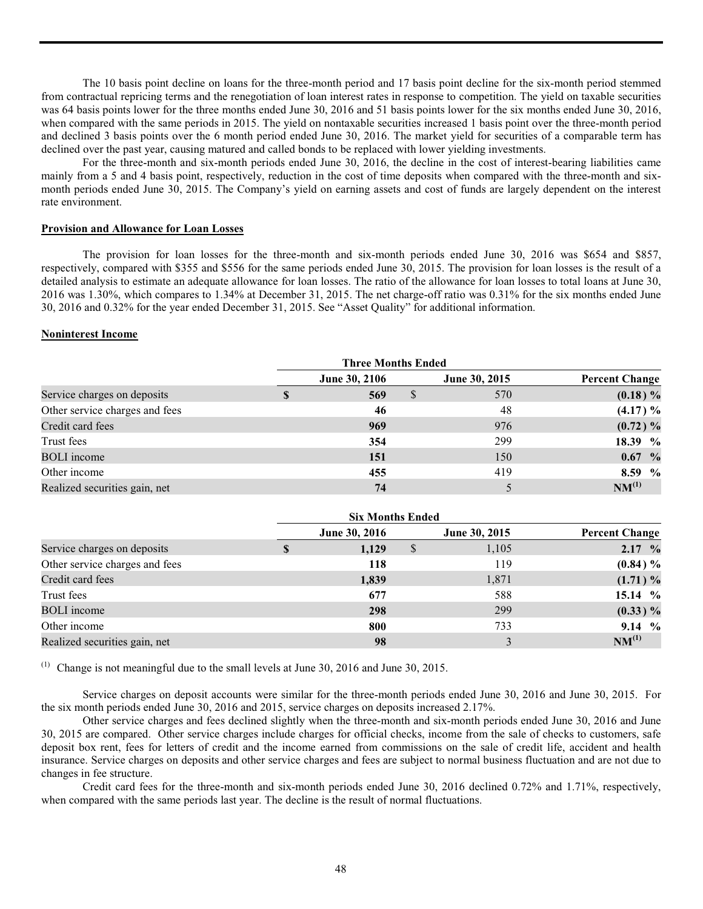The 10 basis point decline on loans for the three-month period and 17 basis point decline for the six-month period stemmed from contractual repricing terms and the renegotiation of loan interest rates in response to competition. The yield on taxable securities was 64 basis points lower for the three months ended June 30, 2016 and 51 basis points lower for the six months ended June 30, 2016, when compared with the same periods in 2015. The yield on nontaxable securities increased 1 basis point over the three-month period and declined 3 basis points over the 6 month period ended June 30, 2016. The market yield for securities of a comparable term has declined over the past year, causing matured and called bonds to be replaced with lower yielding investments.

For the three-month and six-month periods ended June 30, 2016, the decline in the cost of interest-bearing liabilities came mainly from a 5 and 4 basis point, respectively, reduction in the cost of time deposits when compared with the three-month and six-month periods ended June 30, 2015. The Company's yield on earning assets and cost of funds are largely dependent on the interest rate environment.

**Provision and Allowance for Loan Losses**

The provision for loan losses for the three-month and six-month periods ended June 30, 2016 was $654 and $857, respectively, compared with $355 and $556 for the same periods ended June 30, 2015. The provision for loan losses is the result of a detailed analysis to estimate an adequate allowance for loan losses. The ratio of the allowance for loan losses to total loans at June 30, 2016 was 1.30%, which compares to 1.34% at December 31, 2015. The net charge-off ratio was 0.31% for the six months ended June 30, 2016 and 0.32% for the year ended December 31, 2015. See "Asset Quality" for additional information.

**Noninterest Income**

| | Three Months Ended | | |
|---|---|---|---|
| | June 30, 2106 | June 30, 2015 | Percent Change |
| Service charges on deposits | $ 569 | $ 570 | (0.18) % |
| Other service charges and fees | 46 | 48 | (4.17) % |
| Credit card fees | 969 | 976 | (0.72) % |
| Trust fees | 354 | 299 | 18.39 % |
| BOLI income | 151 | 150 | 0.67 % |
| Other income | 455 | 419 | 8.59 % |
| Realized securities gain, net | 74 | 5 | NM(1) |

| | Six Months Ended | | |
|---|---|---|---|
| | June 30, 2016 | June 30, 2015 | Percent Change |
| Service charges on deposits | $ 1,129 | $ 1,105 | 2.17 % |
| Other service charges and fees | 118 | 119 | (0.84) % |
| Credit card fees | 1,839 | 1,871 | (1.71) % |
| Trust fees | 677 | 588 | 15.14 % |
| BOLI income | 298 | 299 | (0.33) % |
| Other income | 800 | 733 | 9.14 % |
| Realized securities gain, net | 98 | 3 | NM(1) |

(1) Change is not meaningful due to the small levels at June 30, 2016 and June 30, 2015.

Service charges on deposit accounts were similar for the three-month periods ended June 30, 2016 and June 30, 2015. For the six month periods ended June 30, 2016 and 2015, service charges on deposits increased 2.17%.

Other service charges and fees declined slightly when the three-month and six-month periods ended June 30, 2016 and June 30, 2015 are compared. Other service charges include charges for official checks, income from the sale of checks to customers, safe deposit box rent, fees for letters of credit and the income earned from commissions on the sale of credit life, accident and health insurance. Service charges on deposits and other service charges and fees are subject to normal business fluctuation and are not due to changes in fee structure.

Credit card fees for the three-month and six-month periods ended June 30, 2016 declined 0.72% and 1.71%, respectively, when compared with the same periods last year. The decline is the result of normal fluctuations.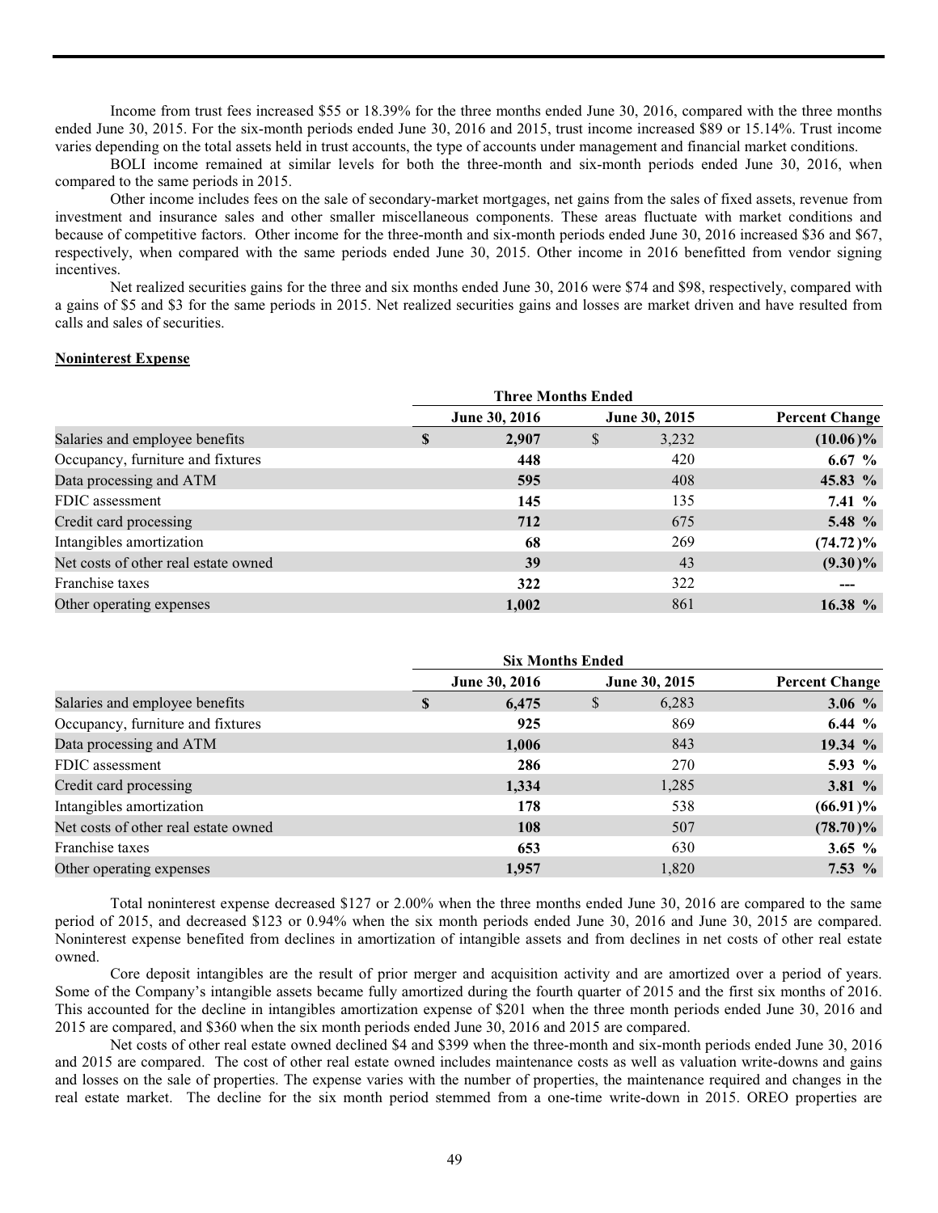Income from trust fees increased $55 or 18.39% for the three months ended June 30, 2016, compared with the three months ended June 30, 2015. For the six-month periods ended June 30, 2016 and 2015, trust income increased $89 or 15.14%. Trust income varies depending on the total assets held in trust accounts, the type of accounts under management and financial market conditions.

BOLI income remained at similar levels for both the three-month and six-month periods ended June 30, 2016, when compared to the same periods in 2015.

Other income includes fees on the sale of secondary-market mortgages, net gains from the sales of fixed assets, revenue from investment and insurance sales and other smaller miscellaneous components. These areas fluctuate with market conditions and because of competitive factors. Other income for the three-month and six-month periods ended June 30, 2016 increased $36 and $67, respectively, when compared with the same periods ended June 30, 2015. Other income in 2016 benefitted from vendor signing incentives.

Net realized securities gains for the three and six months ended June 30, 2016 were $74 and $98, respectively, compared with a gains of $5 and $3 for the same periods in 2015. Net realized securities gains and losses are market driven and have resulted from calls and sales of securities.

**Noninterest Expense**

| | Three Months Ended | | |
|---|---|---|---|
| | June 30, 2016 | June 30, 2015 | Percent Change |
| Salaries and employee benefits | **$ 2,907** | $ 3,232 | **(10.06)%** |
| Occupancy, furniture and fixtures | **448** | 420 | **6.67 %** |
| Data processing and ATM | **595** | 408 | **45.83 %** |
| FDIC assessment | **145** | 135 | **7.41 %** |
| Credit card processing | **712** | 675 | **5.48 %** |
| Intangibles amortization | **68** | 269 | **(74.72)%** |
| Net costs of other real estate owned | **39** | 43 | **(9.30)%** |
| Franchise taxes | **322** | 322 | **---** |
| Other operating expenses | **1,002** | 861 | **16.38 %** |

| | Six Months Ended | | |
|---|---|---|---|
| | June 30, 2016 | June 30, 2015 | Percent Change |
| Salaries and employee benefits | **$ 6,475** | $ 6,283 | **3.06 %** |
| Occupancy, furniture and fixtures | **925** | 869 | **6.44 %** |
| Data processing and ATM | **1,006** | 843 | **19.34 %** |
| FDIC assessment | **286** | 270 | **5.93 %** |
| Credit card processing | **1,334** | 1,285 | **3.81 %** |
| Intangibles amortization | **178** | 538 | **(66.91)%** |
| Net costs of other real estate owned | **108** | 507 | **(78.70)%** |
| Franchise taxes | **653** | 630 | **3.65 %** |
| Other operating expenses | **1,957** | 1,820 | **7.53 %** |

Total noninterest expense decreased $127 or 2.00% when the three months ended June 30, 2016 are compared to the same period of 2015, and decreased $123 or 0.94% when the six month periods ended June 30, 2016 and June 30, 2015 are compared. Noninterest expense benefited from declines in amortization of intangible assets and from declines in net costs of other real estate owned.

Core deposit intangibles are the result of prior merger and acquisition activity and are amortized over a period of years. Some of the Company's intangible assets became fully amortized during the fourth quarter of 2015 and the first six months of 2016. This accounted for the decline in intangibles amortization expense of $201 when the three month periods ended June 30, 2016 and 2015 are compared, and $360 when the six month periods ended June 30, 2016 and 2015 are compared.

Net costs of other real estate owned declined $4 and $399 when the three-month and six-month periods ended June 30, 2016 and 2015 are compared. The cost of other real estate owned includes maintenance costs as well as valuation write-downs and gains and losses on the sale of properties. The expense varies with the number of properties, the maintenance required and changes in the real estate market. The decline for the six month period stemmed from a one-time write-down in 2015. OREO properties are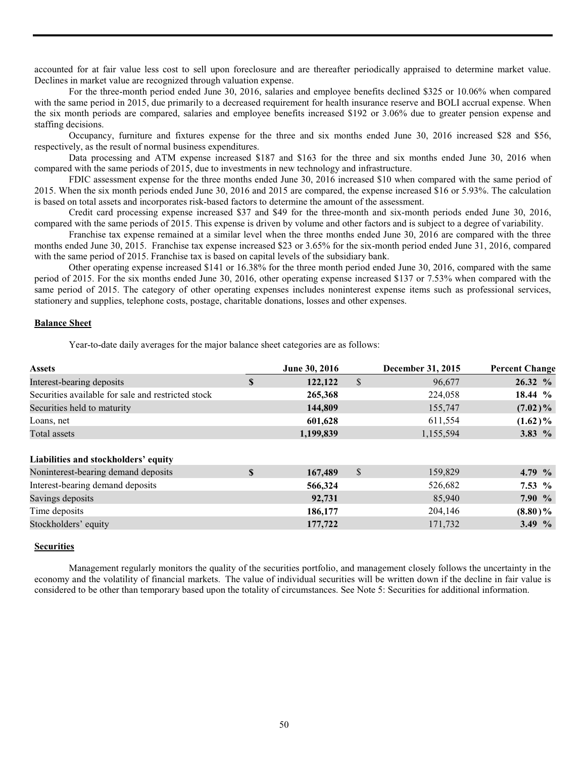accounted for at fair value less cost to sell upon foreclosure and are thereafter periodically appraised to determine market value. Declines in market value are recognized through valuation expense.

For the three-month period ended June 30, 2016, salaries and employee benefits declined $325 or 10.06% when compared with the same period in 2015, due primarily to a decreased requirement for health insurance reserve and BOLI accrual expense. When the six month periods are compared, salaries and employee benefits increased $192 or 3.06% due to greater pension expense and staffing decisions.

Occupancy, furniture and fixtures expense for the three and six months ended June 30, 2016 increased $28 and $56, respectively, as the result of normal business expenditures.

Data processing and ATM expense increased $187 and $163 for the three and six months ended June 30, 2016 when compared with the same periods of 2015, due to investments in new technology and infrastructure.

FDIC assessment expense for the three months ended June 30, 2016 increased $10 when compared with the same period of 2015. When the six month periods ended June 30, 2016 and 2015 are compared, the expense increased $16 or 5.93%. The calculation is based on total assets and incorporates risk-based factors to determine the amount of the assessment.

Credit card processing expense increased $37 and $49 for the three-month and six-month periods ended June 30, 2016, compared with the same periods of 2015. This expense is driven by volume and other factors and is subject to a degree of variability.

Franchise tax expense remained at a similar level when the three months ended June 30, 2016 are compared with the three months ended June 30, 2015. Franchise tax expense increased $23 or 3.65% for the six-month period ended June 31, 2016, compared with the same period of 2015. Franchise tax is based on capital levels of the subsidiary bank.

Other operating expense increased $141 or 16.38% for the three month period ended June 30, 2016, compared with the same period of 2015. For the six months ended June 30, 2016, other operating expense increased $137 or 7.53% when compared with the same period of 2015. The category of other operating expenses includes noninterest expense items such as professional services, stationery and supplies, telephone costs, postage, charitable donations, losses and other expenses.

## Balance Sheet

Year-to-date daily averages for the major balance sheet categories are as follows:

| **Assets** | **June 30, 2016** | **December 31, 2015** | **Percent Change** |
|---|---|---|---|
| Interest-bearing deposits | **$ 122,122** | $ 96,677 | **26.32 %** |
| Securities available for sale and restricted stock | **265,368** | 224,058 | **18.44 %** |
| Securities held to maturity | **144,809** | 155,747 | **(7.02)%** |
| Loans, net | **601,628** | 611,554 | **(1.62)%** |
| Total assets | **1,199,839** | 1,155,594 | **3.83 %** |
| | | | |
| **Liabilities and stockholders' equity** | | | |
| Noninterest-bearing demand deposits | **$ 167,489** | $ 159,829 | **4.79 %** |
| Interest-bearing demand deposits | **566,324** | 526,682 | **7.53 %** |
| Savings deposits | **92,731** | 85,940 | **7.90 %** |
| Time deposits | **186,177** | 204,146 | **(8.80)%** |
| Stockholders' equity | **177,722** | 171,732 | **3.49 %** |

## Securities

Management regularly monitors the quality of the securities portfolio, and management closely follows the uncertainty in the economy and the volatility of financial markets. The value of individual securities will be written down if the decline in fair value is considered to be other than temporary based upon the totality of circumstances. See Note 5: Securities for additional information.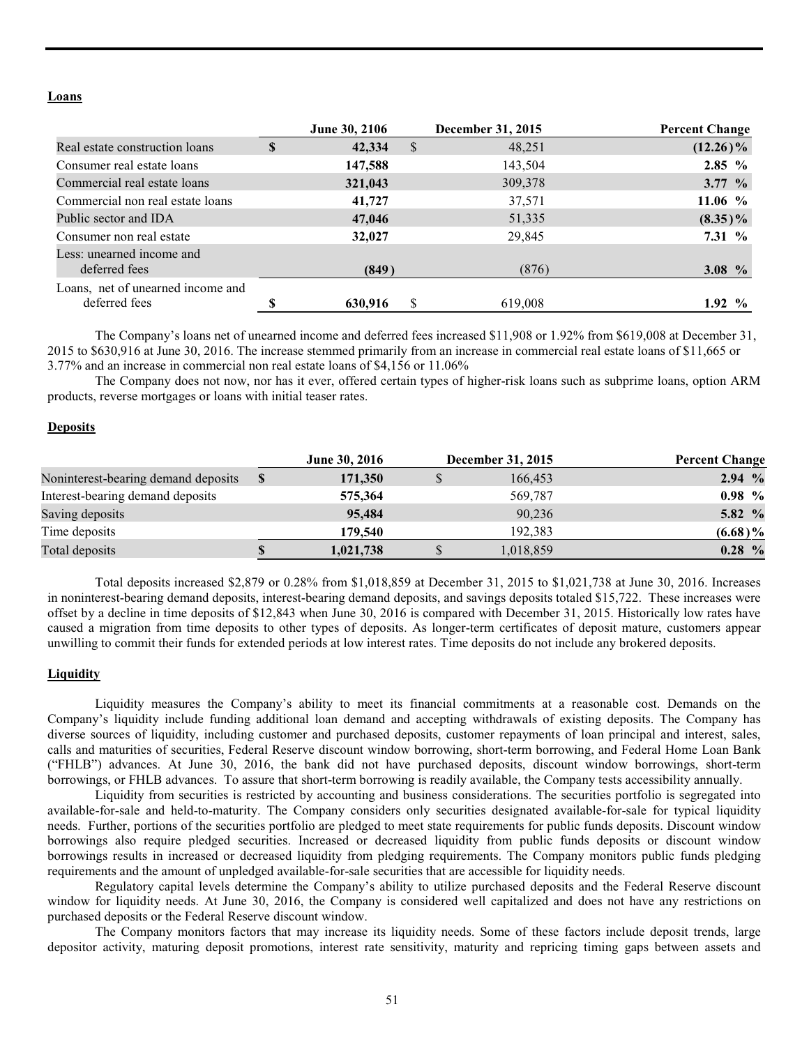**Loans**

| | June 30, 2106 | December 31, 2015 | Percent Change |
|---|---|---|---|
| Real estate construction loans | $ 42,334 | $ 48,251 | (12.26)% |
| Consumer real estate loans | 147,588 | 143,504 | 2.85 % |
| Commercial real estate loans | 321,043 | 309,378 | 3.77 % |
| Commercial non real estate loans | 41,727 | 37,571 | 11.06 % |
| Public sector and IDA | 47,046 | 51,335 | (8.35)% |
| Consumer non real estate | 32,027 | 29,845 | 7.31 % |
| Less: unearned income and deferred fees | (849) | (876) | 3.08 % |
| Loans, net of unearned income and deferred fees | $ 630,916 | $ 619,008 | 1.92 % |

The Company's loans net of unearned income and deferred fees increased $11,908 or 1.92% from $619,008 at December 31, 2015 to $630,916 at June 30, 2016. The increase stemmed primarily from an increase in commercial real estate loans of $11,665 or 3.77% and an increase in commercial non real estate loans of $4,156 or 11.06%

The Company does not now, nor has it ever, offered certain types of higher-risk loans such as subprime loans, option ARM products, reverse mortgages or loans with initial teaser rates.

**Deposits**

| | June 30, 2016 | December 31, 2015 | Percent Change |
|---|---|---|---|
| Noninterest-bearing demand deposits | $ 171,350 | $ 166,453 | 2.94 % |
| Interest-bearing demand deposits | 575,364 | 569,787 | 0.98 % |
| Saving deposits | 95,484 | 90,236 | 5.82 % |
| Time deposits | 179,540 | 192,383 | (6.68)% |
| Total deposits | $ 1,021,738 | $ 1,018,859 | 0.28 % |

Total deposits increased $2,879 or 0.28% from $1,018,859 at December 31, 2015 to $1,021,738 at June 30, 2016. Increases in noninterest-bearing demand deposits, interest-bearing demand deposits, and savings deposits totaled $15,722. These increases were offset by a decline in time deposits of $12,843 when June 30, 2016 is compared with December 31, 2015. Historically low rates have caused a migration from time deposits to other types of deposits. As longer-term certificates of deposit mature, customers appear unwilling to commit their funds for extended periods at low interest rates. Time deposits do not include any brokered deposits.

**Liquidity**

Liquidity measures the Company's ability to meet its financial commitments at a reasonable cost. Demands on the Company's liquidity include funding additional loan demand and accepting withdrawals of existing deposits. The Company has diverse sources of liquidity, including customer and purchased deposits, customer repayments of loan principal and interest, sales, calls and maturities of securities, Federal Reserve discount window borrowing, short-term borrowing, and Federal Home Loan Bank ("FHLB") advances. At June 30, 2016, the bank did not have purchased deposits, discount window borrowings, short-term borrowings, or FHLB advances. To assure that short-term borrowing is readily available, the Company tests accessibility annually.

Liquidity from securities is restricted by accounting and business considerations. The securities portfolio is segregated into available-for-sale and held-to-maturity. The Company considers only securities designated available-for-sale for typical liquidity needs. Further, portions of the securities portfolio are pledged to meet state requirements for public funds deposits. Discount window borrowings also require pledged securities. Increased or decreased liquidity from public funds deposits or discount window borrowings results in increased or decreased liquidity from pledging requirements. The Company monitors public funds pledging requirements and the amount of unpledged available-for-sale securities that are accessible for liquidity needs.

Regulatory capital levels determine the Company's ability to utilize purchased deposits and the Federal Reserve discount window for liquidity needs. At June 30, 2016, the Company is considered well capitalized and does not have any restrictions on purchased deposits or the Federal Reserve discount window.

The Company monitors factors that may increase its liquidity needs. Some of these factors include deposit trends, large depositor activity, maturing deposit promotions, interest rate sensitivity, maturity and repricing timing gaps between assets and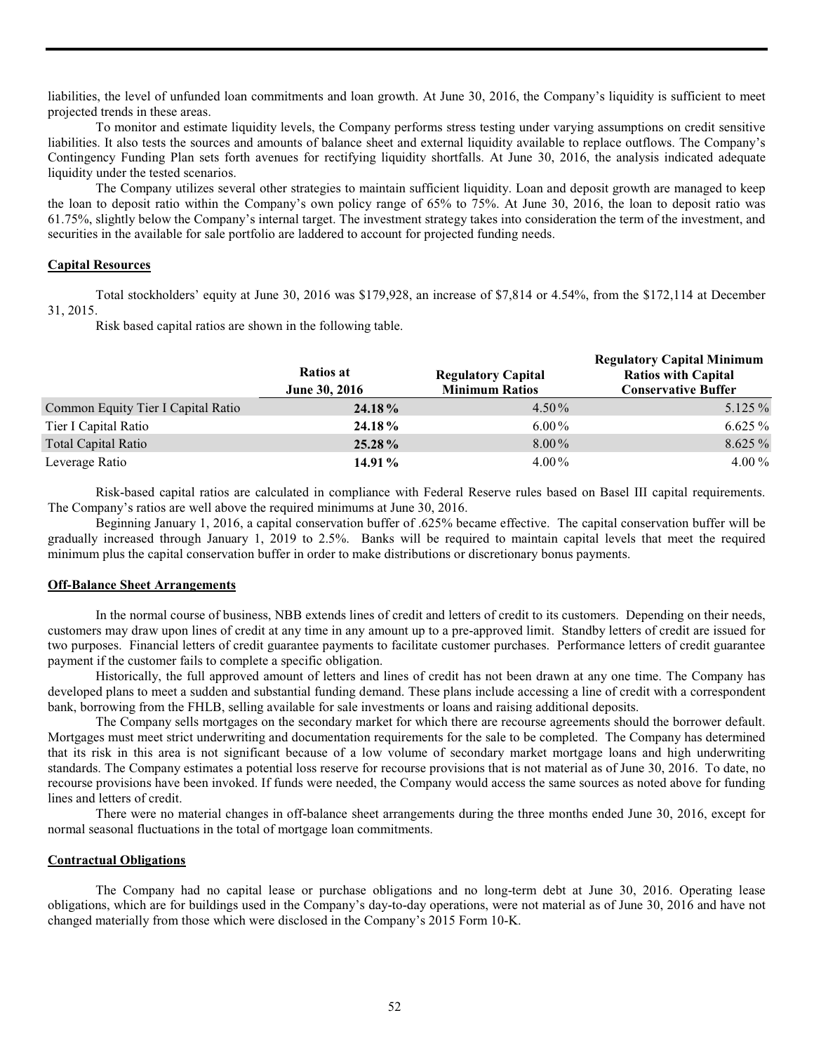liabilities, the level of unfunded loan commitments and loan growth. At June 30, 2016, the Company's liquidity is sufficient to meet projected trends in these areas.

To monitor and estimate liquidity levels, the Company performs stress testing under varying assumptions on credit sensitive liabilities. It also tests the sources and amounts of balance sheet and external liquidity available to replace outflows. The Company's Contingency Funding Plan sets forth avenues for rectifying liquidity shortfalls. At June 30, 2016, the analysis indicated adequate liquidity under the tested scenarios.

The Company utilizes several other strategies to maintain sufficient liquidity. Loan and deposit growth are managed to keep the loan to deposit ratio within the Company's own policy range of 65% to 75%. At June 30, 2016, the loan to deposit ratio was 61.75%, slightly below the Company's internal target. The investment strategy takes into consideration the term of the investment, and securities in the available for sale portfolio are laddered to account for projected funding needs.

**Capital Resources**

Total stockholders' equity at June 30, 2016 was $179,928, an increase of $7,814 or 4.54%, from the $172,114 at December 31, 2015.

Risk based capital ratios are shown in the following table.

| | Ratios at June 30, 2016 | Regulatory Capital Minimum Ratios | Regulatory Capital Minimum Ratios with Capital Conservative Buffer |
|---|---|---|---|
| Common Equity Tier I Capital Ratio | **24.18 %** | 4.50 % | 5.125 % |
| Tier I Capital Ratio | **24.18 %** | 6.00 % | 6.625 % |
| Total Capital Ratio | **25.28 %** | 8.00 % | 8.625 % |
| Leverage Ratio | **14.91 %** | 4.00 % | 4.00 % |

Risk-based capital ratios are calculated in compliance with Federal Reserve rules based on Basel III capital requirements. The Company's ratios are well above the required minimums at June 30, 2016.

Beginning January 1, 2016, a capital conservation buffer of .625% became effective. The capital conservation buffer will be gradually increased through January 1, 2019 to 2.5%. Banks will be required to maintain capital levels that meet the required minimum plus the capital conservation buffer in order to make distributions or discretionary bonus payments.

**Off-Balance Sheet Arrangements**

In the normal course of business, NBB extends lines of credit and letters of credit to its customers. Depending on their needs, customers may draw upon lines of credit at any time in any amount up to a pre-approved limit. Standby letters of credit are issued for two purposes. Financial letters of credit guarantee payments to facilitate customer purchases. Performance letters of credit guarantee payment if the customer fails to complete a specific obligation.

Historically, the full approved amount of letters and lines of credit has not been drawn at any one time. The Company has developed plans to meet a sudden and substantial funding demand. These plans include accessing a line of credit with a correspondent bank, borrowing from the FHLB, selling available for sale investments or loans and raising additional deposits.

The Company sells mortgages on the secondary market for which there are recourse agreements should the borrower default. Mortgages must meet strict underwriting and documentation requirements for the sale to be completed. The Company has determined that its risk in this area is not significant because of a low volume of secondary market mortgage loans and high underwriting standards. The Company estimates a potential loss reserve for recourse provisions that is not material as of June 30, 2016. To date, no recourse provisions have been invoked. If funds were needed, the Company would access the same sources as noted above for funding lines and letters of credit.

There were no material changes in off-balance sheet arrangements during the three months ended June 30, 2016, except for normal seasonal fluctuations in the total of mortgage loan commitments.

**Contractual Obligations**

The Company had no capital lease or purchase obligations and no long-term debt at June 30, 2016. Operating lease obligations, which are for buildings used in the Company's day-to-day operations, were not material as of June 30, 2016 and have not changed materially from those which were disclosed in the Company's 2015 Form 10-K.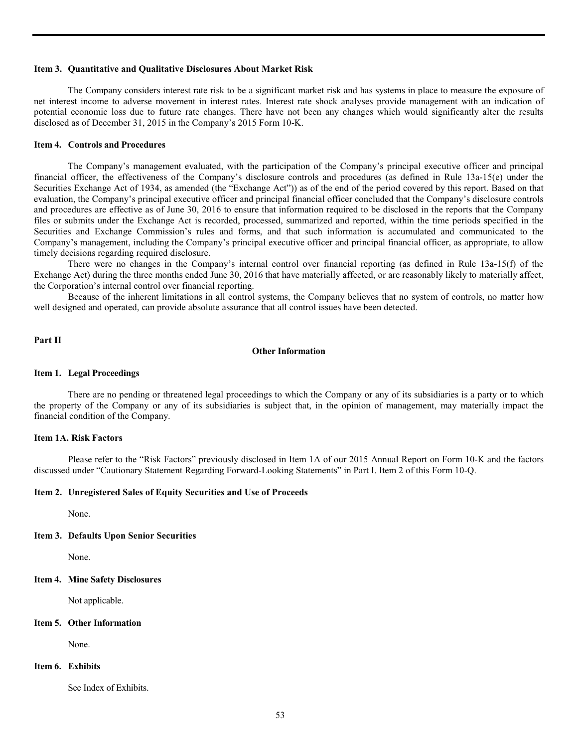### Item 3. Quantitative and Qualitative Disclosures About Market Risk

The Company considers interest rate risk to be a significant market risk and has systems in place to measure the exposure of net interest income to adverse movement in interest rates. Interest rate shock analyses provide management with an indication of potential economic loss due to future rate changes. There have not been any changes which would significantly alter the results disclosed as of December 31, 2015 in the Company's 2015 Form 10-K.

### Item 4. Controls and Procedures

The Company's management evaluated, with the participation of the Company's principal executive officer and principal financial officer, the effectiveness of the Company's disclosure controls and procedures (as defined in Rule 13a-15(e) under the Securities Exchange Act of 1934, as amended (the "Exchange Act")) as of the end of the period covered by this report. Based on that evaluation, the Company's principal executive officer and principal financial officer concluded that the Company's disclosure controls and procedures are effective as of June 30, 2016 to ensure that information required to be disclosed in the reports that the Company files or submits under the Exchange Act is recorded, processed, summarized and reported, within the time periods specified in the Securities and Exchange Commission's rules and forms, and that such information is accumulated and communicated to the Company's management, including the Company's principal executive officer and principal financial officer, as appropriate, to allow timely decisions regarding required disclosure.

There were no changes in the Company's internal control over financial reporting (as defined in Rule 13a-15(f) of the Exchange Act) during the three months ended June 30, 2016 that have materially affected, or are reasonably likely to materially affect, the Corporation's internal control over financial reporting.

Because of the inherent limitations in all control systems, the Company believes that no system of controls, no matter how well designed and operated, can provide absolute assurance that all control issues have been detected.

## Part II

## Other Information

### Item 1. Legal Proceedings

There are no pending or threatened legal proceedings to which the Company or any of its subsidiaries is a party or to which the property of the Company or any of its subsidiaries is subject that, in the opinion of management, may materially impact the financial condition of the Company.

### Item 1A. Risk Factors

Please refer to the "Risk Factors" previously disclosed in Item 1A of our 2015 Annual Report on Form 10-K and the factors discussed under "Cautionary Statement Regarding Forward-Looking Statements" in Part I. Item 2 of this Form 10-Q.

### Item 2. Unregistered Sales of Equity Securities and Use of Proceeds

None.

### Item 3. Defaults Upon Senior Securities

None.

### Item 4. Mine Safety Disclosures

Not applicable.

### Item 5. Other Information

None.

### Item 6. Exhibits

See Index of Exhibits.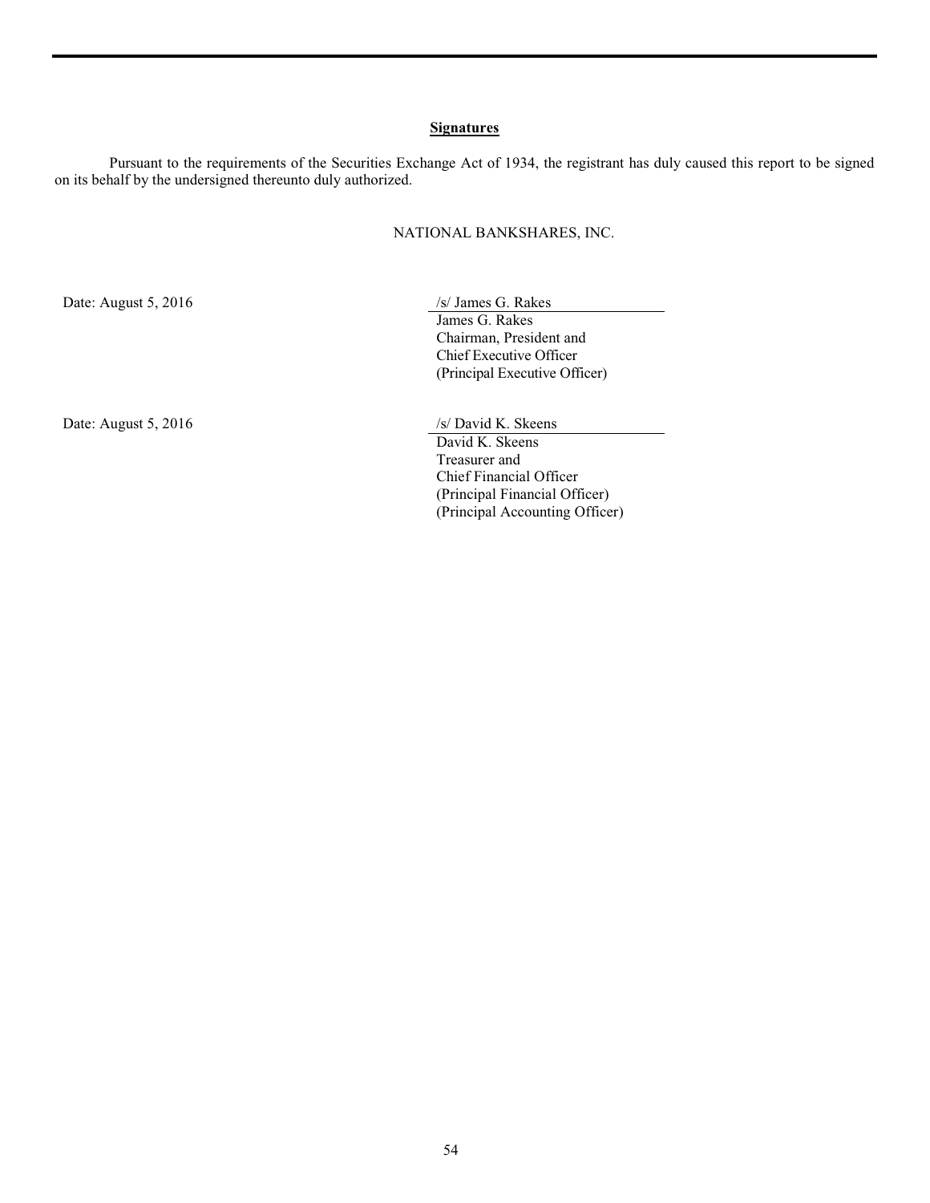**Signatures**

Pursuant to the requirements of the Securities Exchange Act of 1934, the registrant has duly caused this report to be signed on its behalf by the undersigned thereunto duly authorized.

NATIONAL BANKSHARES, INC.

Date: August 5, 2016

/s/ James G. Rakes
James G. Rakes
Chairman, President and
Chief Executive Officer
(Principal Executive Officer)

Date: August 5, 2016

/s/ David K. Skeens
David K. Skeens
Treasurer and
Chief Financial Officer
(Principal Financial Officer)
(Principal Accounting Officer)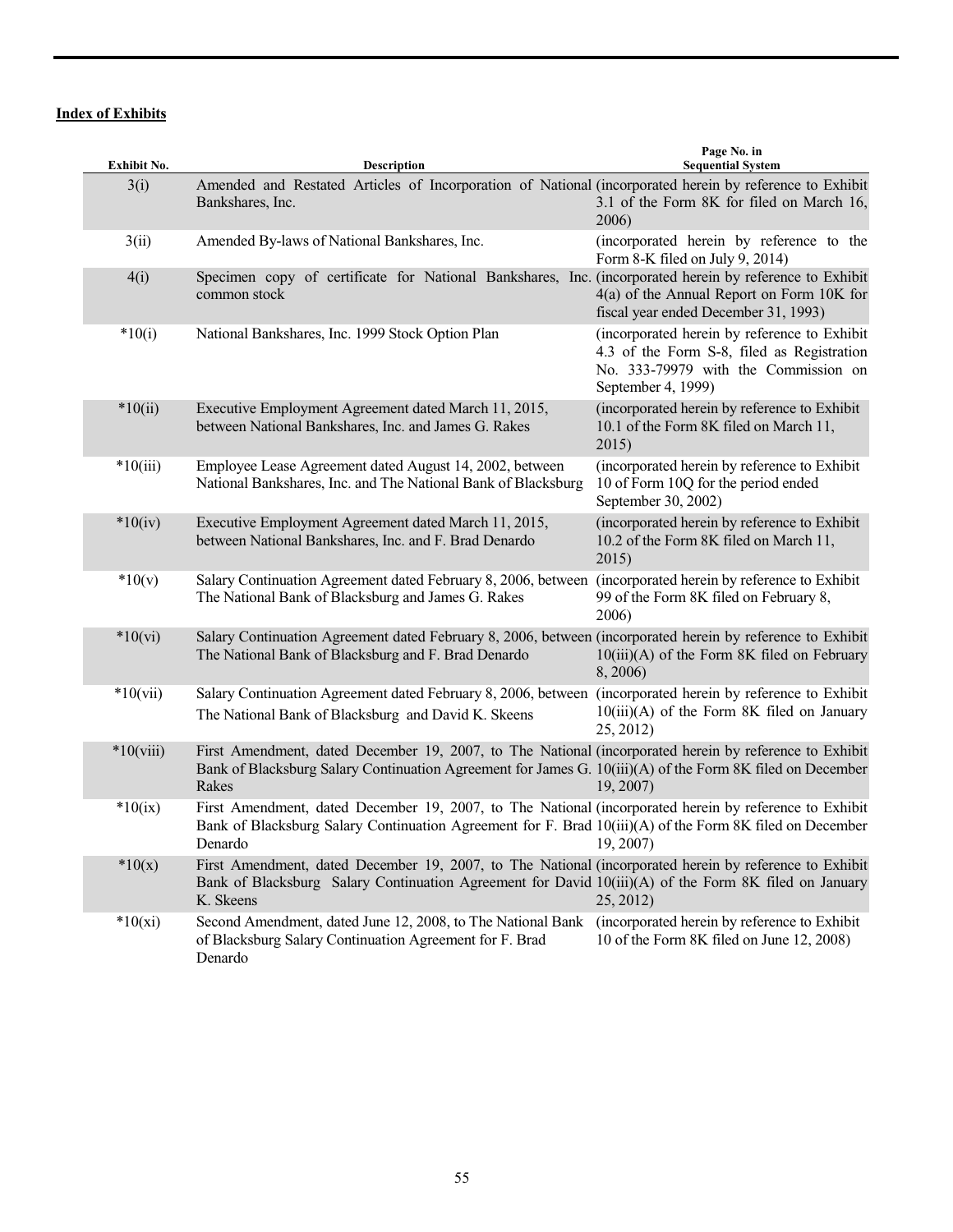**Index of Exhibits**

| Exhibit No. | Description | Page No. in Sequential System |
|---|---|---|
| 3(i) | Amended and Restated Articles of Incorporation of National Bankshares, Inc. | (incorporated herein by reference to Exhibit 3.1 of the Form 8K for filed on March 16, 2006) |
| 3(ii) | Amended By-laws of National Bankshares, Inc. | (incorporated herein by reference to the Form 8-K filed on July 9, 2014) |
| 4(i) | Specimen copy of certificate for National Bankshares, Inc. common stock | (incorporated herein by reference to Exhibit 4(a) of the Annual Report on Form 10K for fiscal year ended December 31, 1993) |
| *10(i) | National Bankshares, Inc. 1999 Stock Option Plan | (incorporated herein by reference to Exhibit 4.3 of the Form S-8, filed as Registration No. 333-79979 with the Commission on September 4, 1999) |
| *10(ii) | Executive Employment Agreement dated March 11, 2015, between National Bankshares, Inc. and James G. Rakes | (incorporated herein by reference to Exhibit 10.1 of the Form 8K filed on March 11, 2015) |
| *10(iii) | Employee Lease Agreement dated August 14, 2002, between National Bankshares, Inc. and The National Bank of Blacksburg | (incorporated herein by reference to Exhibit 10 of Form 10Q for the period ended September 30, 2002) |
| *10(iv) | Executive Employment Agreement dated March 11, 2015, between National Bankshares, Inc. and F. Brad Denardo | (incorporated herein by reference to Exhibit 10.2 of the Form 8K filed on March 11, 2015) |
| *10(v) | Salary Continuation Agreement dated February 8, 2006, between The National Bank of Blacksburg and James G. Rakes | (incorporated herein by reference to Exhibit 99 of the Form 8K filed on February 8, 2006) |
| *10(vi) | Salary Continuation Agreement dated February 8, 2006, between The National Bank of Blacksburg and F. Brad Denardo | (incorporated herein by reference to Exhibit 10(iii)(A) of the Form 8K filed on February 8, 2006) |
| *10(vii) | Salary Continuation Agreement dated February 8, 2006, between The National Bank of Blacksburg and David K. Skeens | (incorporated herein by reference to Exhibit 10(iii)(A) of the Form 8K filed on January 25, 2012) |
| *10(viii) | First Amendment, dated December 19, 2007, to The National Bank of Blacksburg Salary Continuation Agreement for James G. Rakes | (incorporated herein by reference to Exhibit 10(iii)(A) of the Form 8K filed on December 19, 2007) |
| *10(ix) | First Amendment, dated December 19, 2007, to The National Bank of Blacksburg Salary Continuation Agreement for F. Brad Denardo | (incorporated herein by reference to Exhibit 10(iii)(A) of the Form 8K filed on December 19, 2007) |
| *10(x) | First Amendment, dated December 19, 2007, to The National Bank of Blacksburg Salary Continuation Agreement for David K. Skeens | (incorporated herein by reference to Exhibit 10(iii)(A) of the Form 8K filed on January 25, 2012) |
| *10(xi) | Second Amendment, dated June 12, 2008, to The National Bank of Blacksburg Salary Continuation Agreement for F. Brad Denardo | (incorporated herein by reference to Exhibit 10 of the Form 8K filed on June 12, 2008) |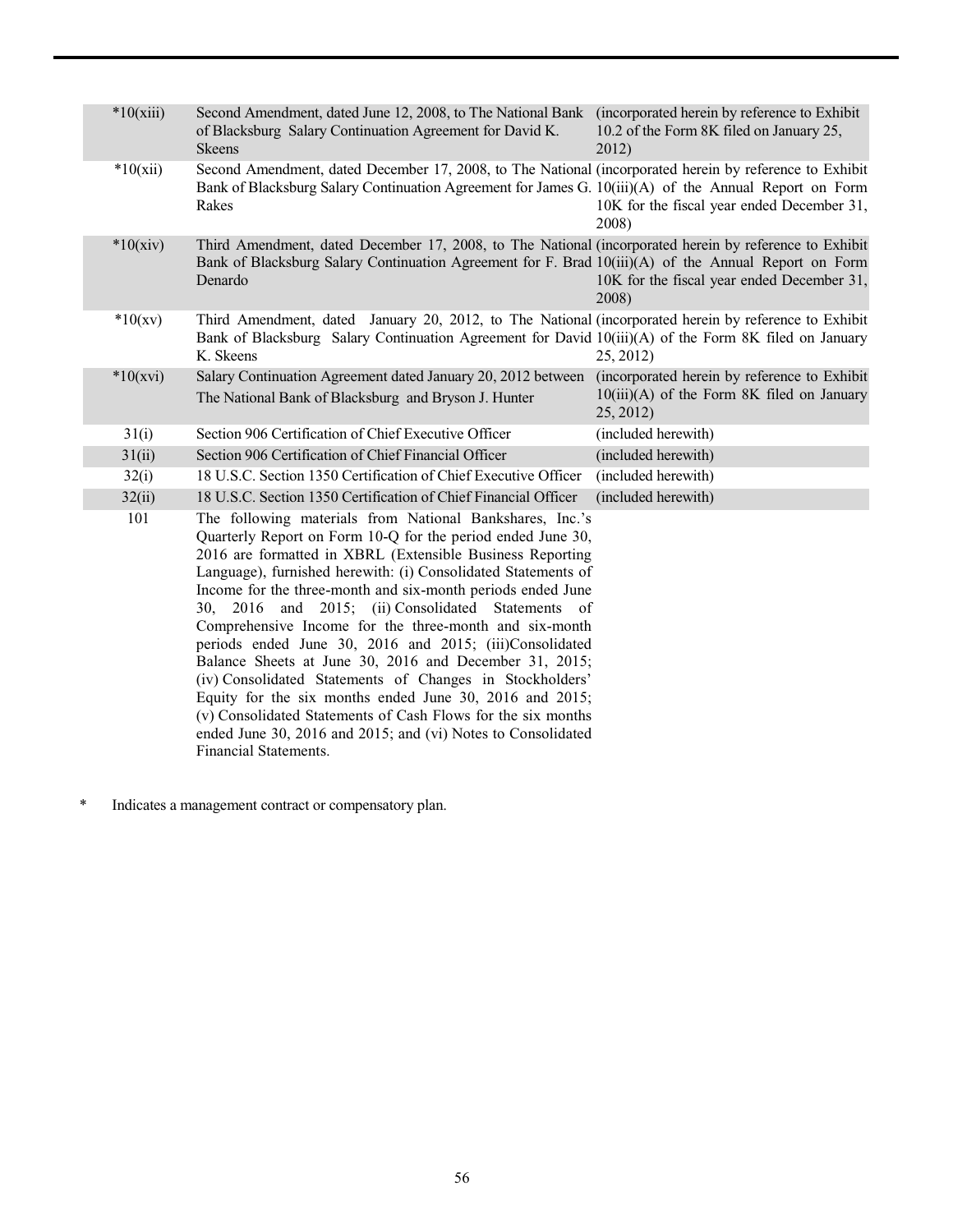| | | |
|---|---|---|
| *10(xiii) | Second Amendment, dated June 12, 2008, to The National Bank of Blacksburg Salary Continuation Agreement for David K. Skeens | (incorporated herein by reference to Exhibit 10.2 of the Form 8K filed on January 25, 2012) |
| *10(xii) | Second Amendment, dated December 17, 2008, to The National Bank of Blacksburg Salary Continuation Agreement for James G. Rakes | (incorporated herein by reference to Exhibit 10(iii)(A) of the Annual Report on Form 10K for the fiscal year ended December 31, 2008) |
| *10(xiv) | Third Amendment, dated December 17, 2008, to The National Bank of Blacksburg Salary Continuation Agreement for F. Brad Denardo | (incorporated herein by reference to Exhibit 10(iii)(A) of the Annual Report on Form 10K for the fiscal year ended December 31, 2008) |
| *10(xv) | Third Amendment, dated January 20, 2012, to The National Bank of Blacksburg Salary Continuation Agreement for David K. Skeens | (incorporated herein by reference to Exhibit 10(iii)(A) of the Form 8K filed on January 25, 2012) |
| *10(xvi) | Salary Continuation Agreement dated January 20, 2012 between The National Bank of Blacksburg and Bryson J. Hunter | (incorporated herein by reference to Exhibit 10(iii)(A) of the Form 8K filed on January 25, 2012) |
| 31(i) | Section 906 Certification of Chief Executive Officer | (included herewith) |
| 31(ii) | Section 906 Certification of Chief Financial Officer | (included herewith) |
| 32(i) | 18 U.S.C. Section 1350 Certification of Chief Executive Officer | (included herewith) |
| 32(ii) | 18 U.S.C. Section 1350 Certification of Chief Financial Officer | (included herewith) |
| 101 | The following materials from National Bankshares, Inc.'s Quarterly Report on Form 10-Q for the period ended June 30, 2016 are formatted in XBRL (Extensible Business Reporting Language), furnished herewith: (i) Consolidated Statements of Income for the three-month and six-month periods ended June 30, 2016 and 2015; (ii) Consolidated Statements of Comprehensive Income for the three-month and six-month periods ended June 30, 2016 and 2015; (iii)Consolidated Balance Sheets at June 30, 2016 and December 31, 2015; (iv) Consolidated Statements of Changes in Stockholders' Equity for the six months ended June 30, 2016 and 2015; (v) Consolidated Statements of Cash Flows for the six months ended June 30, 2016 and 2015; and (vi) Notes to Consolidated Financial Statements. | |

* Indicates a management contract or compensatory plan.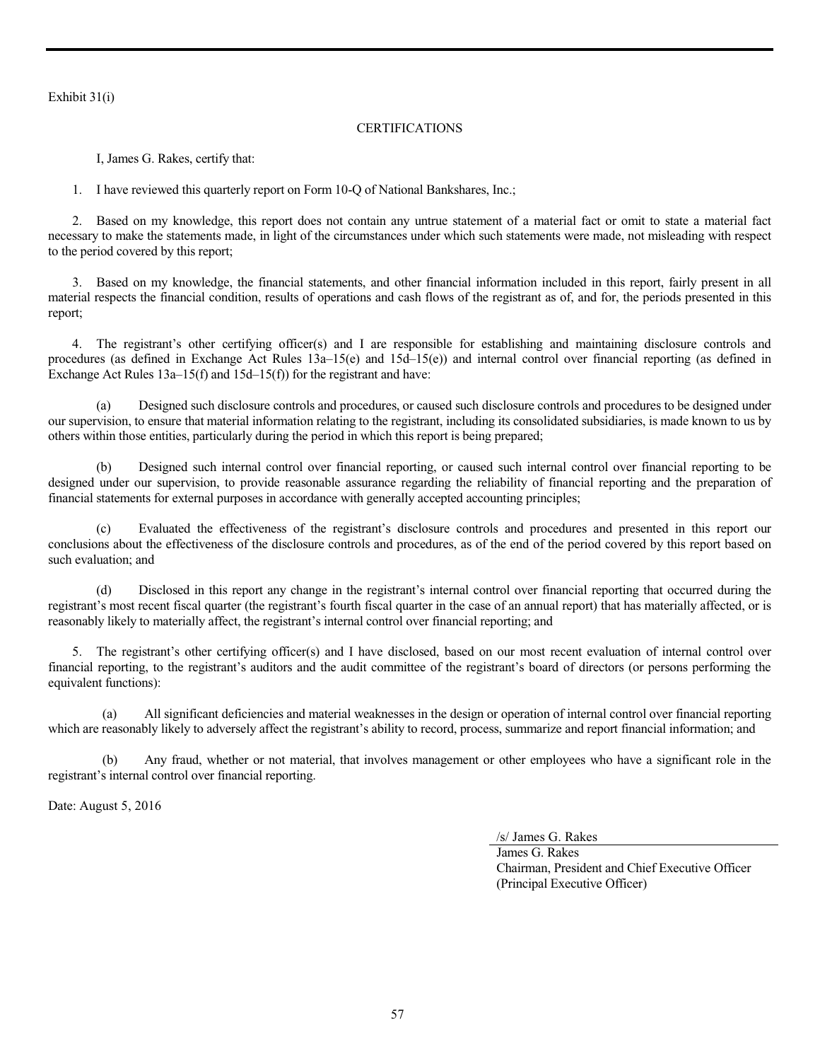Exhibit 31(i)

CERTIFICATIONS

I, James G. Rakes, certify that:

1. I have reviewed this quarterly report on Form 10-Q of National Bankshares, Inc.;

2. Based on my knowledge, this report does not contain any untrue statement of a material fact or omit to state a material fact necessary to make the statements made, in light of the circumstances under which such statements were made, not misleading with respect to the period covered by this report;

3. Based on my knowledge, the financial statements, and other financial information included in this report, fairly present in all material respects the financial condition, results of operations and cash flows of the registrant as of, and for, the periods presented in this report;

4. The registrant's other certifying officer(s) and I are responsible for establishing and maintaining disclosure controls and procedures (as defined in Exchange Act Rules 13a–15(e) and 15d–15(e)) and internal control over financial reporting (as defined in Exchange Act Rules 13a–15(f) and 15d–15(f)) for the registrant and have:

(a) Designed such disclosure controls and procedures, or caused such disclosure controls and procedures to be designed under our supervision, to ensure that material information relating to the registrant, including its consolidated subsidiaries, is made known to us by others within those entities, particularly during the period in which this report is being prepared;

(b) Designed such internal control over financial reporting, or caused such internal control over financial reporting to be designed under our supervision, to provide reasonable assurance regarding the reliability of financial reporting and the preparation of financial statements for external purposes in accordance with generally accepted accounting principles;

(c) Evaluated the effectiveness of the registrant's disclosure controls and procedures and presented in this report our conclusions about the effectiveness of the disclosure controls and procedures, as of the end of the period covered by this report based on such evaluation; and

(d) Disclosed in this report any change in the registrant's internal control over financial reporting that occurred during the registrant's most recent fiscal quarter (the registrant's fourth fiscal quarter in the case of an annual report) that has materially affected, or is reasonably likely to materially affect, the registrant's internal control over financial reporting; and

5. The registrant's other certifying officer(s) and I have disclosed, based on our most recent evaluation of internal control over financial reporting, to the registrant's auditors and the audit committee of the registrant's board of directors (or persons performing the equivalent functions):

(a) All significant deficiencies and material weaknesses in the design or operation of internal control over financial reporting which are reasonably likely to adversely affect the registrant's ability to record, process, summarize and report financial information; and

(b) Any fraud, whether or not material, that involves management or other employees who have a significant role in the registrant's internal control over financial reporting.

Date: August 5, 2016

/s/ James G. Rakes  
James G. Rakes  
Chairman, President and Chief Executive Officer  
(Principal Executive Officer)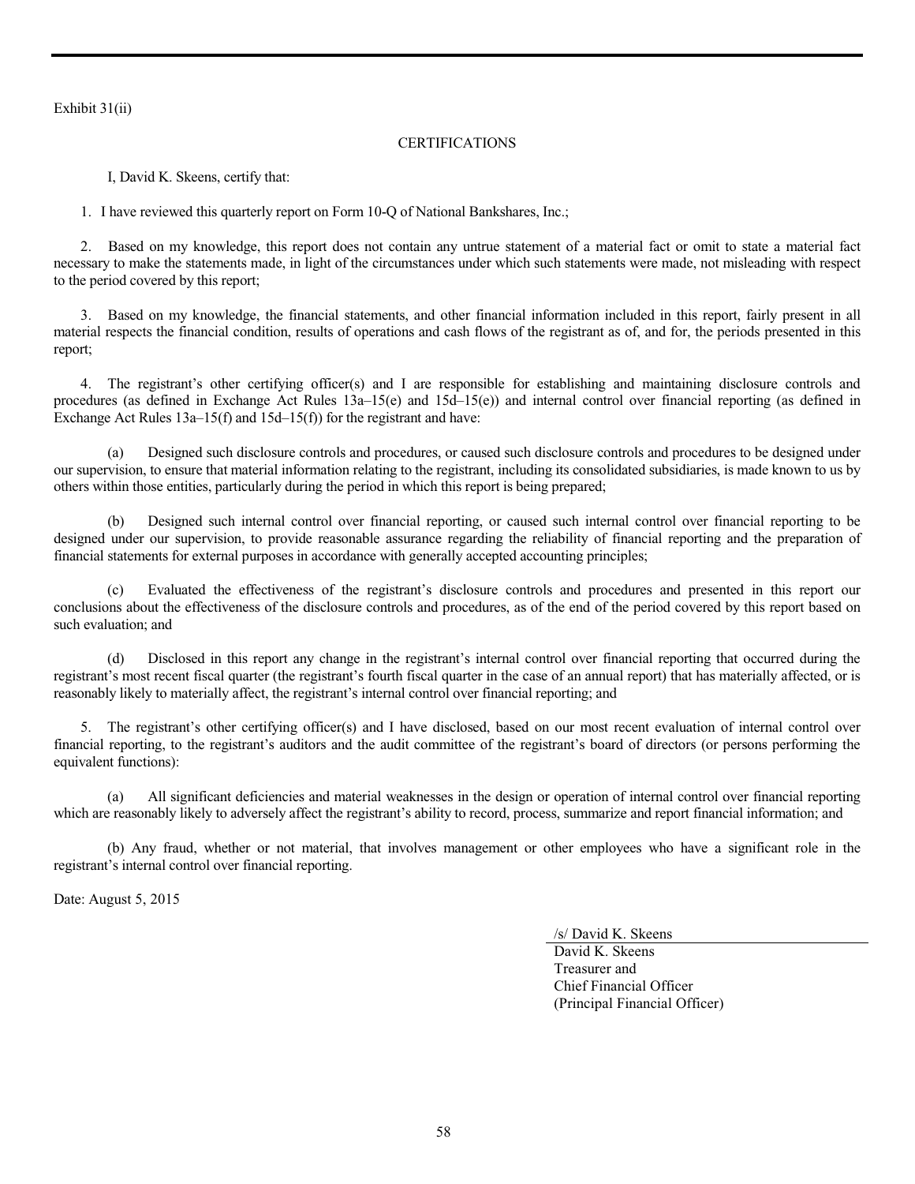Exhibit 31(ii)

CERTIFICATIONS

I, David K. Skeens, certify that:

1. I have reviewed this quarterly report on Form 10-Q of National Bankshares, Inc.;

2. Based on my knowledge, this report does not contain any untrue statement of a material fact or omit to state a material fact necessary to make the statements made, in light of the circumstances under which such statements were made, not misleading with respect to the period covered by this report;

3. Based on my knowledge, the financial statements, and other financial information included in this report, fairly present in all material respects the financial condition, results of operations and cash flows of the registrant as of, and for, the periods presented in this report;

4. The registrant's other certifying officer(s) and I are responsible for establishing and maintaining disclosure controls and procedures (as defined in Exchange Act Rules 13a–15(e) and 15d–15(e)) and internal control over financial reporting (as defined in Exchange Act Rules 13a–15(f) and 15d–15(f)) for the registrant and have:

(a) Designed such disclosure controls and procedures, or caused such disclosure controls and procedures to be designed under our supervision, to ensure that material information relating to the registrant, including its consolidated subsidiaries, is made known to us by others within those entities, particularly during the period in which this report is being prepared;

(b) Designed such internal control over financial reporting, or caused such internal control over financial reporting to be designed under our supervision, to provide reasonable assurance regarding the reliability of financial reporting and the preparation of financial statements for external purposes in accordance with generally accepted accounting principles;

(c) Evaluated the effectiveness of the registrant's disclosure controls and procedures and presented in this report our conclusions about the effectiveness of the disclosure controls and procedures, as of the end of the period covered by this report based on such evaluation; and

(d) Disclosed in this report any change in the registrant's internal control over financial reporting that occurred during the registrant's most recent fiscal quarter (the registrant's fourth fiscal quarter in the case of an annual report) that has materially affected, or is reasonably likely to materially affect, the registrant's internal control over financial reporting; and

5. The registrant's other certifying officer(s) and I have disclosed, based on our most recent evaluation of internal control over financial reporting, to the registrant's auditors and the audit committee of the registrant's board of directors (or persons performing the equivalent functions):

(a) All significant deficiencies and material weaknesses in the design or operation of internal control over financial reporting which are reasonably likely to adversely affect the registrant's ability to record, process, summarize and report financial information; and

(b) Any fraud, whether or not material, that involves management or other employees who have a significant role in the registrant's internal control over financial reporting.

Date: August 5, 2015

/s/ David K. Skeens
David K. Skeens
Treasurer and
Chief Financial Officer
(Principal Financial Officer)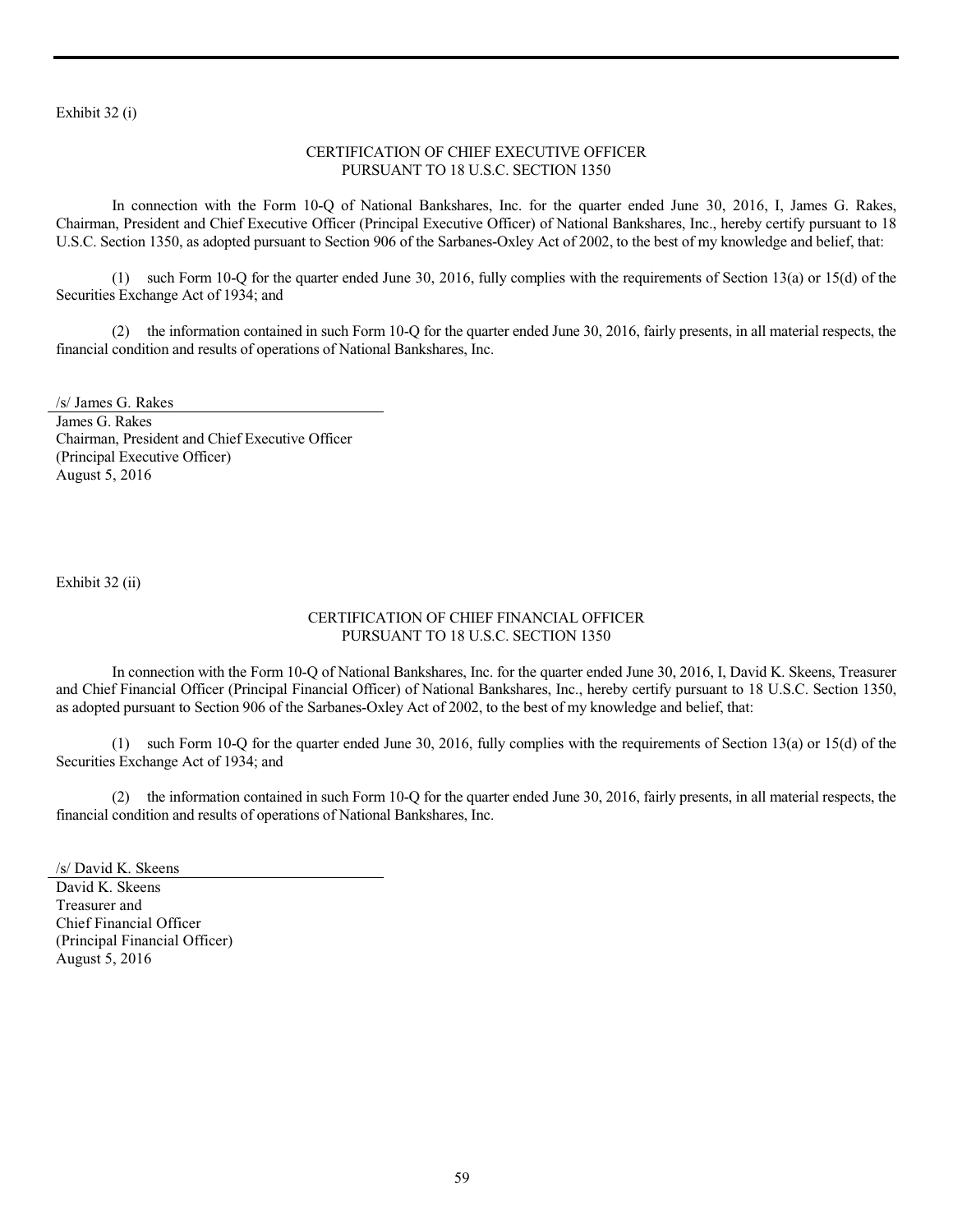Exhibit 32 (i)

## CERTIFICATION OF CHIEF EXECUTIVE OFFICER
## PURSUANT TO 18 U.S.C. SECTION 1350

In connection with the Form 10-Q of National Bankshares, Inc. for the quarter ended June 30, 2016, I, James G. Rakes, Chairman, President and Chief Executive Officer (Principal Executive Officer) of National Bankshares, Inc., hereby certify pursuant to 18 U.S.C. Section 1350, as adopted pursuant to Section 906 of the Sarbanes-Oxley Act of 2002, to the best of my knowledge and belief, that:

(1) such Form 10-Q for the quarter ended June 30, 2016, fully complies with the requirements of Section 13(a) or 15(d) of the Securities Exchange Act of 1934; and

(2) the information contained in such Form 10-Q for the quarter ended June 30, 2016, fairly presents, in all material respects, the financial condition and results of operations of National Bankshares, Inc.

/s/ James G. Rakes
James G. Rakes
Chairman, President and Chief Executive Officer
(Principal Executive Officer)
August 5, 2016

Exhibit 32 (ii)

## CERTIFICATION OF CHIEF FINANCIAL OFFICER
## PURSUANT TO 18 U.S.C. SECTION 1350

In connection with the Form 10-Q of National Bankshares, Inc. for the quarter ended June 30, 2016, I, David K. Skeens, Treasurer and Chief Financial Officer (Principal Financial Officer) of National Bankshares, Inc., hereby certify pursuant to 18 U.S.C. Section 1350, as adopted pursuant to Section 906 of the Sarbanes-Oxley Act of 2002, to the best of my knowledge and belief, that:

(1) such Form 10-Q for the quarter ended June 30, 2016, fully complies with the requirements of Section 13(a) or 15(d) of the Securities Exchange Act of 1934; and

(2) the information contained in such Form 10-Q for the quarter ended June 30, 2016, fairly presents, in all material respects, the financial condition and results of operations of National Bankshares, Inc.

/s/ David K. Skeens
David K. Skeens
Treasurer and
Chief Financial Officer
(Principal Financial Officer)
August 5, 2016